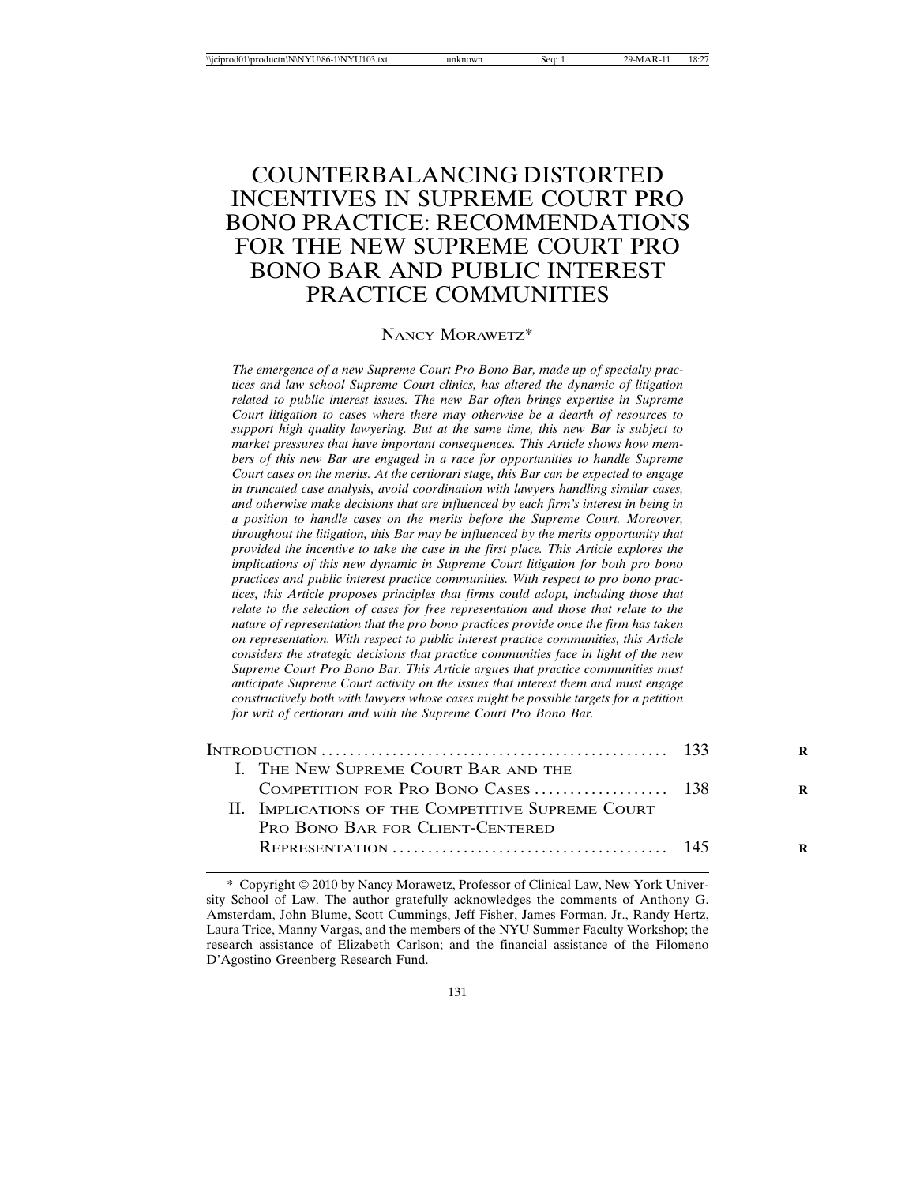# COUNTERBALANCING DISTORTED INCENTIVES IN SUPREME COURT PRO BONO PRACTICE: RECOMMENDATIONS FOR THE NEW SUPREME COURT PRO BONO BAR AND PUBLIC INTEREST PRACTICE COMMUNITIES

NANCY MORAWETZ*

*The emergence of a new Supreme Court Pro Bono Bar, made up of specialty practices and law school Supreme Court clinics, has altered the dynamic of litigation related to public interest issues. The new Bar often brings expertise in Supreme Court litigation to cases where there may otherwise be a dearth of resources to support high quality lawyering. But at the same time, this new Bar is subject to market pressures that have important consequences. This Article shows how members of this new Bar are engaged in a race for opportunities to handle Supreme Court cases on the merits. At the certiorari stage, this Bar can be expected to engage in truncated case analysis, avoid coordination with lawyers handling similar cases, and otherwise make decisions that are influenced by each firm's interest in being in a position to handle cases on the merits before the Supreme Court. Moreover, throughout the litigation, this Bar may be influenced by the merits opportunity that provided the incentive to take the case in the first place. This Article explores the implications of this new dynamic in Supreme Court litigation for both pro bono practices and public interest practice communities. With respect to pro bono practices, this Article proposes principles that firms could adopt, including those that relate to the selection of cases for free representation and those that relate to the nature of representation that the pro bono practices provide once the firm has taken on representation. With respect to public interest practice communities, this Article considers the strategic decisions that practice communities face in light of the new Supreme Court Pro Bono Bar. This Article argues that practice communities must anticipate Supreme Court activity on the issues that interest them and must engage constructively both with lawyers whose cases might be possible targets for a petition for writ of certiorari and with the Supreme Court Pro Bono Bar.*

| | |
|---|---|
| INTRODUCTION | 133 |
| I. THE NEW SUPREME COURT BAR AND THE COMPETITION FOR PRO BONO CASES | 138 |
| II. IMPLICATIONS OF THE COMPETITIVE SUPREME COURT PRO BONO BAR FOR CLIENT-CENTERED REPRESENTATION | 145 |

\* Copyright © 2010 by Nancy Morawetz, Professor of Clinical Law, New York University School of Law. The author gratefully acknowledges the comments of Anthony G. Amsterdam, John Blume, Scott Cummings, Jeff Fisher, James Forman, Jr., Randy Hertz, Laura Trice, Manny Vargas, and the members of the NYU Summer Faculty Workshop; the research assistance of Elizabeth Carlson; and the financial assistance of the Filomeno D'Agostino Greenberg Research Fund.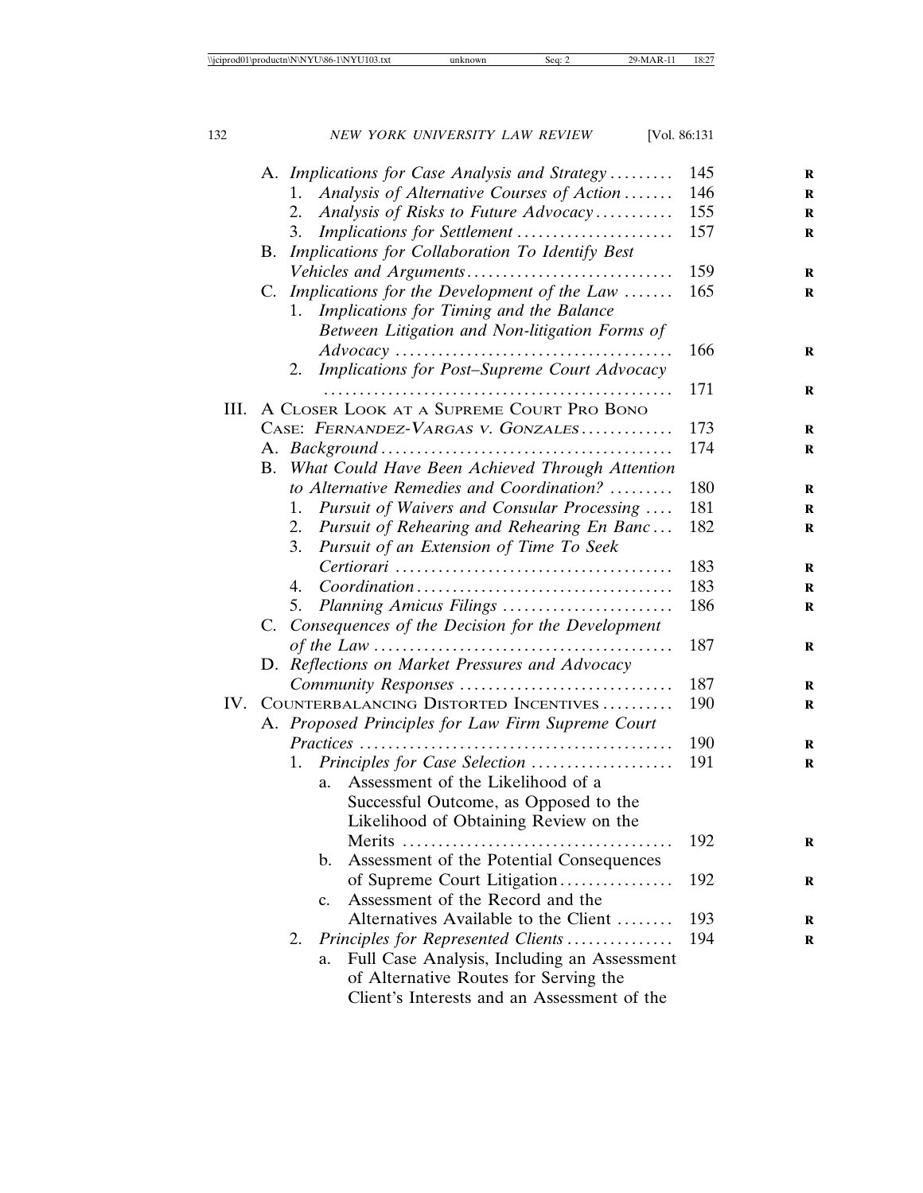A. *Implications for Case Analysis and Strategy* . . . . . . . . . 145
   1. *Analysis of Alternative Courses of Action* . . . . . . . 146
   2. *Analysis of Risks to Future Advocacy* . . . . . . . . . . . 155
   3. *Implications for Settlement* . . . . . . . . . . . . . . . . . . . . . . 157

B. *Implications for Collaboration To Identify Best Vehicles and Arguments* . . . . . . . . . . . . . . . . . . . . . . . . . . . . 159

C. *Implications for the Development of the Law* . . . . . . . 165
   1. *Implications for Timing and the Balance Between Litigation and Non-litigation Forms of Advocacy* . . . . . . . . . . . . . . . . . . . . . . . . . . . . . . . . . . . . . . 166
   2. *Implications for Post–Supreme Court Advocacy* . . . . . . . . . . . . . . . . . . . . . . . . . . . . . . . . . . . . . . . . . . . . . . . . . 171

III. A Closer Look at a Supreme Court Pro Bono Case: *Fernandez-Vargas v. Gonzales* . . . . . . . . . . . . . 173

A. *Background* . . . . . . . . . . . . . . . . . . . . . . . . . . . . . . . . . . . . . . . . . 174

B. *What Could Have Been Achieved Through Attention to Alternative Remedies and Coordination?* . . . . . . . . . 180
   1. *Pursuit of Waivers and Consular Processing* . . . . 181
   2. *Pursuit of Rehearing and Rehearing En Banc* . . . 182
   3. *Pursuit of an Extension of Time To Seek Certiorari* . . . . . . . . . . . . . . . . . . . . . . . . . . . . . . . . . . . . . . . 183
   4. *Coordination* . . . . . . . . . . . . . . . . . . . . . . . . . . . . . . . . . . . . 183
   5. *Planning Amicus Filings* . . . . . . . . . . . . . . . . . . . . . . . . 186

C. *Consequences of the Decision for the Development of the Law* . . . . . . . . . . . . . . . . . . . . . . . . . . . . . . . . . . . . . . . . . . 187

D. *Reflections on Market Pressures and Advocacy Community Responses* . . . . . . . . . . . . . . . . . . . . . . . . . . . . . . 187

IV. Counterbalancing Distorted Incentives . . . . . . . . . . 190

A. *Proposed Principles for Law Firm Supreme Court Practices* . . . . . . . . . . . . . . . . . . . . . . . . . . . . . . . . . . . . . . . . . . . . 190
   1. *Principles for Case Selection* . . . . . . . . . . . . . . . . . . . . 191
      a. Assessment of the Likelihood of a Successful Outcome, as Opposed to the Likelihood of Obtaining Review on the Merits . . . . . . . . . . . . . . . . . . . . . . . . . . . . . . . . . . . . . . 192
      b. Assessment of the Potential Consequences of Supreme Court Litigation . . . . . . . . . . . . . . . . 192
      c. Assessment of the Record and the Alternatives Available to the Client . . . . . . . . 193
   2. *Principles for Represented Clients* . . . . . . . . . . . . . . . 194
      a. Full Case Analysis, Including an Assessment of Alternative Routes for Serving the Client's Interests and an Assessment of the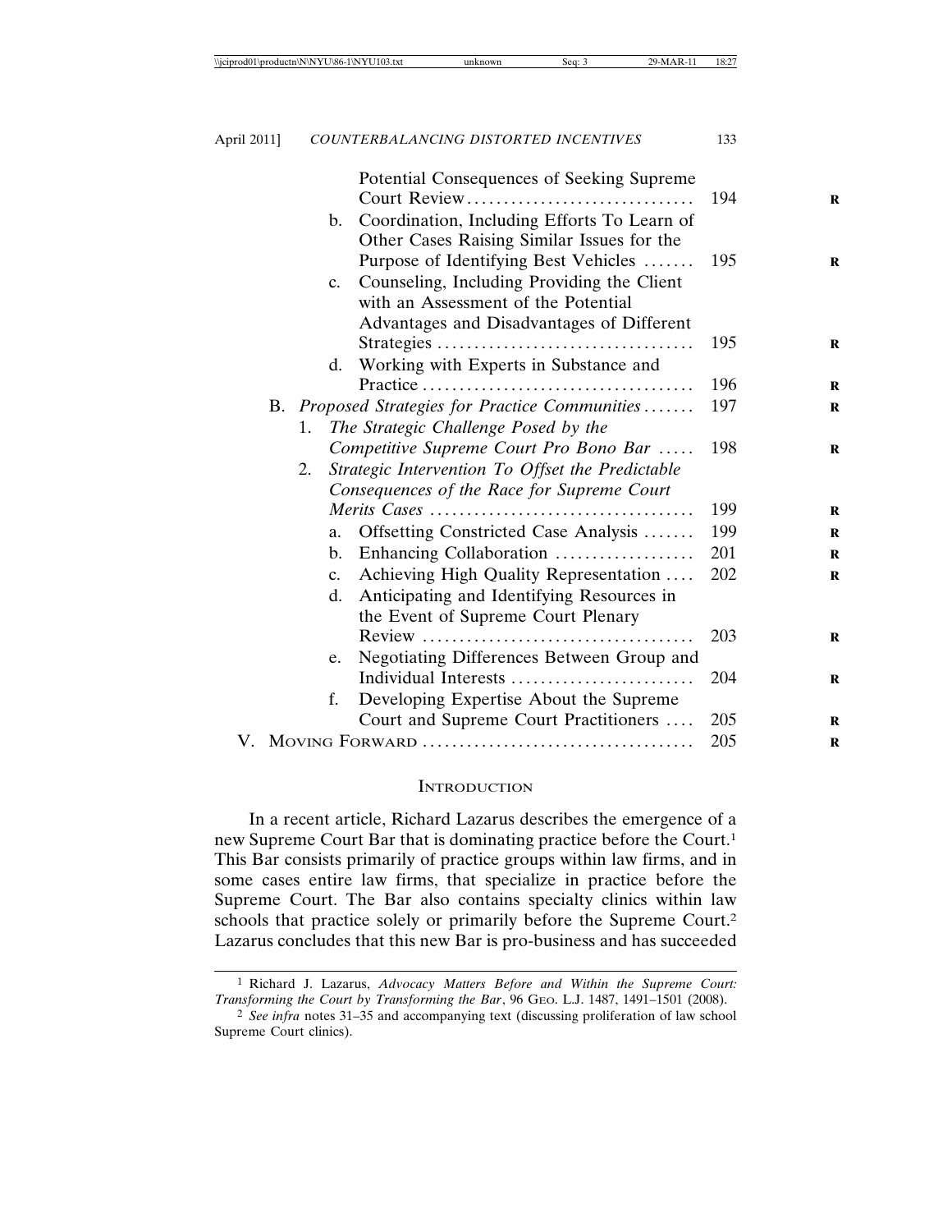Potential Consequences of Seeking Supreme Court Review ............................... 194
- b. Coordination, Including Efforts To Learn of Other Cases Raising Similar Issues for the Purpose of Identifying Best Vehicles ....... 195
- c. Counseling, Including Providing the Client with an Assessment of the Potential Advantages and Disadvantages of Different Strategies .................................. 195
- d. Working with Experts in Substance and Practice ..................................... 196

B. *Proposed Strategies for Practice Communities* ....... 197
1. *The Strategic Challenge Posed by the Competitive Supreme Court Pro Bono Bar* ..... 198
2. *Strategic Intervention To Offset the Predictable Consequences of the Race for Supreme Court Merits Cases* .................................... 199
- a. Offsetting Constricted Case Analysis ....... 199
- b. Enhancing Collaboration .................. 201
- c. Achieving High Quality Representation .... 202
- d. Anticipating and Identifying Resources in the Event of Supreme Court Plenary Review ..................................... 203
- e. Negotiating Differences Between Group and Individual Interests ......................... 204
- f. Developing Expertise About the Supreme Court and Supreme Court Practitioners .... 205

V. Moving Forward ..................................... 205

## Introduction

In a recent article, Richard Lazarus describes the emergence of a new Supreme Court Bar that is dominating practice before the Court.[1] This Bar consists primarily of practice groups within law firms, and in some cases entire law firms, that specialize in practice before the Supreme Court. The Bar also contains specialty clinics within law schools that practice solely or primarily before the Supreme Court.[2] Lazarus concludes that this new Bar is pro-business and has succeeded

---

[1] Richard J. Lazarus, *Advocacy Matters Before and Within the Supreme Court: Transforming the Court by Transforming the Bar*, 96 Geo. L.J. 1487, 1491–1501 (2008).

[2] *See infra* notes 31–35 and accompanying text (discussing proliferation of law school Supreme Court clinics).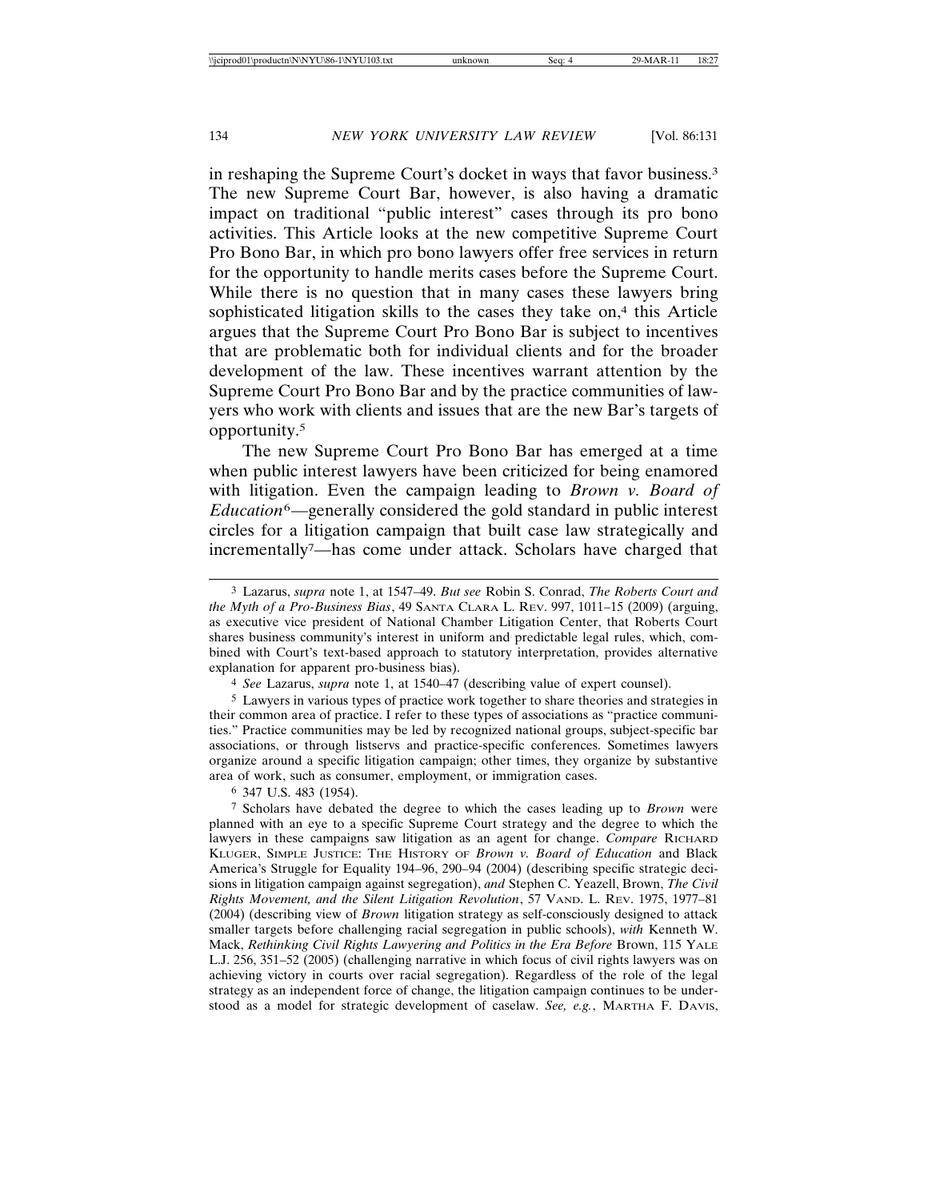in reshaping the Supreme Court's docket in ways that favor business.[3] The new Supreme Court Bar, however, is also having a dramatic impact on traditional "public interest" cases through its pro bono activities. This Article looks at the new competitive Supreme Court Pro Bono Bar, in which pro bono lawyers offer free services in return for the opportunity to handle merits cases before the Supreme Court. While there is no question that in many cases these lawyers bring sophisticated litigation skills to the cases they take on,[4] this Article argues that the Supreme Court Pro Bono Bar is subject to incentives that are problematic both for individual clients and for the broader development of the law. These incentives warrant attention by the Supreme Court Pro Bono Bar and by the practice communities of lawyers who work with clients and issues that are the new Bar's targets of opportunity.[5]

The new Supreme Court Pro Bono Bar has emerged at a time when public interest lawyers have been criticized for being enamored with litigation. Even the campaign leading to *Brown v. Board of Education*[6]—generally considered the gold standard in public interest circles for a litigation campaign that built case law strategically and incrementally[7]—has come under attack. Scholars have charged that

---

[3] Lazarus, *supra* note 1, at 1547–49. *But see* Robin S. Conrad, *The Roberts Court and the Myth of a Pro-Business Bias*, 49 SANTA CLARA L. REV. 997, 1011–15 (2009) (arguing, as executive vice president of National Chamber Litigation Center, that Roberts Court shares business community's interest in uniform and predictable legal rules, which, combined with Court's text-based approach to statutory interpretation, provides alternative explanation for apparent pro-business bias).

[4] *See* Lazarus, *supra* note 1, at 1540–47 (describing value of expert counsel).

[5] Lawyers in various types of practice work together to share theories and strategies in their common area of practice. I refer to these types of associations as "practice communities." Practice communities may be led by recognized national groups, subject-specific bar associations, or through listservs and practice-specific conferences. Sometimes lawyers organize around a specific litigation campaign; other times, they organize by substantive area of work, such as consumer, employment, or immigration cases.

[6] 347 U.S. 483 (1954).

[7] Scholars have debated the degree to which the cases leading up to *Brown* were planned with an eye to a specific Supreme Court strategy and the degree to which the lawyers in these campaigns saw litigation as an agent for change. *Compare* RICHARD KLUGER, SIMPLE JUSTICE: THE HISTORY OF *Brown v. Board of Education* and Black America's Struggle for Equality 194–96, 290–94 (2004) (describing specific strategic decisions in litigation campaign against segregation), *and* Stephen C. Yeazell, Brown, *The Civil Rights Movement, and the Silent Litigation Revolution*, 57 VAND. L. REV. 1975, 1977–81 (2004) (describing view of *Brown* litigation strategy as self-consciously designed to attack smaller targets before challenging racial segregation in public schools), *with* Kenneth W. Mack, *Rethinking Civil Rights Lawyering and Politics in the Era Before* Brown, 115 YALE L.J. 256, 351–52 (2005) (challenging narrative in which focus of civil rights lawyers was on achieving victory in courts over racial segregation). Regardless of the role of the legal strategy as an independent force of change, the litigation campaign continues to be understood as a model for strategic development of caselaw. *See, e.g.*, MARTHA F. DAVIS,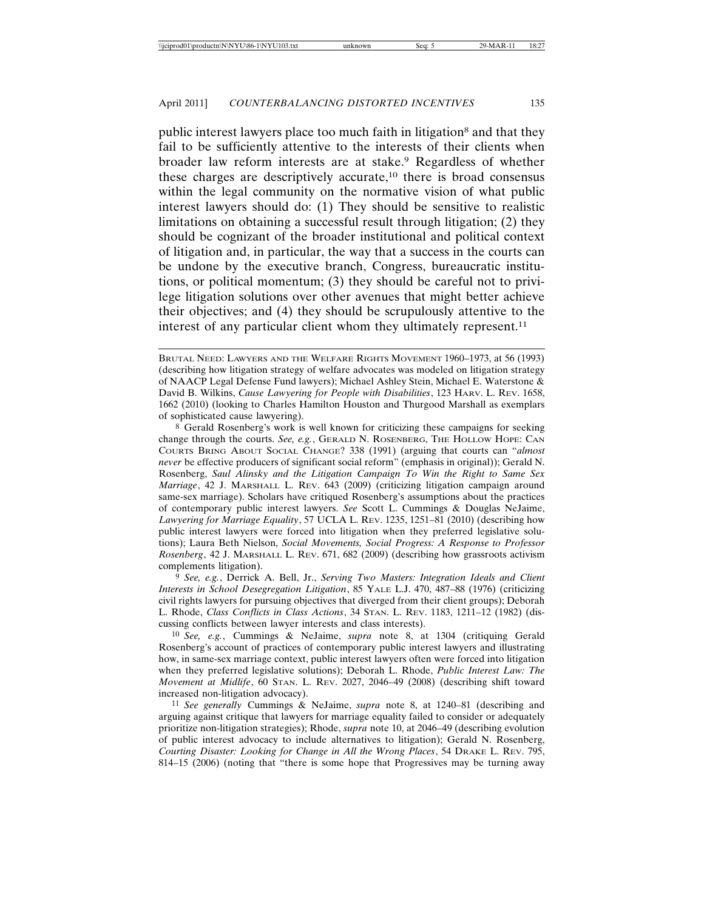public interest lawyers place too much faith in litigation[8] and that they fail to be sufficiently attentive to the interests of their clients when broader law reform interests are at stake.[9] Regardless of whether these charges are descriptively accurate,[10] there is broad consensus within the legal community on the normative vision of what public interest lawyers should do: (1) They should be sensitive to realistic limitations on obtaining a successful result through litigation; (2) they should be cognizant of the broader institutional and political context of litigation and, in particular, the way that a success in the courts can be undone by the executive branch, Congress, bureaucratic institutions, or political momentum; (3) they should be careful not to privilege litigation solutions over other avenues that might better achieve their objectives; and (4) they should be scrupulously attentive to the interest of any particular client whom they ultimately represent.[11]

---

BRUTAL NEED: LAWYERS AND THE WELFARE RIGHTS MOVEMENT 1960–1973, at 56 (1993) (describing how litigation strategy of welfare advocates was modeled on litigation strategy of NAACP Legal Defense Fund lawyers); Michael Ashley Stein, Michael E. Waterstone & David B. Wilkins, *Cause Lawyering for People with Disabilities*, 123 HARV. L. REV. 1658, 1662 (2010) (looking to Charles Hamilton Houston and Thurgood Marshall as exemplars of sophisticated cause lawyering).

[8] Gerald Rosenberg's work is well known for criticizing these campaigns for seeking change through the courts. *See, e.g.*, GERALD N. ROSENBERG, THE HOLLOW HOPE: CAN COURTS BRING ABOUT SOCIAL CHANGE? 338 (1991) (arguing that courts can "*almost never* be effective producers of significant social reform" (emphasis in original)); Gerald N. Rosenberg, *Saul Alinsky and the Litigation Campaign To Win the Right to Same Sex Marriage*, 42 J. MARSHALL L. REV. 643 (2009) (criticizing litigation campaign around same-sex marriage). Scholars have critiqued Rosenberg's assumptions about the practices of contemporary public interest lawyers. *See* Scott L. Cummings & Douglas NeJaime, *Lawyering for Marriage Equality*, 57 UCLA L. REV. 1235, 1251–81 (2010) (describing how public interest lawyers were forced into litigation when they preferred legislative solutions); Laura Beth Nielson, *Social Movements, Social Progress: A Response to Professor Rosenberg*, 42 J. MARSHALL L. REV. 671, 682 (2009) (describing how grassroots activism complements litigation).

[9] *See, e.g.*, Derrick A. Bell, Jr., *Serving Two Masters: Integration Ideals and Client Interests in School Desegregation Litigation*, 85 YALE L.J. 470, 487–88 (1976) (criticizing civil rights lawyers for pursuing objectives that diverged from their client groups); Deborah L. Rhode, *Class Conflicts in Class Actions*, 34 STAN. L. REV. 1183, 1211–12 (1982) (discussing conflicts between lawyer interests and class interests).

[10] *See, e.g.*, Cummings & NeJaime, *supra* note 8, at 1304 (critiquing Gerald Rosenberg's account of practices of contemporary public interest lawyers and illustrating how, in same-sex marriage context, public interest lawyers often were forced into litigation when they preferred legislative solutions); Deborah L. Rhode, *Public Interest Law: The Movement at Midlife*, 60 STAN. L. REV. 2027, 2046–49 (2008) (describing shift toward increased non-litigation advocacy).

[11] *See generally* Cummings & NeJaime, *supra* note 8, at 1240–81 (describing and arguing against critique that lawyers for marriage equality failed to consider or adequately prioritize non-litigation strategies); Rhode, *supra* note 10, at 2046–49 (describing evolution of public interest advocacy to include alternatives to litigation); Gerald N. Rosenberg, *Courting Disaster: Looking for Change in All the Wrong Places*, 54 DRAKE L. REV. 795, 814–15 (2006) (noting that "there is some hope that Progressives may be turning away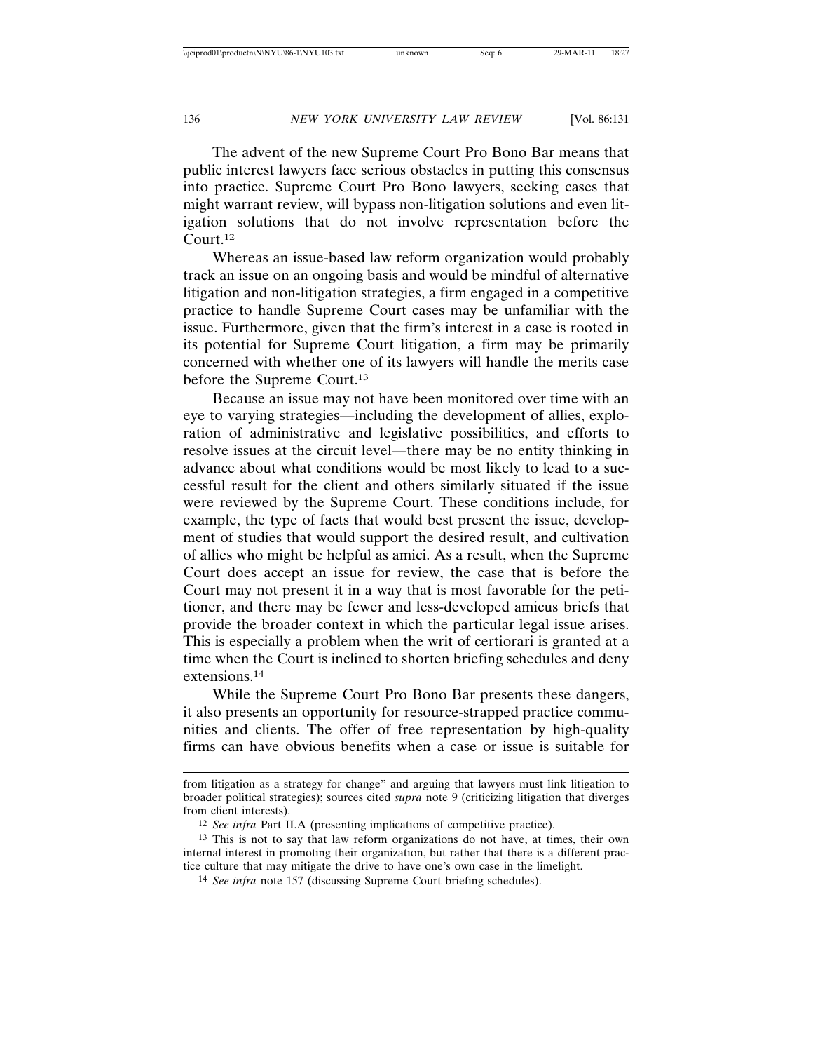The advent of the new Supreme Court Pro Bono Bar means that public interest lawyers face serious obstacles in putting this consensus into practice. Supreme Court Pro Bono lawyers, seeking cases that might warrant review, will bypass non-litigation solutions and even litigation solutions that do not involve representation before the Court.[12]

Whereas an issue-based law reform organization would probably track an issue on an ongoing basis and would be mindful of alternative litigation and non-litigation strategies, a firm engaged in a competitive practice to handle Supreme Court cases may be unfamiliar with the issue. Furthermore, given that the firm's interest in a case is rooted in its potential for Supreme Court litigation, a firm may be primarily concerned with whether one of its lawyers will handle the merits case before the Supreme Court.[13]

Because an issue may not have been monitored over time with an eye to varying strategies—including the development of allies, exploration of administrative and legislative possibilities, and efforts to resolve issues at the circuit level—there may be no entity thinking in advance about what conditions would be most likely to lead to a successful result for the client and others similarly situated if the issue were reviewed by the Supreme Court. These conditions include, for example, the type of facts that would best present the issue, development of studies that would support the desired result, and cultivation of allies who might be helpful as amici. As a result, when the Supreme Court does accept an issue for review, the case that is before the Court may not present it in a way that is most favorable for the petitioner, and there may be fewer and less-developed amicus briefs that provide the broader context in which the particular legal issue arises. This is especially a problem when the writ of certiorari is granted at a time when the Court is inclined to shorten briefing schedules and deny extensions.[14]

While the Supreme Court Pro Bono Bar presents these dangers, it also presents an opportunity for resource-strapped practice communities and clients. The offer of free representation by high-quality firms can have obvious benefits when a case or issue is suitable for

---

from litigation as a strategy for change" and arguing that lawyers must link litigation to broader political strategies); sources cited *supra* note 9 (criticizing litigation that diverges from client interests).

12 *See infra* Part II.A (presenting implications of competitive practice).

13 This is not to say that law reform organizations do not have, at times, their own internal interest in promoting their organization, but rather that there is a different practice culture that may mitigate the drive to have one's own case in the limelight.

14 *See infra* note 157 (discussing Supreme Court briefing schedules).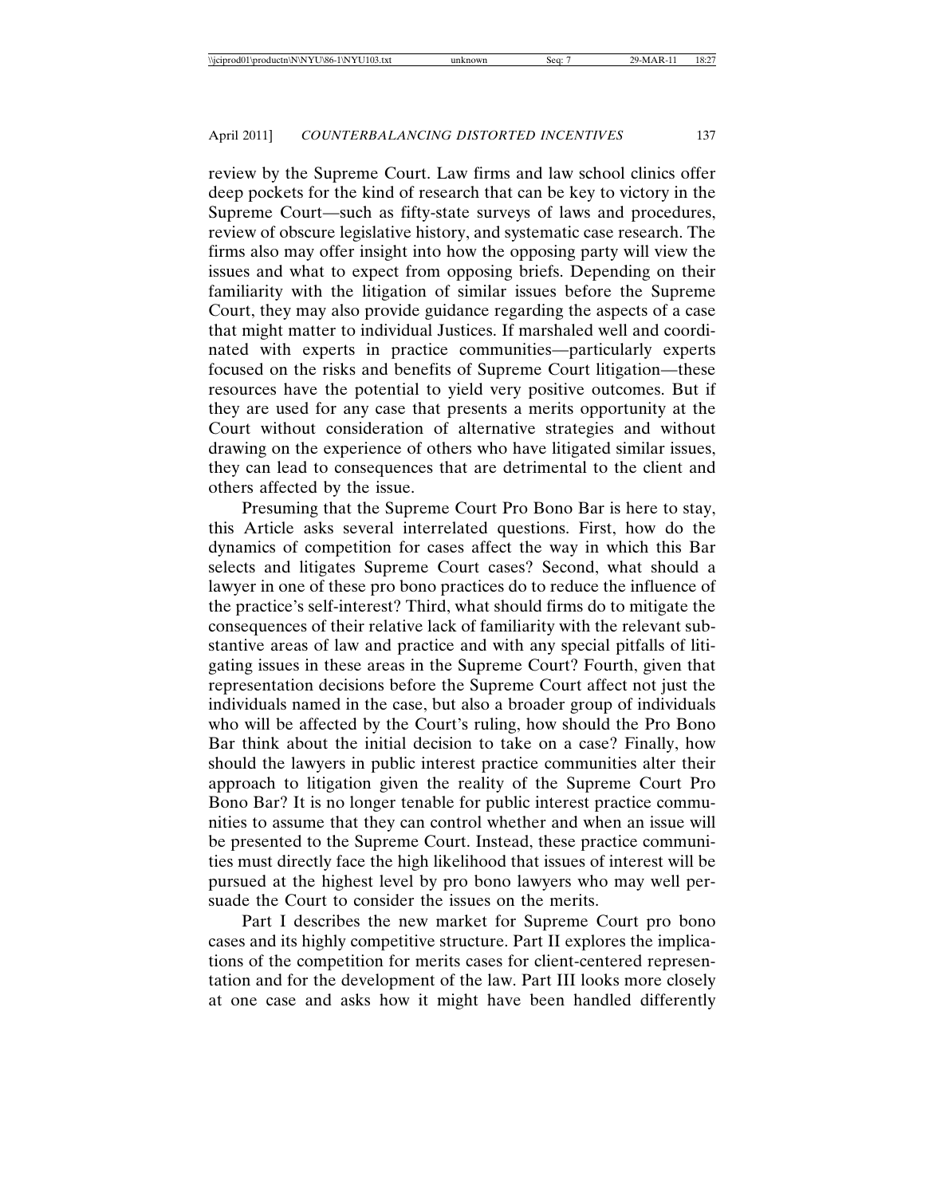review by the Supreme Court. Law firms and law school clinics offer deep pockets for the kind of research that can be key to victory in the Supreme Court—such as fifty-state surveys of laws and procedures, review of obscure legislative history, and systematic case research. The firms also may offer insight into how the opposing party will view the issues and what to expect from opposing briefs. Depending on their familiarity with the litigation of similar issues before the Supreme Court, they may also provide guidance regarding the aspects of a case that might matter to individual Justices. If marshaled well and coordinated with experts in practice communities—particularly experts focused on the risks and benefits of Supreme Court litigation—these resources have the potential to yield very positive outcomes. But if they are used for any case that presents a merits opportunity at the Court without consideration of alternative strategies and without drawing on the experience of others who have litigated similar issues, they can lead to consequences that are detrimental to the client and others affected by the issue.

Presuming that the Supreme Court Pro Bono Bar is here to stay, this Article asks several interrelated questions. First, how do the dynamics of competition for cases affect the way in which this Bar selects and litigates Supreme Court cases? Second, what should a lawyer in one of these pro bono practices do to reduce the influence of the practice's self-interest? Third, what should firms do to mitigate the consequences of their relative lack of familiarity with the relevant substantive areas of law and practice and with any special pitfalls of litigating issues in these areas in the Supreme Court? Fourth, given that representation decisions before the Supreme Court affect not just the individuals named in the case, but also a broader group of individuals who will be affected by the Court's ruling, how should the Pro Bono Bar think about the initial decision to take on a case? Finally, how should the lawyers in public interest practice communities alter their approach to litigation given the reality of the Supreme Court Pro Bono Bar? It is no longer tenable for public interest practice communities to assume that they can control whether and when an issue will be presented to the Supreme Court. Instead, these practice communities must directly face the high likelihood that issues of interest will be pursued at the highest level by pro bono lawyers who may well persuade the Court to consider the issues on the merits.

Part I describes the new market for Supreme Court pro bono cases and its highly competitive structure. Part II explores the implications of the competition for merits cases for client-centered representation and for the development of the law. Part III looks more closely at one case and asks how it might have been handled differently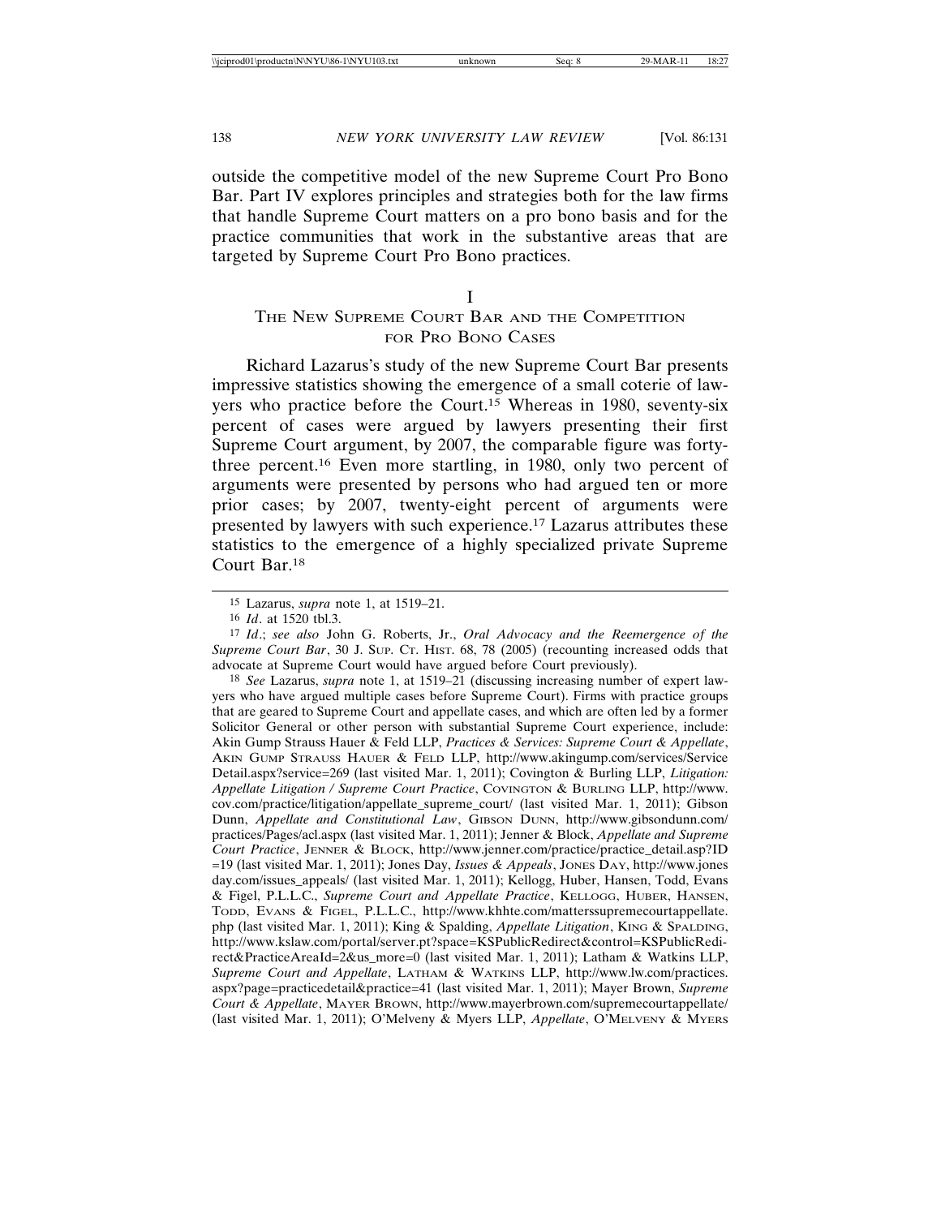outside the competitive model of the new Supreme Court Pro Bono Bar. Part IV explores principles and strategies both for the law firms that handle Supreme Court matters on a pro bono basis and for the practice communities that work in the substantive areas that are targeted by Supreme Court Pro Bono practices.

# I
# THE NEW SUPREME COURT BAR AND THE COMPETITION FOR PRO BONO CASES

Richard Lazarus's study of the new Supreme Court Bar presents impressive statistics showing the emergence of a small coterie of lawyers who practice before the Court.[15] Whereas in 1980, seventy-six percent of cases were argued by lawyers presenting their first Supreme Court argument, by 2007, the comparable figure was forty-three percent.[16] Even more startling, in 1980, only two percent of arguments were presented by persons who had argued ten or more prior cases; by 2007, twenty-eight percent of arguments were presented by lawyers with such experience.[17] Lazarus attributes these statistics to the emergence of a highly specialized private Supreme Court Bar.[18]

---

15 Lazarus, *supra* note 1, at 1519–21.

16 *Id*. at 1520 tbl.3.

17 *Id*.; *see also* John G. Roberts, Jr., *Oral Advocacy and the Reemergence of the Supreme Court Bar*, 30 J. SUP. CT. HIST. 68, 78 (2005) (recounting increased odds that advocate at Supreme Court would have argued before Court previously).

18 *See* Lazarus, *supra* note 1, at 1519–21 (discussing increasing number of expert lawyers who have argued multiple cases before Supreme Court). Firms with practice groups that are geared to Supreme Court and appellate cases, and which are often led by a former Solicitor General or other person with substantial Supreme Court experience, include: Akin Gump Strauss Hauer & Feld LLP, *Practices & Services: Supreme Court & Appellate*, AKIN GUMP STRAUSS HAUER & FELD LLP, http://www.akingump.com/services/ServiceDetail.aspx?service=269 (last visited Mar. 1, 2011); Covington & Burling LLP, *Litigation: Appellate Litigation / Supreme Court Practice*, COVINGTON & BURLING LLP, http://www.cov.com/practice/litigation/appellate_supreme_court/ (last visited Mar. 1, 2011); Gibson Dunn, *Appellate and Constitutional Law*, GIBSON DUNN, http://www.gibsondunn.com/practices/Pages/acl.aspx (last visited Mar. 1, 2011); Jenner & Block, *Appellate and Supreme Court Practice*, JENNER & BLOCK, http://www.jenner.com/practice/practice_detail.asp?ID=19 (last visited Mar. 1, 2011); Jones Day, *Issues & Appeals*, JONES DAY, http://www.jonesday.com/issues_appeals/ (last visited Mar. 1, 2011); Kellogg, Huber, Hansen, Todd, Evans & Figel, P.L.L.C., *Supreme Court and Appellate Practice*, KELLOGG, HUBER, HANSEN, TODD, EVANS & FIGEL, P.L.L.C., http://www.khhte.com/matterssupremecourtappellate.php (last visited Mar. 1, 2011); King & Spalding, *Appellate Litigation*, KING & SPALDING, http://www.kslaw.com/portal/server.pt?space=KSPublicRedirect&control=KSPublicRedirect&PracticeAreaId=2&us_more=0 (last visited Mar. 1, 2011); Latham & Watkins LLP, *Supreme Court and Appellate*, LATHAM & WATKINS LLP, http://www.lw.com/practices.aspx?page=practicedetail&practice=41 (last visited Mar. 1, 2011); Mayer Brown, *Supreme Court & Appellate*, MAYER BROWN, http://www.mayerbrown.com/supremecourtappellate/ (last visited Mar. 1, 2011); O'Melveny & Myers LLP, *Appellate*, O'MELVENY & MYERS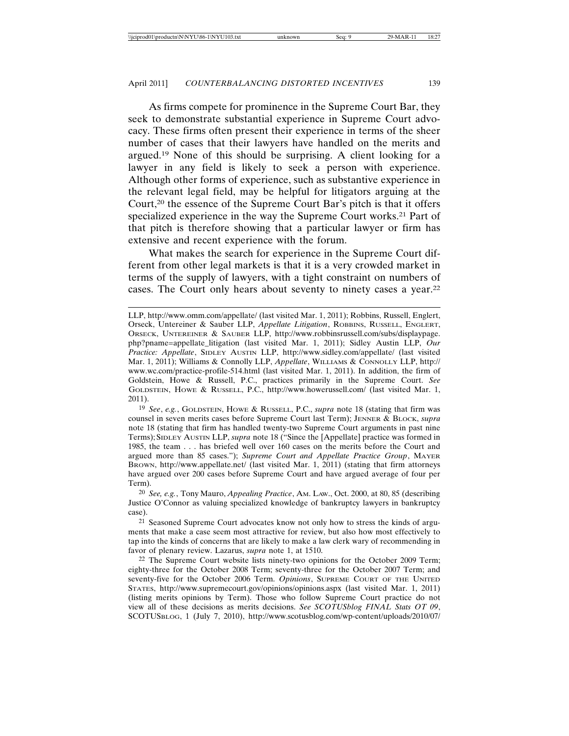As firms compete for prominence in the Supreme Court Bar, they seek to demonstrate substantial experience in Supreme Court advocacy. These firms often present their experience in terms of the sheer number of cases that their lawyers have handled on the merits and argued.[19] None of this should be surprising. A client looking for a lawyer in any field is likely to seek a person with experience. Although other forms of experience, such as substantive experience in the relevant legal field, may be helpful for litigators arguing at the Court,[20] the essence of the Supreme Court Bar's pitch is that it offers specialized experience in the way the Supreme Court works.[21] Part of that pitch is therefore showing that a particular lawyer or firm has extensive and recent experience with the forum.

What makes the search for experience in the Supreme Court different from other legal markets is that it is a very crowded market in terms of the supply of lawyers, with a tight constraint on numbers of cases. The Court only hears about seventy to ninety cases a year.[22]

---

LLP, http://www.omm.com/appellate/ (last visited Mar. 1, 2011); Robbins, Russell, Englert, Orseck, Untereiner & Sauber LLP, *Appellate Litigation*, ROBBINS, RUSSELL, ENGLERT, ORSECK, UNTEREINER & SAUBER LLP, http://www.robbinsrussell.com/subs/displaypage.php?pname=appellate_litigation (last visited Mar. 1, 2011); Sidley Austin LLP, *Our Practice: Appellate*, SIDLEY AUSTIN LLP, http://www.sidley.com/appellate/ (last visited Mar. 1, 2011); Williams & Connolly LLP, *Appellate*, WILLIAMS & CONNOLLY LLP, http://www.wc.com/practice-profile-514.html (last visited Mar. 1, 2011). In addition, the firm of Goldstein, Howe & Russell, P.C., practices primarily in the Supreme Court. *See* GOLDSTEIN, HOWE & RUSSELL, P.C., http://www.howerussell.com/ (last visited Mar. 1, 2011).

[19] *See*, *e.g.*, GOLDSTEIN, HOWE & RUSSELL, P.C., *supra* note 18 (stating that firm was counsel in seven merits cases before Supreme Court last Term); JENNER & BLOCK, *supra* note 18 (stating that firm has handled twenty-two Supreme Court arguments in past nine Terms); SIDLEY AUSTIN LLP, *supra* note 18 ("Since the [Appellate] practice was formed in 1985, the team . . . has briefed well over 160 cases on the merits before the Court and argued more than 85 cases."); *Supreme Court and Appellate Practice Group*, MAYER BROWN, http://www.appellate.net/ (last visited Mar. 1, 2011) (stating that firm attorneys have argued over 200 cases before Supreme Court and have argued average of four per Term).

[20] *See, e.g.*, Tony Mauro, *Appealing Practice*, AM. LAW., Oct. 2000, at 80, 85 (describing Justice O'Connor as valuing specialized knowledge of bankruptcy lawyers in bankruptcy case).

[21] Seasoned Supreme Court advocates know not only how to stress the kinds of arguments that make a case seem most attractive for review, but also how most effectively to tap into the kinds of concerns that are likely to make a law clerk wary of recommending in favor of plenary review. Lazarus, *supra* note 1, at 1510.

[22] The Supreme Court website lists ninety-two opinions for the October 2009 Term; eighty-three for the October 2008 Term; seventy-three for the October 2007 Term; and seventy-five for the October 2006 Term. *Opinions*, SUPREME COURT OF THE UNITED STATES, http://www.supremecourt.gov/opinions/opinions.aspx (last visited Mar. 1, 2011) (listing merits opinions by Term). Those who follow Supreme Court practice do not view all of these decisions as merits decisions. *See SCOTUSblog FINAL Stats OT 09*, SCOTUSBLOG, 1 (July 7, 2010), http://www.scotusblog.com/wp-content/uploads/2010/07/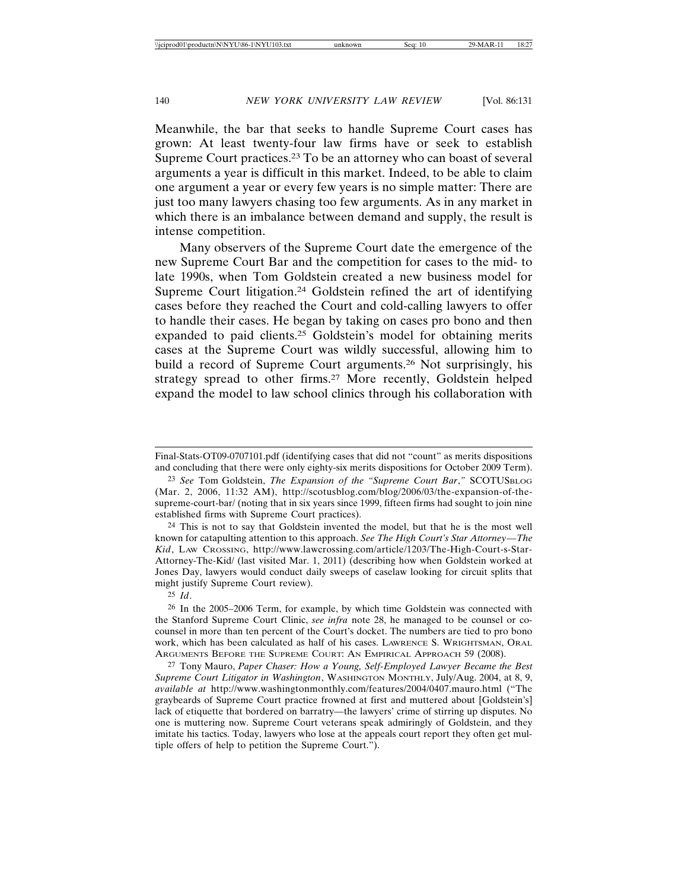Meanwhile, the bar that seeks to handle Supreme Court cases has grown: At least twenty-four law firms have or seek to establish Supreme Court practices.[23] To be an attorney who can boast of several arguments a year is difficult in this market. Indeed, to be able to claim one argument a year or every few years is no simple matter: There are just too many lawyers chasing too few arguments. As in any market in which there is an imbalance between demand and supply, the result is intense competition.

Many observers of the Supreme Court date the emergence of the new Supreme Court Bar and the competition for cases to the mid- to late 1990s, when Tom Goldstein created a new business model for Supreme Court litigation.[24] Goldstein refined the art of identifying cases before they reached the Court and cold-calling lawyers to offer to handle their cases. He began by taking on cases pro bono and then expanded to paid clients.[25] Goldstein's model for obtaining merits cases at the Supreme Court was wildly successful, allowing him to build a record of Supreme Court arguments.[26] Not surprisingly, his strategy spread to other firms.[27] More recently, Goldstein helped expand the model to law school clinics through his collaboration with

---

Final-Stats-OT09-0707101.pdf (identifying cases that did not "count" as merits dispositions and concluding that there were only eighty-six merits dispositions for October 2009 Term).

[23] *See* Tom Goldstein, *The Expansion of the "Supreme Court Bar*,*"* SCOTUSBLOG (Mar. 2, 2006, 11:32 AM), http://scotusblog.com/blog/2006/03/the-expansion-of-the-supreme-court-bar/ (noting that in six years since 1999, fifteen firms had sought to join nine established firms with Supreme Court practices).

[24] This is not to say that Goldstein invented the model, but that he is the most well known for catapulting attention to this approach. *See The High Court's Star Attorney—The Kid*, LAW CROSSING, http://www.lawcrossing.com/article/1203/The-High-Court-s-Star-Attorney-The-Kid/ (last visited Mar. 1, 2011) (describing how when Goldstein worked at Jones Day, lawyers would conduct daily sweeps of caselaw looking for circuit splits that might justify Supreme Court review).

[25] *Id*.

[26] In the 2005–2006 Term, for example, by which time Goldstein was connected with the Stanford Supreme Court Clinic, *see infra* note 28, he managed to be counsel or co-counsel in more than ten percent of the Court's docket. The numbers are tied to pro bono work, which has been calculated as half of his cases. LAWRENCE S. WRIGHTSMAN, ORAL ARGUMENTS BEFORE THE SUPREME COURT: AN EMPIRICAL APPROACH 59 (2008).

[27] Tony Mauro, *Paper Chaser: How a Young, Self-Employed Lawyer Became the Best Supreme Court Litigator in Washington*, WASHINGTON MONTHLY, July/Aug. 2004, at 8, 9, *available at* http://www.washingtonmonthly.com/features/2004/0407.mauro.html ("The graybeards of Supreme Court practice frowned at first and muttered about [Goldstein's] lack of etiquette that bordered on barratry—the lawyers' crime of stirring up disputes. No one is muttering now. Supreme Court veterans speak admiringly of Goldstein, and they imitate his tactics. Today, lawyers who lose at the appeals court report they often get multiple offers of help to petition the Supreme Court.").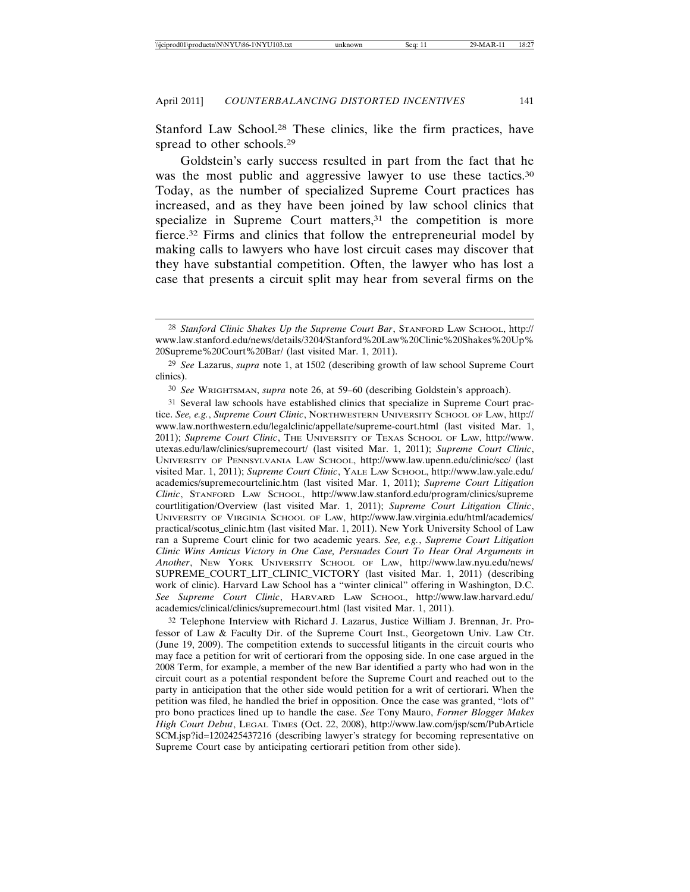Stanford Law School.[28] These clinics, like the firm practices, have spread to other schools.[29]

Goldstein's early success resulted in part from the fact that he was the most public and aggressive lawyer to use these tactics.[30] Today, as the number of specialized Supreme Court practices has increased, and as they have been joined by law school clinics that specialize in Supreme Court matters,[31] the competition is more fierce.[32] Firms and clinics that follow the entrepreneurial model by making calls to lawyers who have lost circuit cases may discover that they have substantial competition. Often, the lawyer who has lost a case that presents a circuit split may hear from several firms on the

---

[28] *Stanford Clinic Shakes Up the Supreme Court Bar*, STANFORD LAW SCHOOL, http://www.law.stanford.edu/news/details/3204/Stanford%20Law%20Clinic%20Shakes%20Up%20Supreme%20Court%20Bar/ (last visited Mar. 1, 2011).

[29] *See* Lazarus, *supra* note 1, at 1502 (describing growth of law school Supreme Court clinics).

[30] *See* WRIGHTSMAN, *supra* note 26, at 59–60 (describing Goldstein's approach).

[31] Several law schools have established clinics that specialize in Supreme Court practice. *See, e.g.*, *Supreme Court Clinic*, NORTHWESTERN UNIVERSITY SCHOOL OF LAW, http://www.law.northwestern.edu/legalclinic/appellate/supreme-court.html (last visited Mar. 1, 2011); *Supreme Court Clinic*, THE UNIVERSITY OF TEXAS SCHOOL OF LAW, http://www.utexas.edu/law/clinics/supremecourt/ (last visited Mar. 1, 2011); *Supreme Court Clinic*, UNIVERSITY OF PENNSYLVANIA LAW SCHOOL, http://www.law.upenn.edu/clinic/scc/ (last visited Mar. 1, 2011); *Supreme Court Clinic*, YALE LAW SCHOOL, http://www.law.yale.edu/academics/supremecourtclinic.htm (last visited Mar. 1, 2011); *Supreme Court Litigation Clinic*, STANFORD LAW SCHOOL, http://www.law.stanford.edu/program/clinics/supremecourtlitigation/Overview (last visited Mar. 1, 2011); *Supreme Court Litigation Clinic*, UNIVERSITY OF VIRGINIA SCHOOL OF LAW, http://www.law.virginia.edu/html/academics/practical/scotus_clinic.htm (last visited Mar. 1, 2011). New York University School of Law ran a Supreme Court clinic for two academic years. *See, e.g.*, *Supreme Court Litigation Clinic Wins Amicus Victory in One Case, Persuades Court To Hear Oral Arguments in Another*, NEW YORK UNIVERSITY SCHOOL OF LAW, http://www.law.nyu.edu/news/SUPREME_COURT_LIT_CLINIC_VICTORY (last visited Mar. 1, 2011) (describing work of clinic). Harvard Law School has a "winter clinical" offering in Washington, D.C. *See Supreme Court Clinic*, HARVARD LAW SCHOOL, http://www.law.harvard.edu/academics/clinical/clinics/supremecourt.html (last visited Mar. 1, 2011).

[32] Telephone Interview with Richard J. Lazarus, Justice William J. Brennan, Jr. Professor of Law & Faculty Dir. of the Supreme Court Inst., Georgetown Univ. Law Ctr. (June 19, 2009). The competition extends to successful litigants in the circuit courts who may face a petition for writ of certiorari from the opposing side. In one case argued in the 2008 Term, for example, a member of the new Bar identified a party who had won in the circuit court as a potential respondent before the Supreme Court and reached out to the party in anticipation that the other side would petition for a writ of certiorari. When the petition was filed, he handled the brief in opposition. Once the case was granted, "lots of" pro bono practices lined up to handle the case. *See* Tony Mauro, *Former Blogger Makes High Court Debut*, LEGAL TIMES (Oct. 22, 2008), http://www.law.com/jsp/scm/PubArticleSCM.jsp?id=1202425437216 (describing lawyer's strategy for becoming representative on Supreme Court case by anticipating certiorari petition from other side).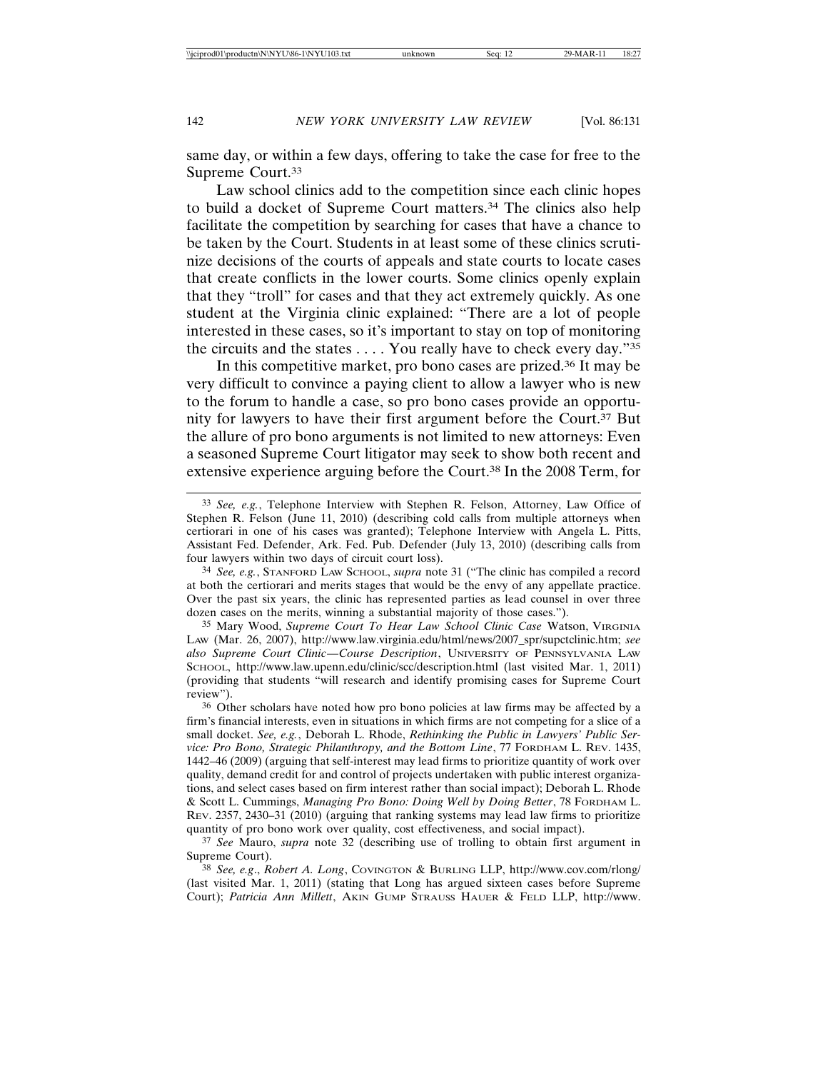same day, or within a few days, offering to take the case for free to the Supreme Court.[33]

Law school clinics add to the competition since each clinic hopes to build a docket of Supreme Court matters.[34] The clinics also help facilitate the competition by searching for cases that have a chance to be taken by the Court. Students in at least some of these clinics scrutinize decisions of the courts of appeals and state courts to locate cases that create conflicts in the lower courts. Some clinics openly explain that they "troll" for cases and that they act extremely quickly. As one student at the Virginia clinic explained: "There are a lot of people interested in these cases, so it's important to stay on top of monitoring the circuits and the states . . . . You really have to check every day."[35]

In this competitive market, pro bono cases are prized.[36] It may be very difficult to convince a paying client to allow a lawyer who is new to the forum to handle a case, so pro bono cases provide an opportunity for lawyers to have their first argument before the Court.[37] But the allure of pro bono arguments is not limited to new attorneys: Even a seasoned Supreme Court litigator may seek to show both recent and extensive experience arguing before the Court.[38] In the 2008 Term, for

---

[33] *See, e.g.*, Telephone Interview with Stephen R. Felson, Attorney, Law Office of Stephen R. Felson (June 11, 2010) (describing cold calls from multiple attorneys when certiorari in one of his cases was granted); Telephone Interview with Angela L. Pitts, Assistant Fed. Defender, Ark. Fed. Pub. Defender (July 13, 2010) (describing calls from four lawyers within two days of circuit court loss).

[34] *See, e.g.*, STANFORD LAW SCHOOL, *supra* note 31 ("The clinic has compiled a record at both the certiorari and merits stages that would be the envy of any appellate practice. Over the past six years, the clinic has represented parties as lead counsel in over three dozen cases on the merits, winning a substantial majority of those cases.").

[35] Mary Wood, *Supreme Court To Hear Law School Clinic Case* Watson, VIRGINIA LAW (Mar. 26, 2007), http://www.law.virginia.edu/html/news/2007_spr/supctclinic.htm; *see also Supreme Court Clinic—Course Description*, UNIVERSITY OF PENNSYLVANIA LAW SCHOOL, http://www.law.upenn.edu/clinic/scc/description.html (last visited Mar. 1, 2011) (providing that students "will research and identify promising cases for Supreme Court review").

[36] Other scholars have noted how pro bono policies at law firms may be affected by a firm's financial interests, even in situations in which firms are not competing for a slice of a small docket. *See, e.g.*, Deborah L. Rhode, *Rethinking the Public in Lawyers' Public Service: Pro Bono, Strategic Philanthropy, and the Bottom Line*, 77 FORDHAM L. REV. 1435, 1442–46 (2009) (arguing that self-interest may lead firms to prioritize quantity of work over quality, demand credit for and control of projects undertaken with public interest organizations, and select cases based on firm interest rather than social impact); Deborah L. Rhode & Scott L. Cummings, *Managing Pro Bono: Doing Well by Doing Better*, 78 FORDHAM L. REV. 2357, 2430–31 (2010) (arguing that ranking systems may lead law firms to prioritize quantity of pro bono work over quality, cost effectiveness, and social impact).

[37] *See* Mauro, *supra* note 32 (describing use of trolling to obtain first argument in Supreme Court).

[38] *See, e.g.*, *Robert A. Long*, COVINGTON & BURLING LLP, http://www.cov.com/rlong/ (last visited Mar. 1, 2011) (stating that Long has argued sixteen cases before Supreme Court); *Patricia Ann Millett*, AKIN GUMP STRAUSS HAUER & FELD LLP, http://www.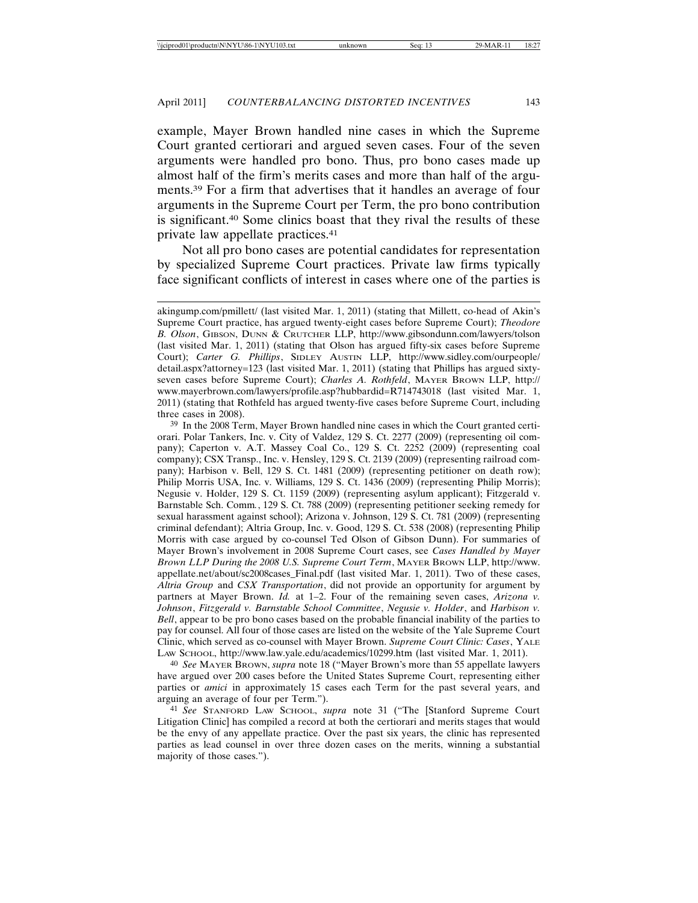example, Mayer Brown handled nine cases in which the Supreme Court granted certiorari and argued seven cases. Four of the seven arguments were handled pro bono. Thus, pro bono cases made up almost half of the firm's merits cases and more than half of the arguments.[39] For a firm that advertises that it handles an average of four arguments in the Supreme Court per Term, the pro bono contribution is significant.[40] Some clinics boast that they rival the results of these private law appellate practices.[41]

Not all pro bono cases are potential candidates for representation by specialized Supreme Court practices. Private law firms typically face significant conflicts of interest in cases where one of the parties is

---

akingump.com/pmillett/ (last visited Mar. 1, 2011) (stating that Millett, co-head of Akin's Supreme Court practice, has argued twenty-eight cases before Supreme Court); *Theodore B. Olson*, Gibson, Dunn & Crutcher LLP, http://www.gibsondunn.com/lawyers/tolson (last visited Mar. 1, 2011) (stating that Olson has argued fifty-six cases before Supreme Court); *Carter G. Phillips*, Sidley Austin LLP, http://www.sidley.com/ourpeople/detail.aspx?attorney=123 (last visited Mar. 1, 2011) (stating that Phillips has argued sixty-seven cases before Supreme Court); *Charles A. Rothfeld*, Mayer Brown LLP, http://www.mayerbrown.com/lawyers/profile.asp?hubbardid=R714743018 (last visited Mar. 1, 2011) (stating that Rothfeld has argued twenty-five cases before Supreme Court, including three cases in 2008).

[39] In the 2008 Term, Mayer Brown handled nine cases in which the Court granted certiorari. Polar Tankers, Inc. v. City of Valdez, 129 S. Ct. 2277 (2009) (representing oil company); Caperton v. A.T. Massey Coal Co., 129 S. Ct. 2252 (2009) (representing coal company); CSX Transp., Inc. v. Hensley, 129 S. Ct. 2139 (2009) (representing railroad company); Harbison v. Bell, 129 S. Ct. 1481 (2009) (representing petitioner on death row); Philip Morris USA, Inc. v. Williams, 129 S. Ct. 1436 (2009) (representing Philip Morris); Negusie v. Holder, 129 S. Ct. 1159 (2009) (representing asylum applicant); Fitzgerald v. Barnstable Sch. Comm., 129 S. Ct. 788 (2009) (representing petitioner seeking remedy for sexual harassment against school); Arizona v. Johnson, 129 S. Ct. 781 (2009) (representing criminal defendant); Altria Group, Inc. v. Good, 129 S. Ct. 538 (2008) (representing Philip Morris with case argued by co-counsel Ted Olson of Gibson Dunn). For summaries of Mayer Brown's involvement in 2008 Supreme Court cases, see *Cases Handled by Mayer Brown LLP During the 2008 U.S. Supreme Court Term*, Mayer Brown LLP, http://www.appellate.net/about/sc2008cases_Final.pdf (last visited Mar. 1, 2011). Two of these cases, *Altria Group* and *CSX Transportation*, did not provide an opportunity for argument by partners at Mayer Brown. *Id.* at 1–2. Four of the remaining seven cases, *Arizona v. Johnson*, *Fitzgerald v. Barnstable School Committee*, *Negusie v. Holder*, and *Harbison v. Bell*, appear to be pro bono cases based on the probable financial inability of the parties to pay for counsel. All four of those cases are listed on the website of the Yale Supreme Court Clinic, which served as co-counsel with Mayer Brown. *Supreme Court Clinic: Cases*, Yale Law School, http://www.law.yale.edu/academics/10299.htm (last visited Mar. 1, 2011).

[40] *See* Mayer Brown, *supra* note 18 ("Mayer Brown's more than 55 appellate lawyers have argued over 200 cases before the United States Supreme Court, representing either parties or *amici* in approximately 15 cases each Term for the past several years, and arguing an average of four per Term.").

[41] *See* Stanford Law School, *supra* note 31 ("The [Stanford Supreme Court Litigation Clinic] has compiled a record at both the certiorari and merits stages that would be the envy of any appellate practice. Over the past six years, the clinic has represented parties as lead counsel in over three dozen cases on the merits, winning a substantial majority of those cases.").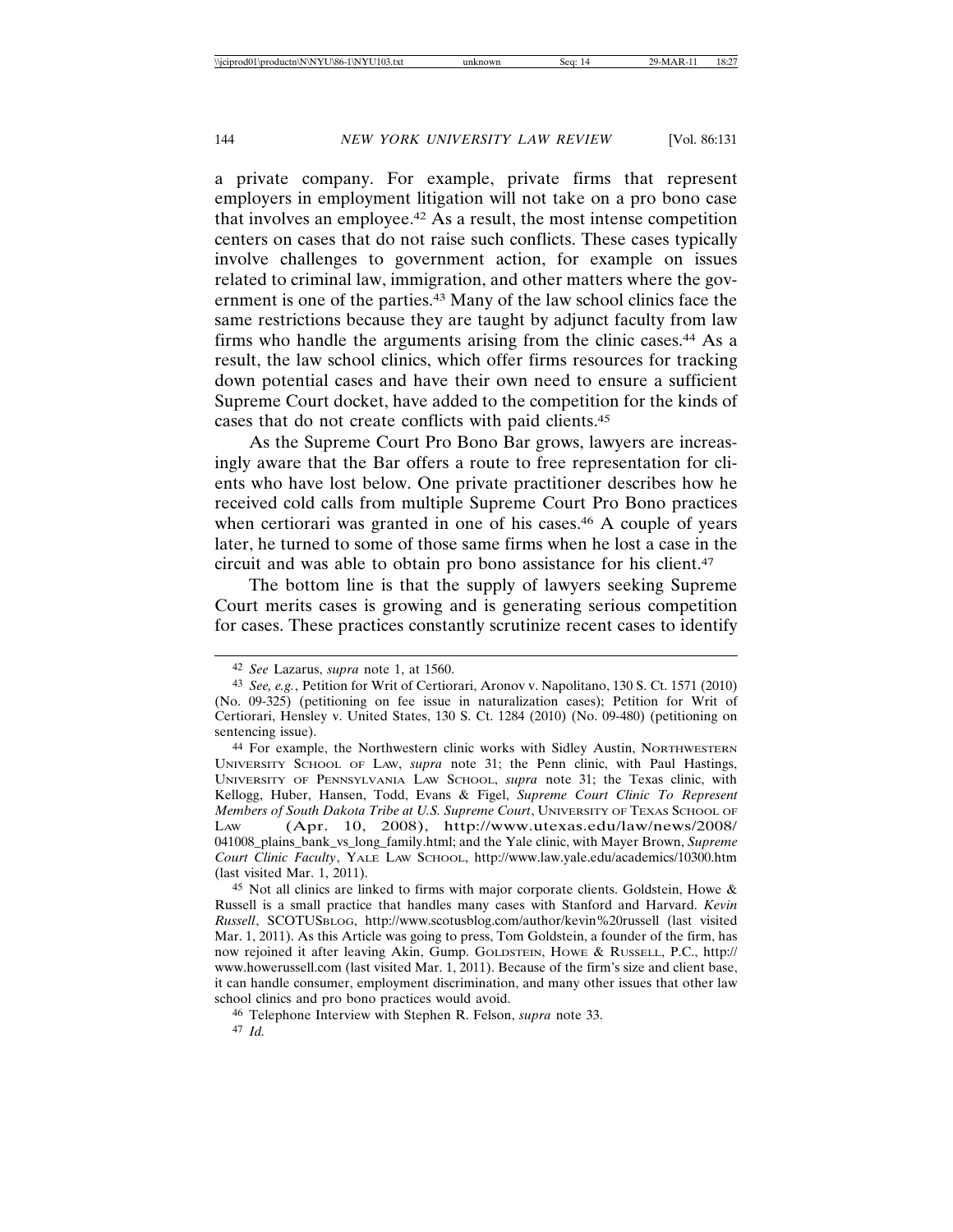a private company. For example, private firms that represent employers in employment litigation will not take on a pro bono case that involves an employee.[42] As a result, the most intense competition centers on cases that do not raise such conflicts. These cases typically involve challenges to government action, for example on issues related to criminal law, immigration, and other matters where the government is one of the parties.[43] Many of the law school clinics face the same restrictions because they are taught by adjunct faculty from law firms who handle the arguments arising from the clinic cases.[44] As a result, the law school clinics, which offer firms resources for tracking down potential cases and have their own need to ensure a sufficient Supreme Court docket, have added to the competition for the kinds of cases that do not create conflicts with paid clients.[45]

As the Supreme Court Pro Bono Bar grows, lawyers are increasingly aware that the Bar offers a route to free representation for clients who have lost below. One private practitioner describes how he received cold calls from multiple Supreme Court Pro Bono practices when certiorari was granted in one of his cases.[46] A couple of years later, he turned to some of those same firms when he lost a case in the circuit and was able to obtain pro bono assistance for his client.[47]

The bottom line is that the supply of lawyers seeking Supreme Court merits cases is growing and is generating serious competition for cases. These practices constantly scrutinize recent cases to identify

---

[42] *See* Lazarus, *supra* note 1, at 1560.

[43] *See, e.g.*, Petition for Writ of Certiorari, Aronov v. Napolitano, 130 S. Ct. 1571 (2010) (No. 09-325) (petitioning on fee issue in naturalization cases); Petition for Writ of Certiorari, Hensley v. United States, 130 S. Ct. 1284 (2010) (No. 09-480) (petitioning on sentencing issue).

[44] For example, the Northwestern clinic works with Sidley Austin, NORTHWESTERN UNIVERSITY SCHOOL OF LAW, *supra* note 31; the Penn clinic, with Paul Hastings, UNIVERSITY OF PENNSYLVANIA LAW SCHOOL, *supra* note 31; the Texas clinic, with Kellogg, Huber, Hansen, Todd, Evans & Figel, *Supreme Court Clinic To Represent Members of South Dakota Tribe at U.S. Supreme Court*, UNIVERSITY OF TEXAS SCHOOL OF LAW (Apr. 10, 2008), http://www.utexas.edu/law/news/2008/041008_plains_bank_vs_long_family.html; and the Yale clinic, with Mayer Brown, *Supreme Court Clinic Faculty*, YALE LAW SCHOOL, http://www.law.yale.edu/academics/10300.htm (last visited Mar. 1, 2011).

[45] Not all clinics are linked to firms with major corporate clients. Goldstein, Howe & Russell is a small practice that handles many cases with Stanford and Harvard. *Kevin Russell*, SCOTUSBLOG, http://www.scotusblog.com/author/kevin%20russell (last visited Mar. 1, 2011). As this Article was going to press, Tom Goldstein, a founder of the firm, has now rejoined it after leaving Akin, Gump. GOLDSTEIN, HOWE & RUSSELL, P.C., http://www.howerussell.com (last visited Mar. 1, 2011). Because of the firm's size and client base, it can handle consumer, employment discrimination, and many other issues that other law school clinics and pro bono practices would avoid.

[46] Telephone Interview with Stephen R. Felson, *supra* note 33.

[47] *Id.*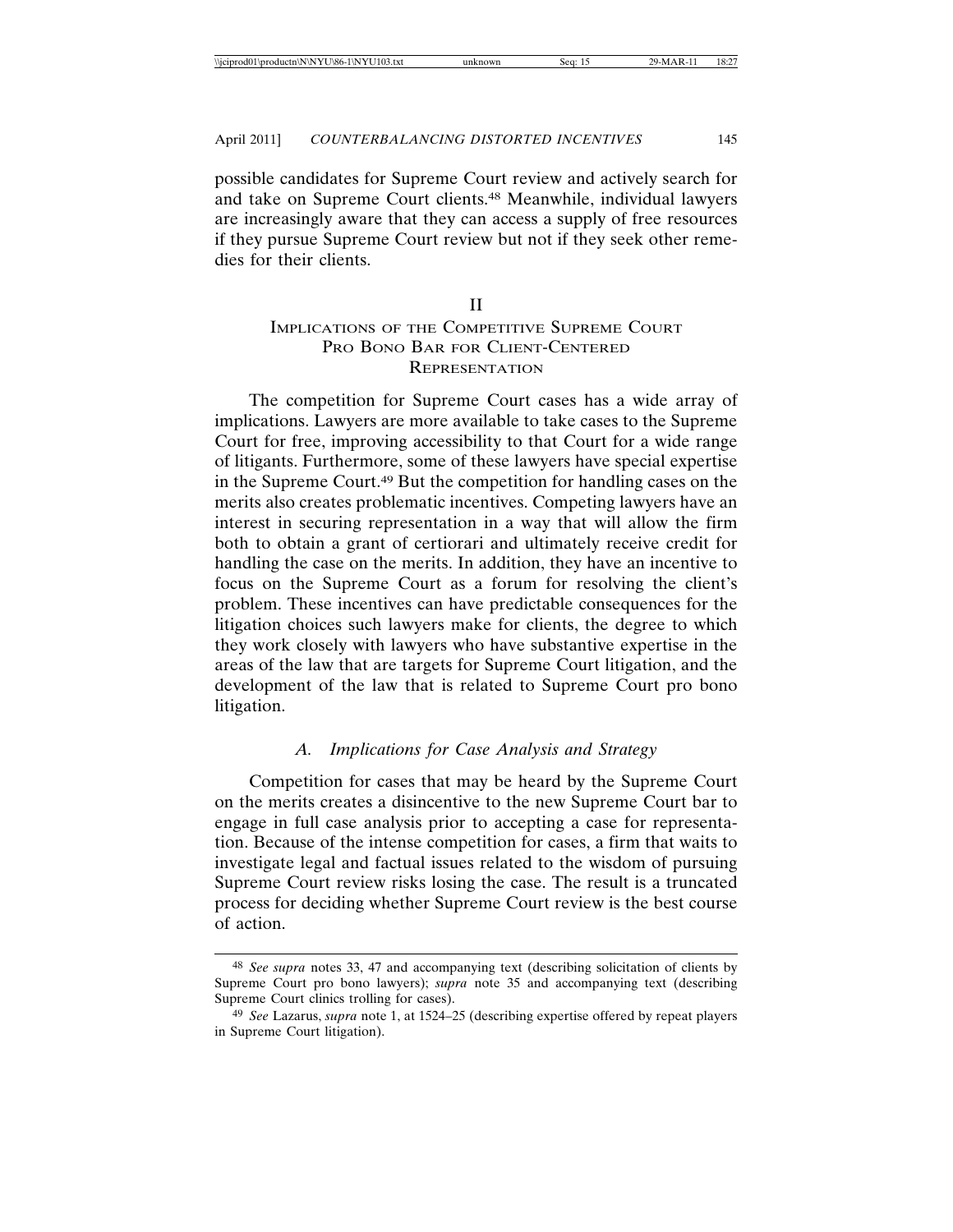possible candidates for Supreme Court review and actively search for and take on Supreme Court clients.[48] Meanwhile, individual lawyers are increasingly aware that they can access a supply of free resources if they pursue Supreme Court review but not if they seek other remedies for their clients.

## II
## IMPLICATIONS OF THE COMPETITIVE SUPREME COURT PRO BONO BAR FOR CLIENT-CENTERED REPRESENTATION

The competition for Supreme Court cases has a wide array of implications. Lawyers are more available to take cases to the Supreme Court for free, improving accessibility to that Court for a wide range of litigants. Furthermore, some of these lawyers have special expertise in the Supreme Court.[49] But the competition for handling cases on the merits also creates problematic incentives. Competing lawyers have an interest in securing representation in a way that will allow the firm both to obtain a grant of certiorari and ultimately receive credit for handling the case on the merits. In addition, they have an incentive to focus on the Supreme Court as a forum for resolving the client's problem. These incentives can have predictable consequences for the litigation choices such lawyers make for clients, the degree to which they work closely with lawyers who have substantive expertise in the areas of the law that are targets for Supreme Court litigation, and the development of the law that is related to Supreme Court pro bono litigation.

### *A. Implications for Case Analysis and Strategy*

Competition for cases that may be heard by the Supreme Court on the merits creates a disincentive to the new Supreme Court bar to engage in full case analysis prior to accepting a case for representation. Because of the intense competition for cases, a firm that waits to investigate legal and factual issues related to the wisdom of pursuing Supreme Court review risks losing the case. The result is a truncated process for deciding whether Supreme Court review is the best course of action.

---

[48] *See supra* notes 33, 47 and accompanying text (describing solicitation of clients by Supreme Court pro bono lawyers); *supra* note 35 and accompanying text (describing Supreme Court clinics trolling for cases).

[49] *See* Lazarus, *supra* note 1, at 1524–25 (describing expertise offered by repeat players in Supreme Court litigation).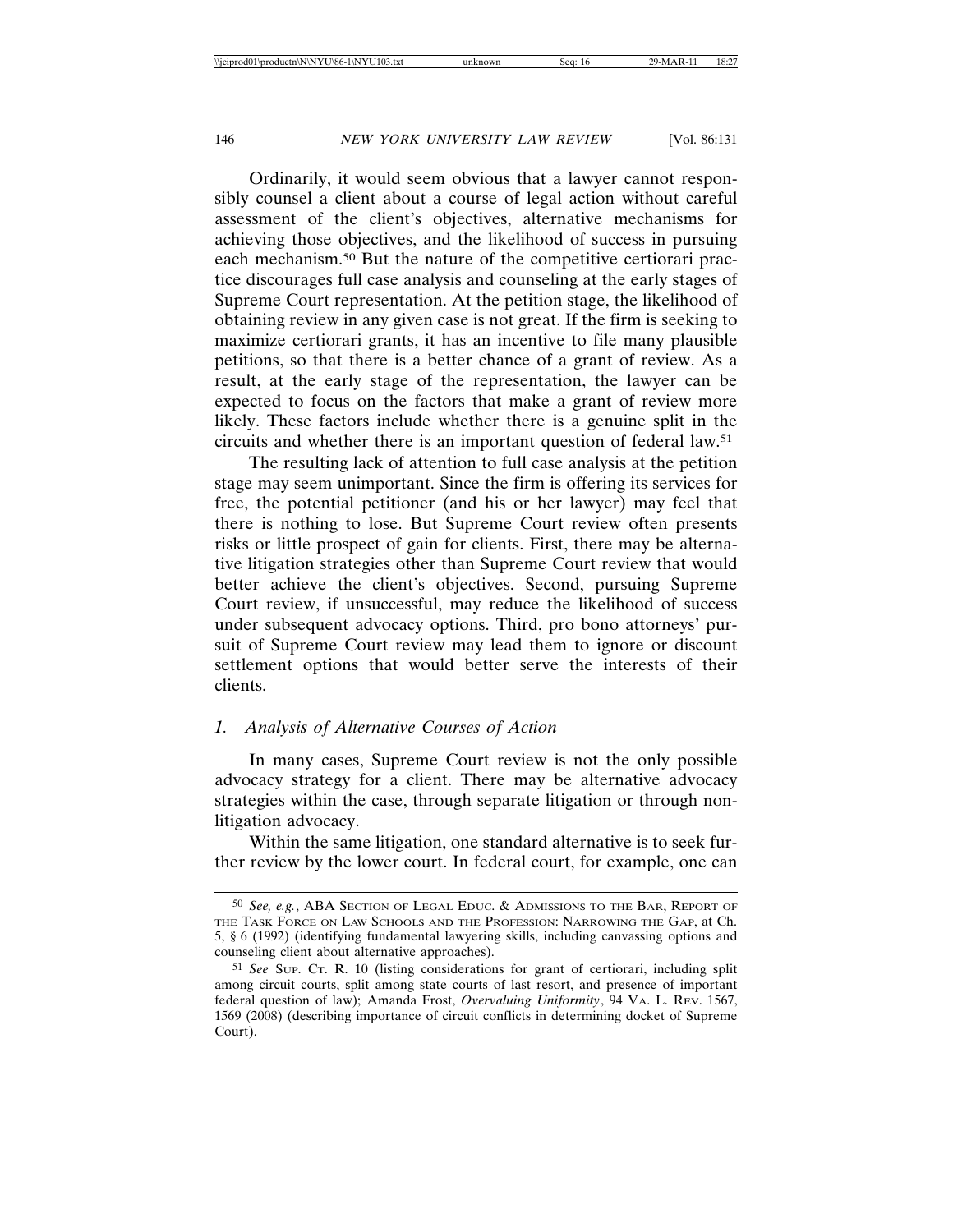Ordinarily, it would seem obvious that a lawyer cannot responsibly counsel a client about a course of legal action without careful assessment of the client's objectives, alternative mechanisms for achieving those objectives, and the likelihood of success in pursuing each mechanism.[50] But the nature of the competitive certiorari practice discourages full case analysis and counseling at the early stages of Supreme Court representation. At the petition stage, the likelihood of obtaining review in any given case is not great. If the firm is seeking to maximize certiorari grants, it has an incentive to file many plausible petitions, so that there is a better chance of a grant of review. As a result, at the early stage of the representation, the lawyer can be expected to focus on the factors that make a grant of review more likely. These factors include whether there is a genuine split in the circuits and whether there is an important question of federal law.[51]

The resulting lack of attention to full case analysis at the petition stage may seem unimportant. Since the firm is offering its services for free, the potential petitioner (and his or her lawyer) may feel that there is nothing to lose. But Supreme Court review often presents risks or little prospect of gain for clients. First, there may be alternative litigation strategies other than Supreme Court review that would better achieve the client's objectives. Second, pursuing Supreme Court review, if unsuccessful, may reduce the likelihood of success under subsequent advocacy options. Third, pro bono attorneys' pursuit of Supreme Court review may lead them to ignore or discount settlement options that would better serve the interests of their clients.

### 1. *Analysis of Alternative Courses of Action*

In many cases, Supreme Court review is not the only possible advocacy strategy for a client. There may be alternative advocacy strategies within the case, through separate litigation or through non-litigation advocacy.

Within the same litigation, one standard alternative is to seek further review by the lower court. In federal court, for example, one can

---

[50] *See, e.g.*, ABA Section of Legal Educ. & Admissions to the Bar, Report of the Task Force on Law Schools and the Profession: Narrowing the Gap, at Ch. 5, § 6 (1992) (identifying fundamental lawyering skills, including canvassing options and counseling client about alternative approaches).

[51] *See* Sup. Ct. R. 10 (listing considerations for grant of certiorari, including split among circuit courts, split among state courts of last resort, and presence of important federal question of law); Amanda Frost, *Overvaluing Uniformity*, 94 Va. L. Rev. 1567, 1569 (2008) (describing importance of circuit conflicts in determining docket of Supreme Court).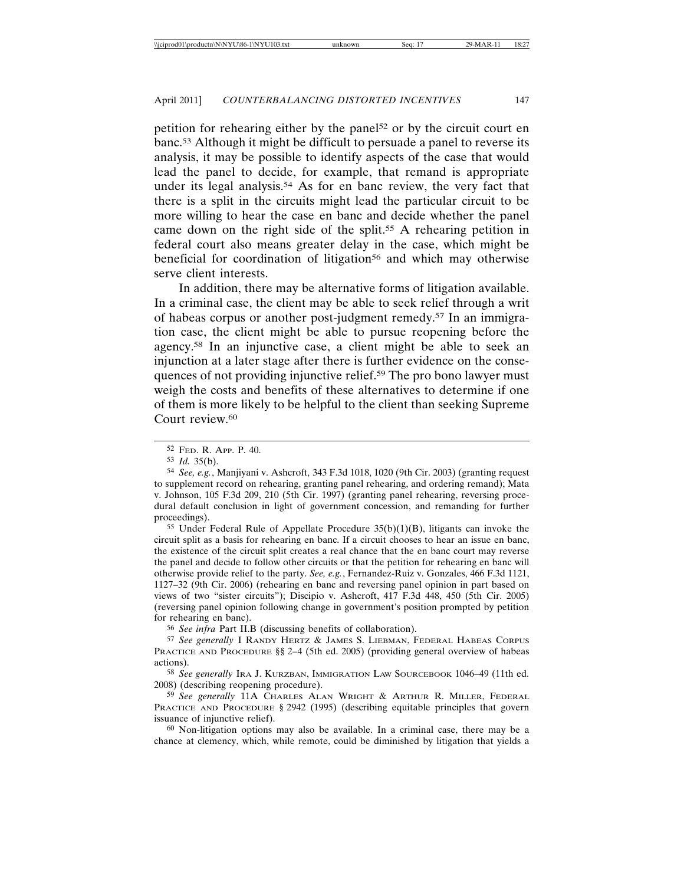petition for rehearing either by the panel[52] or by the circuit court en banc.[53] Although it might be difficult to persuade a panel to reverse its analysis, it may be possible to identify aspects of the case that would lead the panel to decide, for example, that remand is appropriate under its legal analysis.[54] As for en banc review, the very fact that there is a split in the circuits might lead the particular circuit to be more willing to hear the case en banc and decide whether the panel came down on the right side of the split.[55] A rehearing petition in federal court also means greater delay in the case, which might be beneficial for coordination of litigation[56] and which may otherwise serve client interests.

In addition, there may be alternative forms of litigation available. In a criminal case, the client may be able to seek relief through a writ of habeas corpus or another post-judgment remedy.[57] In an immigration case, the client might be able to pursue reopening before the agency.[58] In an injunctive case, a client might be able to seek an injunction at a later stage after there is further evidence on the consequences of not providing injunctive relief.[59] The pro bono lawyer must weigh the costs and benefits of these alternatives to determine if one of them is more likely to be helpful to the client than seeking Supreme Court review.[60]

---

52 FED. R. APP. P. 40.

53 *Id.* 35(b).

54 *See, e.g.*, Manjiyani v. Ashcroft, 343 F.3d 1018, 1020 (9th Cir. 2003) (granting request to supplement record on rehearing, granting panel rehearing, and ordering remand); Mata v. Johnson, 105 F.3d 209, 210 (5th Cir. 1997) (granting panel rehearing, reversing procedural default conclusion in light of government concession, and remanding for further proceedings).

55 Under Federal Rule of Appellate Procedure 35(b)(1)(B), litigants can invoke the circuit split as a basis for rehearing en banc. If a circuit chooses to hear an issue en banc, the existence of the circuit split creates a real chance that the en banc court may reverse the panel and decide to follow other circuits or that the petition for rehearing en banc will otherwise provide relief to the party. *See, e.g.*, Fernandez-Ruiz v. Gonzales, 466 F.3d 1121, 1127–32 (9th Cir. 2006) (rehearing en banc and reversing panel opinion in part based on views of two "sister circuits"); Discipio v. Ashcroft, 417 F.3d 448, 450 (5th Cir. 2005) (reversing panel opinion following change in government's position prompted by petition for rehearing en banc).

56 *See infra* Part II.B (discussing benefits of collaboration).

57 *See generally* I RANDY HERTZ & JAMES S. LIEBMAN, FEDERAL HABEAS CORPUS PRACTICE AND PROCEDURE §§ 2–4 (5th ed. 2005) (providing general overview of habeas actions).

58 *See generally* IRA J. KURZBAN, IMMIGRATION LAW SOURCEBOOK 1046–49 (11th ed. 2008) (describing reopening procedure).

59 *See generally* 11A CHARLES ALAN WRIGHT & ARTHUR R. MILLER, FEDERAL PRACTICE AND PROCEDURE § 2942 (1995) (describing equitable principles that govern issuance of injunctive relief).

60 Non-litigation options may also be available. In a criminal case, there may be a chance at clemency, which, while remote, could be diminished by litigation that yields a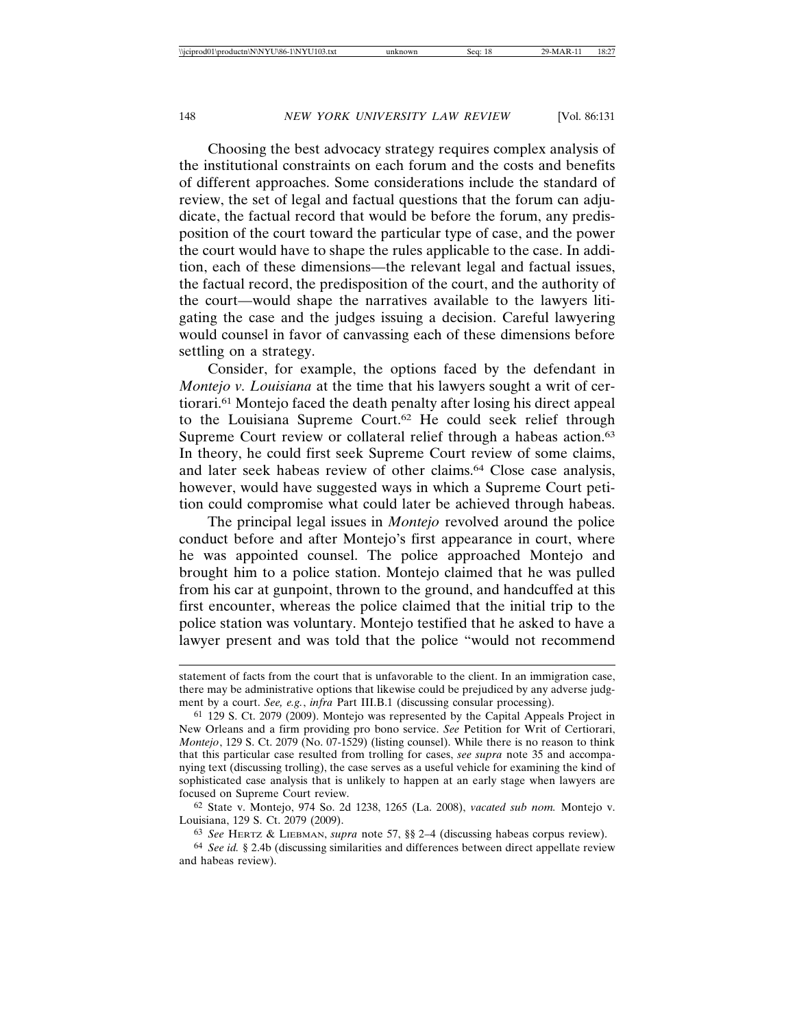Choosing the best advocacy strategy requires complex analysis of the institutional constraints on each forum and the costs and benefits of different approaches. Some considerations include the standard of review, the set of legal and factual questions that the forum can adjudicate, the factual record that would be before the forum, any predisposition of the court toward the particular type of case, and the power the court would have to shape the rules applicable to the case. In addition, each of these dimensions—the relevant legal and factual issues, the factual record, the predisposition of the court, and the authority of the court—would shape the narratives available to the lawyers litigating the case and the judges issuing a decision. Careful lawyering would counsel in favor of canvassing each of these dimensions before settling on a strategy.

Consider, for example, the options faced by the defendant in *Montejo v. Louisiana* at the time that his lawyers sought a writ of certiorari.[61] Montejo faced the death penalty after losing his direct appeal to the Louisiana Supreme Court.[62] He could seek relief through Supreme Court review or collateral relief through a habeas action.[63] In theory, he could first seek Supreme Court review of some claims, and later seek habeas review of other claims.[64] Close case analysis, however, would have suggested ways in which a Supreme Court petition could compromise what could later be achieved through habeas.

The principal legal issues in *Montejo* revolved around the police conduct before and after Montejo's first appearance in court, where he was appointed counsel. The police approached Montejo and brought him to a police station. Montejo claimed that he was pulled from his car at gunpoint, thrown to the ground, and handcuffed at this first encounter, whereas the police claimed that the initial trip to the police station was voluntary. Montejo testified that he asked to have a lawyer present and was told that the police "would not recommend

---

statement of facts from the court that is unfavorable to the client. In an immigration case, there may be administrative options that likewise could be prejudiced by any adverse judgment by a court. *See, e.g.*, *infra* Part III.B.1 (discussing consular processing).

[61] 129 S. Ct. 2079 (2009). Montejo was represented by the Capital Appeals Project in New Orleans and a firm providing pro bono service. *See* Petition for Writ of Certiorari, *Montejo*, 129 S. Ct. 2079 (No. 07-1529) (listing counsel). While there is no reason to think that this particular case resulted from trolling for cases, *see supra* note 35 and accompanying text (discussing trolling), the case serves as a useful vehicle for examining the kind of sophisticated case analysis that is unlikely to happen at an early stage when lawyers are focused on Supreme Court review.

[62] State v. Montejo, 974 So. 2d 1238, 1265 (La. 2008), *vacated sub nom.* Montejo v. Louisiana, 129 S. Ct. 2079 (2009).

[63] *See* HERTZ & LIEBMAN, *supra* note 57, §§ 2–4 (discussing habeas corpus review).

[64] *See id.* § 2.4b (discussing similarities and differences between direct appellate review and habeas review).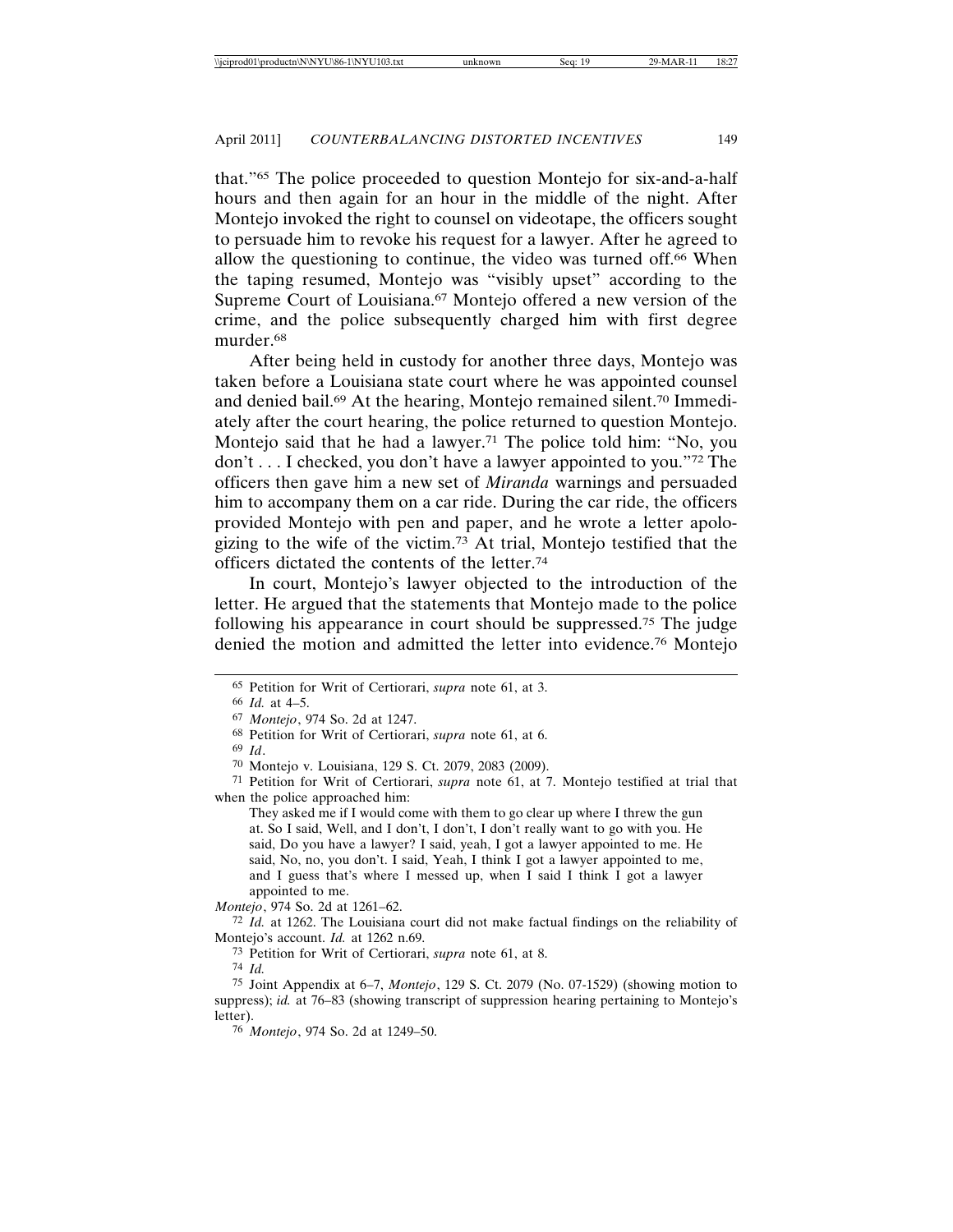that."[65] The police proceeded to question Montejo for six-and-a-half hours and then again for an hour in the middle of the night. After Montejo invoked the right to counsel on videotape, the officers sought to persuade him to revoke his request for a lawyer. After he agreed to allow the questioning to continue, the video was turned off.[66] When the taping resumed, Montejo was "visibly upset" according to the Supreme Court of Louisiana.[67] Montejo offered a new version of the crime, and the police subsequently charged him with first degree murder.[68]

After being held in custody for another three days, Montejo was taken before a Louisiana state court where he was appointed counsel and denied bail.[69] At the hearing, Montejo remained silent.[70] Immediately after the court hearing, the police returned to question Montejo. Montejo said that he had a lawyer.[71] The police told him: "No, you don't . . . I checked, you don't have a lawyer appointed to you."[72] The officers then gave him a new set of *Miranda* warnings and persuaded him to accompany them on a car ride. During the car ride, the officers provided Montejo with pen and paper, and he wrote a letter apologizing to the wife of the victim.[73] At trial, Montejo testified that the officers dictated the contents of the letter.[74]

In court, Montejo's lawyer objected to the introduction of the letter. He argued that the statements that Montejo made to the police following his appearance in court should be suppressed.[75] The judge denied the motion and admitted the letter into evidence.[76] Montejo

---

[65] Petition for Writ of Certiorari, *supra* note 61, at 3.

[66] *Id.* at 4–5.

[67] *Montejo*, 974 So. 2d at 1247.

[68] Petition for Writ of Certiorari, *supra* note 61, at 6.

[69] *Id*.

[70] Montejo v. Louisiana, 129 S. Ct. 2079, 2083 (2009).

[71] Petition for Writ of Certiorari, *supra* note 61, at 7. Montejo testified at trial that when the police approached him:

> They asked me if I would come with them to go clear up where I threw the gun at. So I said, Well, and I don't, I don't, I don't really want to go with you. He said, Do you have a lawyer? I said, yeah, I got a lawyer appointed to me. He said, No, no, you don't. I said, Yeah, I think I got a lawyer appointed to me, and I guess that's where I messed up, when I said I think I got a lawyer appointed to me.

*Montejo*, 974 So. 2d at 1261–62.

[72] *Id.* at 1262. The Louisiana court did not make factual findings on the reliability of Montejo's account. *Id.* at 1262 n.69.

[73] Petition for Writ of Certiorari, *supra* note 61, at 8.

[74] *Id.*

[75] Joint Appendix at 6–7, *Montejo*, 129 S. Ct. 2079 (No. 07-1529) (showing motion to suppress); *id.* at 76–83 (showing transcript of suppression hearing pertaining to Montejo's letter).

[76] *Montejo*, 974 So. 2d at 1249–50.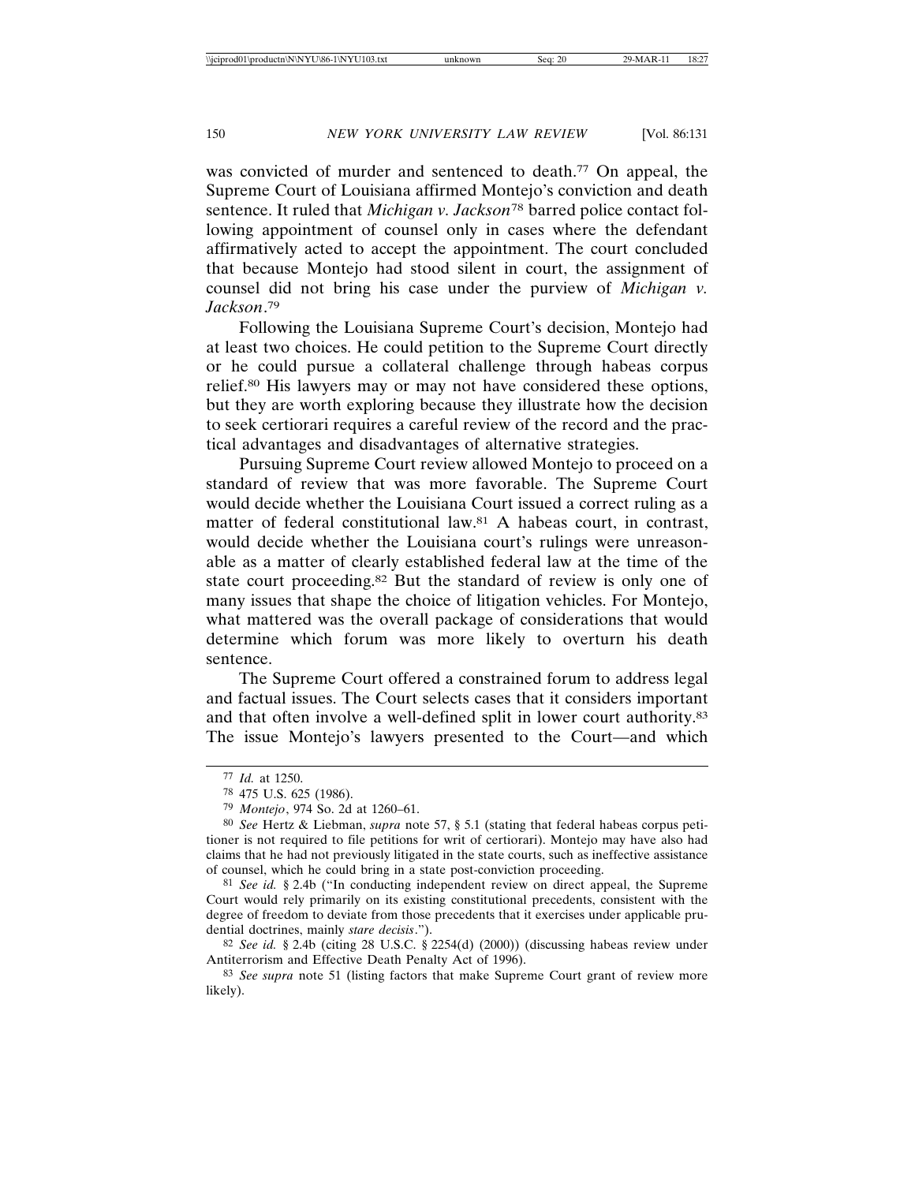was convicted of murder and sentenced to death.[77] On appeal, the Supreme Court of Louisiana affirmed Montejo's conviction and death sentence. It ruled that *Michigan v. Jackson*[78] barred police contact following appointment of counsel only in cases where the defendant affirmatively acted to accept the appointment. The court concluded that because Montejo had stood silent in court, the assignment of counsel did not bring his case under the purview of *Michigan v. Jackson*.[79]

Following the Louisiana Supreme Court's decision, Montejo had at least two choices. He could petition to the Supreme Court directly or he could pursue a collateral challenge through habeas corpus relief.[80] His lawyers may or may not have considered these options, but they are worth exploring because they illustrate how the decision to seek certiorari requires a careful review of the record and the practical advantages and disadvantages of alternative strategies.

Pursuing Supreme Court review allowed Montejo to proceed on a standard of review that was more favorable. The Supreme Court would decide whether the Louisiana Court issued a correct ruling as a matter of federal constitutional law.[81] A habeas court, in contrast, would decide whether the Louisiana court's rulings were unreasonable as a matter of clearly established federal law at the time of the state court proceeding.[82] But the standard of review is only one of many issues that shape the choice of litigation vehicles. For Montejo, what mattered was the overall package of considerations that would determine which forum was more likely to overturn his death sentence.

The Supreme Court offered a constrained forum to address legal and factual issues. The Court selects cases that it considers important and that often involve a well-defined split in lower court authority.[83] The issue Montejo's lawyers presented to the Court—and which

---

[77] *Id.* at 1250.

[78] 475 U.S. 625 (1986).

[79] *Montejo*, 974 So. 2d at 1260–61.

[80] *See* Hertz & Liebman, *supra* note 57, § 5.1 (stating that federal habeas corpus petitioner is not required to file petitions for writ of certiorari). Montejo may have also had claims that he had not previously litigated in the state courts, such as ineffective assistance of counsel, which he could bring in a state post-conviction proceeding.

[81] *See id.* § 2.4b ("In conducting independent review on direct appeal, the Supreme Court would rely primarily on its existing constitutional precedents, consistent with the degree of freedom to deviate from those precedents that it exercises under applicable prudential doctrines, mainly *stare decisis*.").

[82] *See id.* § 2.4b (citing 28 U.S.C. § 2254(d) (2000)) (discussing habeas review under Antiterrorism and Effective Death Penalty Act of 1996).

[83] *See supra* note 51 (listing factors that make Supreme Court grant of review more likely).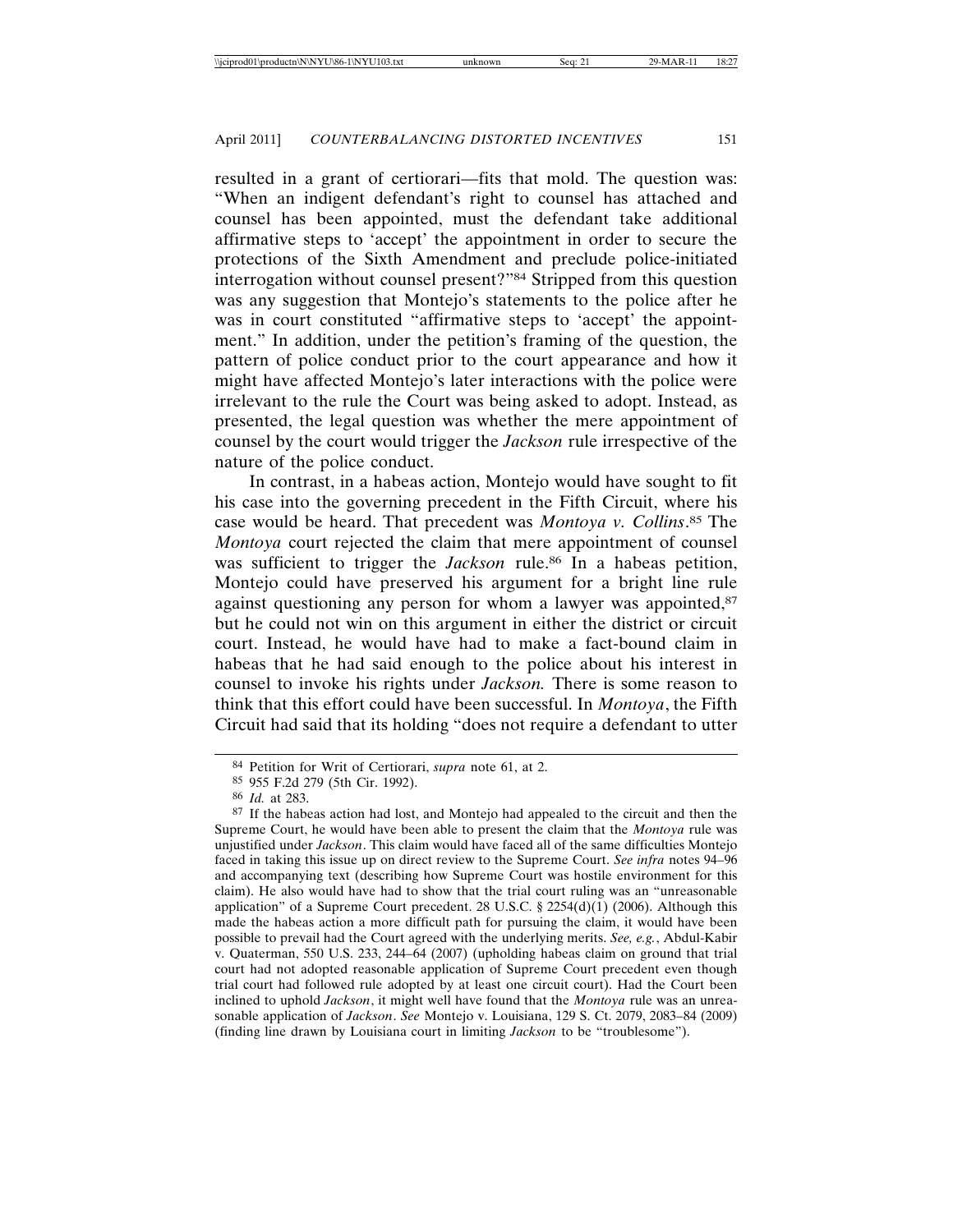resulted in a grant of certiorari—fits that mold. The question was: "When an indigent defendant's right to counsel has attached and counsel has been appointed, must the defendant take additional affirmative steps to 'accept' the appointment in order to secure the protections of the Sixth Amendment and preclude police-initiated interrogation without counsel present?"[84] Stripped from this question was any suggestion that Montejo's statements to the police after he was in court constituted "affirmative steps to 'accept' the appointment." In addition, under the petition's framing of the question, the pattern of police conduct prior to the court appearance and how it might have affected Montejo's later interactions with the police were irrelevant to the rule the Court was being asked to adopt. Instead, as presented, the legal question was whether the mere appointment of counsel by the court would trigger the *Jackson* rule irrespective of the nature of the police conduct.

In contrast, in a habeas action, Montejo would have sought to fit his case into the governing precedent in the Fifth Circuit, where his case would be heard. That precedent was *Montoya v. Collins*.[85] The *Montoya* court rejected the claim that mere appointment of counsel was sufficient to trigger the *Jackson* rule.[86] In a habeas petition, Montejo could have preserved his argument for a bright line rule against questioning any person for whom a lawyer was appointed,[87] but he could not win on this argument in either the district or circuit court. Instead, he would have had to make a fact-bound claim in habeas that he had said enough to the police about his interest in counsel to invoke his rights under *Jackson.* There is some reason to think that this effort could have been successful. In *Montoya*, the Fifth Circuit had said that its holding "does not require a defendant to utter

---

[84] Petition for Writ of Certiorari, *supra* note 61, at 2.

[85] 955 F.2d 279 (5th Cir. 1992).

[86] *Id.* at 283.

[87] If the habeas action had lost, and Montejo had appealed to the circuit and then the Supreme Court, he would have been able to present the claim that the *Montoya* rule was unjustified under *Jackson*. This claim would have faced all of the same difficulties Montejo faced in taking this issue up on direct review to the Supreme Court. *See infra* notes 94–96 and accompanying text (describing how Supreme Court was hostile environment for this claim). He also would have had to show that the trial court ruling was an "unreasonable application" of a Supreme Court precedent. 28 U.S.C. § 2254(d)(1) (2006). Although this made the habeas action a more difficult path for pursuing the claim, it would have been possible to prevail had the Court agreed with the underlying merits. *See, e.g.*, Abdul-Kabir v. Quaterman, 550 U.S. 233, 244–64 (2007) (upholding habeas claim on ground that trial court had not adopted reasonable application of Supreme Court precedent even though trial court had followed rule adopted by at least one circuit court). Had the Court been inclined to uphold *Jackson*, it might well have found that the *Montoya* rule was an unreasonable application of *Jackson*. *See* Montejo v. Louisiana, 129 S. Ct. 2079, 2083–84 (2009) (finding line drawn by Louisiana court in limiting *Jackson* to be "troublesome").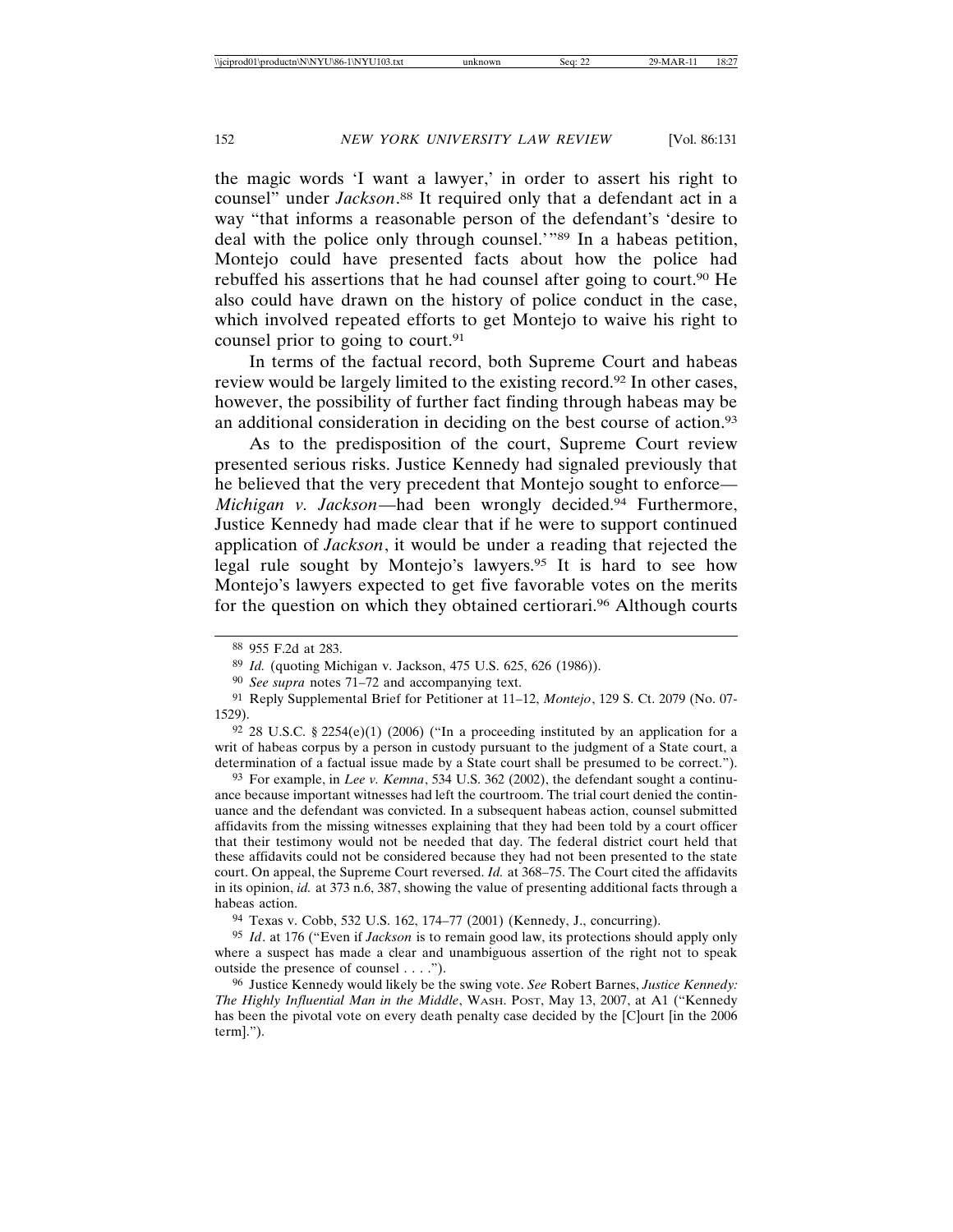the magic words 'I want a lawyer,' in order to assert his right to counsel" under *Jackson*.[88] It required only that a defendant act in a way "that informs a reasonable person of the defendant's 'desire to deal with the police only through counsel.'"[89] In a habeas petition, Montejo could have presented facts about how the police had rebuffed his assertions that he had counsel after going to court.[90] He also could have drawn on the history of police conduct in the case, which involved repeated efforts to get Montejo to waive his right to counsel prior to going to court.[91]

In terms of the factual record, both Supreme Court and habeas review would be largely limited to the existing record.[92] In other cases, however, the possibility of further fact finding through habeas may be an additional consideration in deciding on the best course of action.[93]

As to the predisposition of the court, Supreme Court review presented serious risks. Justice Kennedy had signaled previously that he believed that the very precedent that Montejo sought to enforce—*Michigan v. Jackson*—had been wrongly decided.[94] Furthermore, Justice Kennedy had made clear that if he were to support continued application of *Jackson*, it would be under a reading that rejected the legal rule sought by Montejo's lawyers.[95] It is hard to see how Montejo's lawyers expected to get five favorable votes on the merits for the question on which they obtained certiorari.[96] Although courts

---

[88] 955 F.2d at 283.

[89] *Id.* (quoting Michigan v. Jackson, 475 U.S. 625, 626 (1986)).

[90] *See supra* notes 71–72 and accompanying text.

[91] Reply Supplemental Brief for Petitioner at 11–12, *Montejo*, 129 S. Ct. 2079 (No. 07-1529).

[92] 28 U.S.C. § 2254(e)(1) (2006) ("In a proceeding instituted by an application for a writ of habeas corpus by a person in custody pursuant to the judgment of a State court, a determination of a factual issue made by a State court shall be presumed to be correct.").

[93] For example, in *Lee v. Kemna*, 534 U.S. 362 (2002), the defendant sought a continuance because important witnesses had left the courtroom. The trial court denied the continuance and the defendant was convicted. In a subsequent habeas action, counsel submitted affidavits from the missing witnesses explaining that they had been told by a court officer that their testimony would not be needed that day. The federal district court held that these affidavits could not be considered because they had not been presented to the state court. On appeal, the Supreme Court reversed. *Id.* at 368–75. The Court cited the affidavits in its opinion, *id.* at 373 n.6, 387, showing the value of presenting additional facts through a habeas action.

[94] Texas v. Cobb, 532 U.S. 162, 174–77 (2001) (Kennedy, J., concurring).

[95] *Id*. at 176 ("Even if *Jackson* is to remain good law, its protections should apply only where a suspect has made a clear and unambiguous assertion of the right not to speak outside the presence of counsel . . . .").

[96] Justice Kennedy would likely be the swing vote. *See* Robert Barnes, *Justice Kennedy: The Highly Influential Man in the Middle*, WASH. POST, May 13, 2007, at A1 ("Kennedy has been the pivotal vote on every death penalty case decided by the [C]ourt [in the 2006 term].").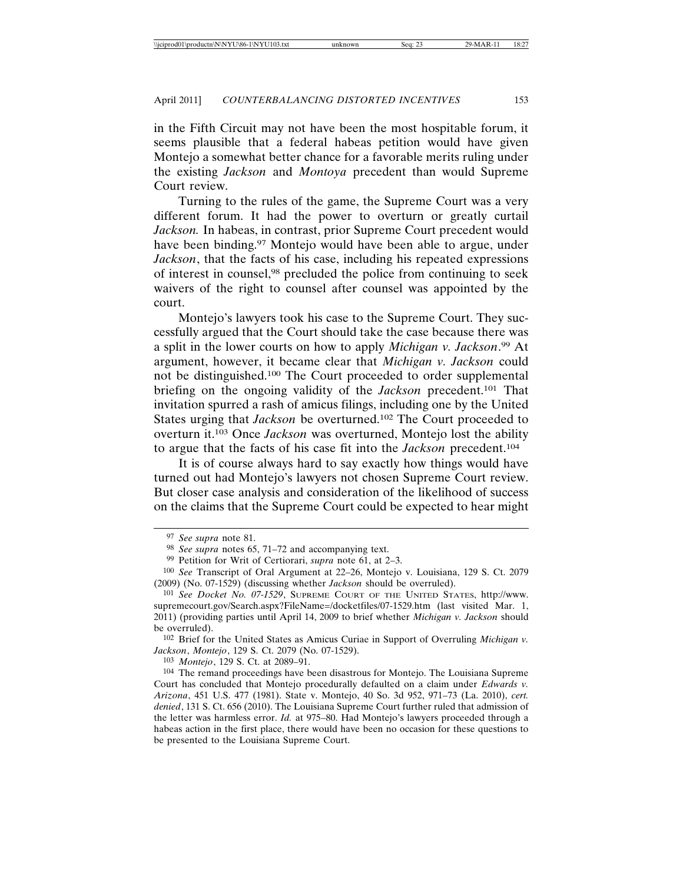in the Fifth Circuit may not have been the most hospitable forum, it seems plausible that a federal habeas petition would have given Montejo a somewhat better chance for a favorable merits ruling under the existing *Jackson* and *Montoya* precedent than would Supreme Court review.

Turning to the rules of the game, the Supreme Court was a very different forum. It had the power to overturn or greatly curtail *Jackson.* In habeas, in contrast, prior Supreme Court precedent would have been binding.[97] Montejo would have been able to argue, under *Jackson*, that the facts of his case, including his repeated expressions of interest in counsel,[98] precluded the police from continuing to seek waivers of the right to counsel after counsel was appointed by the court.

Montejo's lawyers took his case to the Supreme Court. They successfully argued that the Court should take the case because there was a split in the lower courts on how to apply *Michigan v. Jackson*.[99] At argument, however, it became clear that *Michigan v. Jackson* could not be distinguished.[100] The Court proceeded to order supplemental briefing on the ongoing validity of the *Jackson* precedent.[101] That invitation spurred a rash of amicus filings, including one by the United States urging that *Jackson* be overturned.[102] The Court proceeded to overturn it.[103] Once *Jackson* was overturned, Montejo lost the ability to argue that the facts of his case fit into the *Jackson* precedent.[104]

It is of course always hard to say exactly how things would have turned out had Montejo's lawyers not chosen Supreme Court review. But closer case analysis and consideration of the likelihood of success on the claims that the Supreme Court could be expected to hear might

---

97 *See supra* note 81.

98 *See supra* notes 65, 71–72 and accompanying text.

99 Petition for Writ of Certiorari, *supra* note 61, at 2–3.

100 *See* Transcript of Oral Argument at 22–26, Montejo v. Louisiana, 129 S. Ct. 2079 (2009) (No. 07-1529) (discussing whether *Jackson* should be overruled).

101 *See Docket No. 07-1529*, SUPREME COURT OF THE UNITED STATES, http://www.supremecourt.gov/Search.aspx?FileName=/docketfiles/07-1529.htm (last visited Mar. 1, 2011) (providing parties until April 14, 2009 to brief whether *Michigan v. Jackson* should be overruled).

102 Brief for the United States as Amicus Curiae in Support of Overruling *Michigan v. Jackson*, *Montejo*, 129 S. Ct. 2079 (No. 07-1529).

103 *Montejo*, 129 S. Ct. at 2089–91.

104 The remand proceedings have been disastrous for Montejo. The Louisiana Supreme Court has concluded that Montejo procedurally defaulted on a claim under *Edwards v. Arizona*, 451 U.S. 477 (1981). State v. Montejo, 40 So. 3d 952, 971–73 (La. 2010), *cert. denied*, 131 S. Ct. 656 (2010). The Louisiana Supreme Court further ruled that admission of the letter was harmless error. *Id.* at 975–80. Had Montejo's lawyers proceeded through a habeas action in the first place, there would have been no occasion for these questions to be presented to the Louisiana Supreme Court.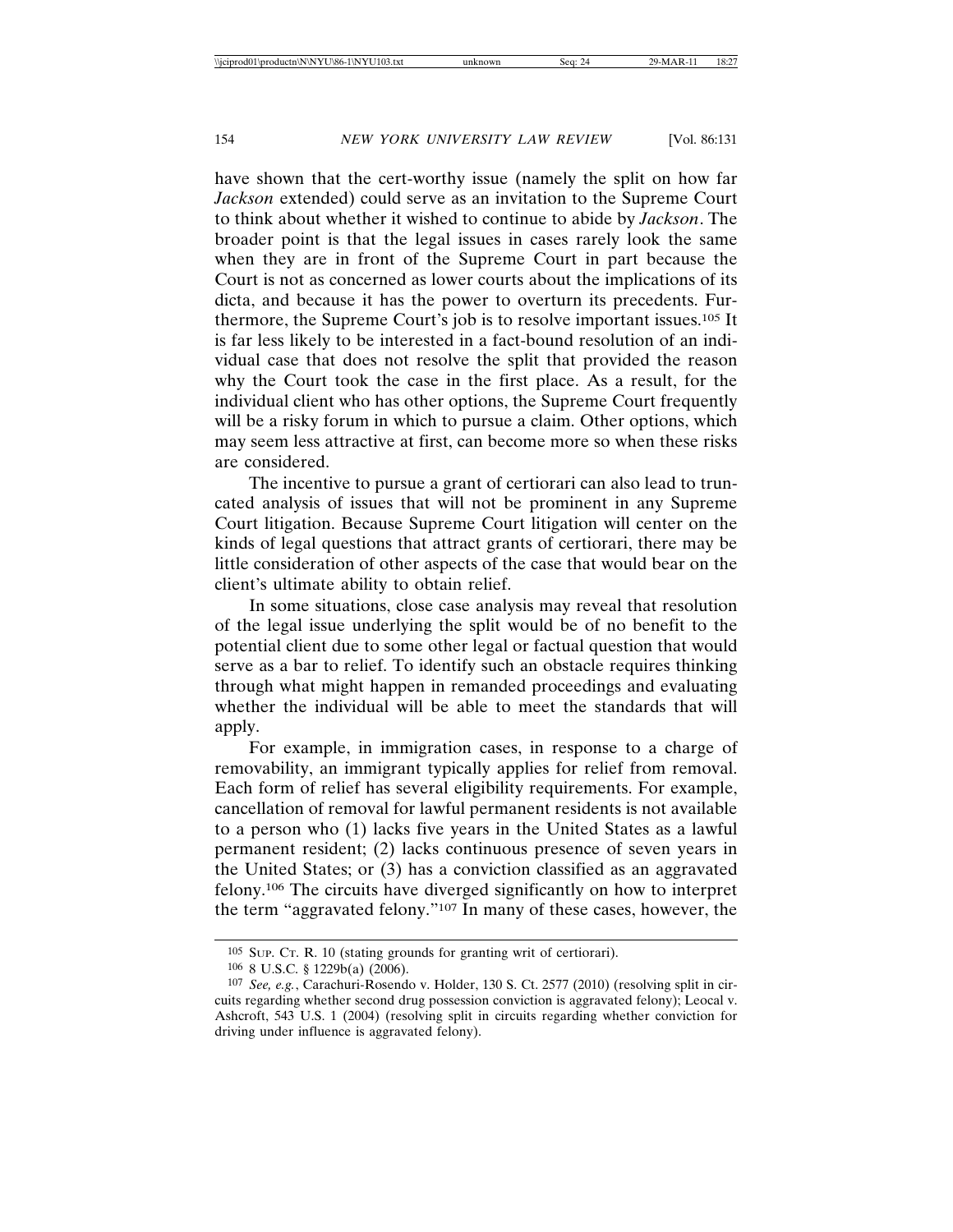have shown that the cert-worthy issue (namely the split on how far *Jackson* extended) could serve as an invitation to the Supreme Court to think about whether it wished to continue to abide by *Jackson*. The broader point is that the legal issues in cases rarely look the same when they are in front of the Supreme Court in part because the Court is not as concerned as lower courts about the implications of its dicta, and because it has the power to overturn its precedents. Furthermore, the Supreme Court's job is to resolve important issues.[105] It is far less likely to be interested in a fact-bound resolution of an individual case that does not resolve the split that provided the reason why the Court took the case in the first place. As a result, for the individual client who has other options, the Supreme Court frequently will be a risky forum in which to pursue a claim. Other options, which may seem less attractive at first, can become more so when these risks are considered.

The incentive to pursue a grant of certiorari can also lead to truncated analysis of issues that will not be prominent in any Supreme Court litigation. Because Supreme Court litigation will center on the kinds of legal questions that attract grants of certiorari, there may be little consideration of other aspects of the case that would bear on the client's ultimate ability to obtain relief.

In some situations, close case analysis may reveal that resolution of the legal issue underlying the split would be of no benefit to the potential client due to some other legal or factual question that would serve as a bar to relief. To identify such an obstacle requires thinking through what might happen in remanded proceedings and evaluating whether the individual will be able to meet the standards that will apply.

For example, in immigration cases, in response to a charge of removability, an immigrant typically applies for relief from removal. Each form of relief has several eligibility requirements. For example, cancellation of removal for lawful permanent residents is not available to a person who (1) lacks five years in the United States as a lawful permanent resident; (2) lacks continuous presence of seven years in the United States; or (3) has a conviction classified as an aggravated felony.[106] The circuits have diverged significantly on how to interpret the term "aggravated felony."[107] In many of these cases, however, the

---

[105] Sup. Ct. R. 10 (stating grounds for granting writ of certiorari).

[106] 8 U.S.C. § 1229b(a) (2006).

[107] *See, e.g.*, Carachuri-Rosendo v. Holder, 130 S. Ct. 2577 (2010) (resolving split in circuits regarding whether second drug possession conviction is aggravated felony); Leocal v. Ashcroft, 543 U.S. 1 (2004) (resolving split in circuits regarding whether conviction for driving under influence is aggravated felony).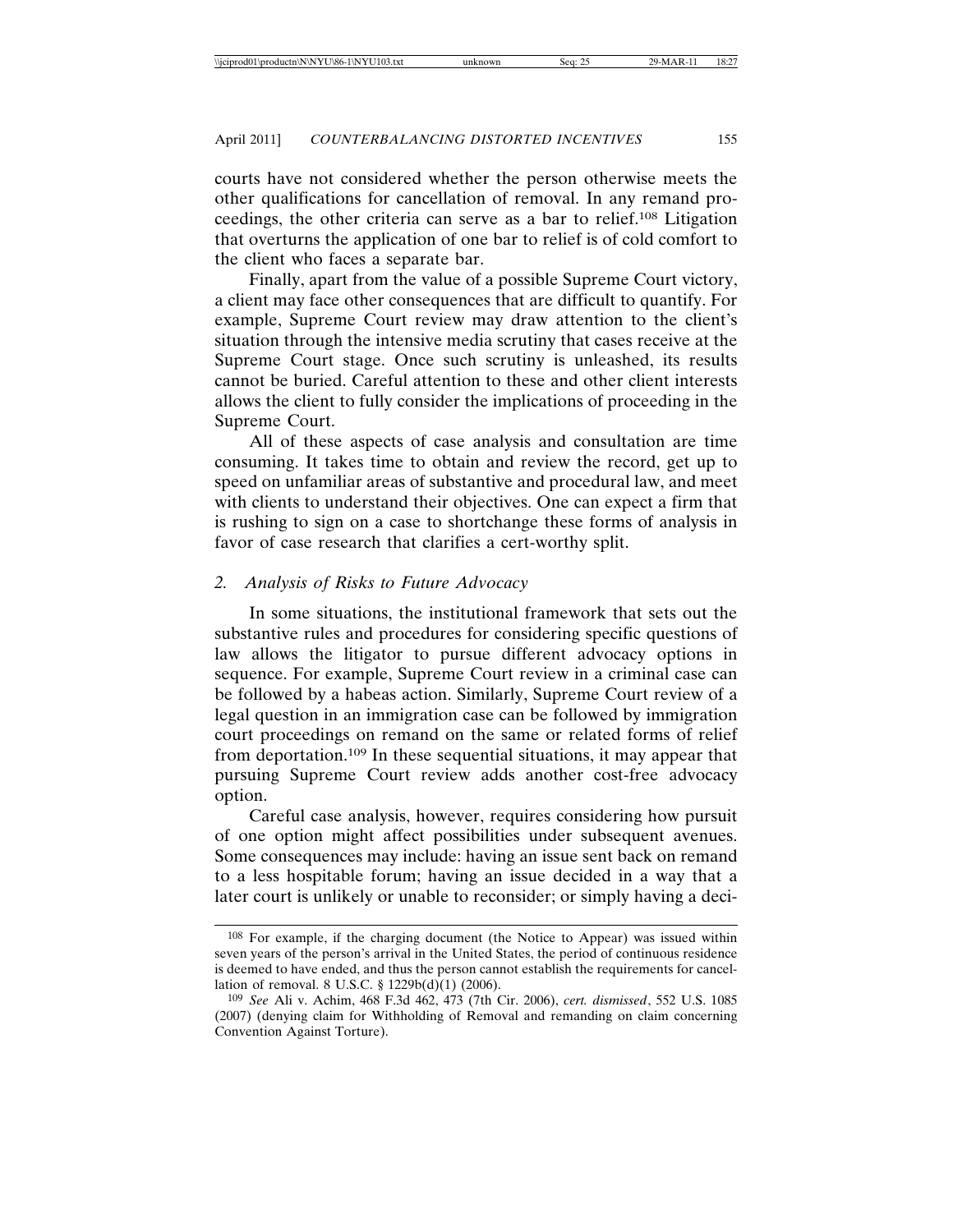courts have not considered whether the person otherwise meets the other qualifications for cancellation of removal. In any remand proceedings, the other criteria can serve as a bar to relief.[108] Litigation that overturns the application of one bar to relief is of cold comfort to the client who faces a separate bar.

Finally, apart from the value of a possible Supreme Court victory, a client may face other consequences that are difficult to quantify. For example, Supreme Court review may draw attention to the client's situation through the intensive media scrutiny that cases receive at the Supreme Court stage. Once such scrutiny is unleashed, its results cannot be buried. Careful attention to these and other client interests allows the client to fully consider the implications of proceeding in the Supreme Court.

All of these aspects of case analysis and consultation are time consuming. It takes time to obtain and review the record, get up to speed on unfamiliar areas of substantive and procedural law, and meet with clients to understand their objectives. One can expect a firm that is rushing to sign on a case to shortchange these forms of analysis in favor of case research that clarifies a cert-worthy split.

### 2. *Analysis of Risks to Future Advocacy*

In some situations, the institutional framework that sets out the substantive rules and procedures for considering specific questions of law allows the litigator to pursue different advocacy options in sequence. For example, Supreme Court review in a criminal case can be followed by a habeas action. Similarly, Supreme Court review of a legal question in an immigration case can be followed by immigration court proceedings on remand on the same or related forms of relief from deportation.[109] In these sequential situations, it may appear that pursuing Supreme Court review adds another cost-free advocacy option.

Careful case analysis, however, requires considering how pursuit of one option might affect possibilities under subsequent avenues. Some consequences may include: having an issue sent back on remand to a less hospitable forum; having an issue decided in a way that a later court is unlikely or unable to reconsider; or simply having a deci-

---

[108] For example, if the charging document (the Notice to Appear) was issued within seven years of the person's arrival in the United States, the period of continuous residence is deemed to have ended, and thus the person cannot establish the requirements for cancellation of removal. 8 U.S.C. § 1229b(d)(1) (2006).

[109] *See* Ali v. Achim, 468 F.3d 462, 473 (7th Cir. 2006), *cert. dismissed*, 552 U.S. 1085 (2007) (denying claim for Withholding of Removal and remanding on claim concerning Convention Against Torture).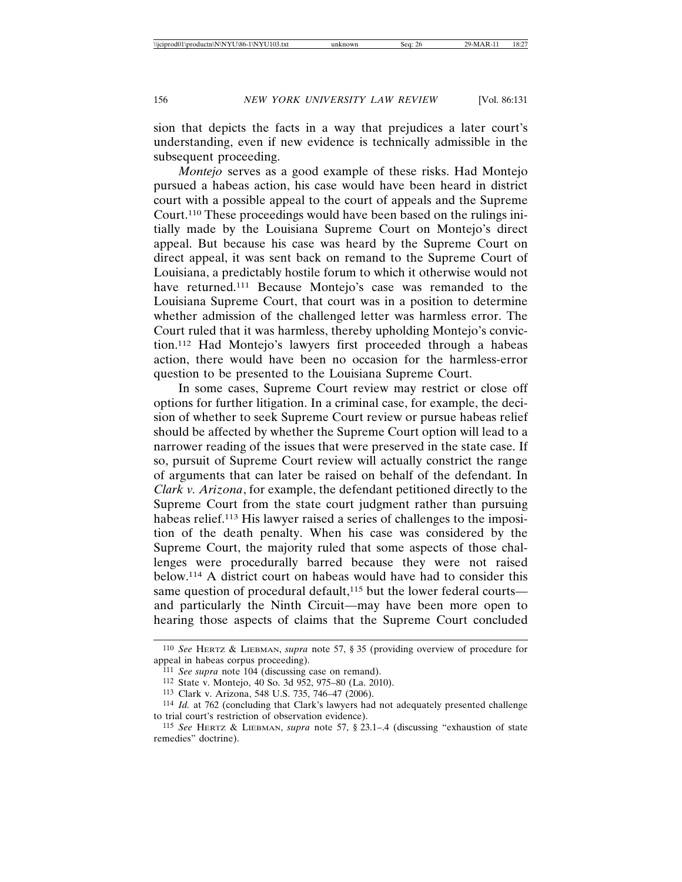sion that depicts the facts in a way that prejudices a later court's understanding, even if new evidence is technically admissible in the subsequent proceeding.

*Montejo* serves as a good example of these risks. Had Montejo pursued a habeas action, his case would have been heard in district court with a possible appeal to the court of appeals and the Supreme Court.[110] These proceedings would have been based on the rulings initially made by the Louisiana Supreme Court on Montejo's direct appeal. But because his case was heard by the Supreme Court on direct appeal, it was sent back on remand to the Supreme Court of Louisiana, a predictably hostile forum to which it otherwise would not have returned.[111] Because Montejo's case was remanded to the Louisiana Supreme Court, that court was in a position to determine whether admission of the challenged letter was harmless error. The Court ruled that it was harmless, thereby upholding Montejo's conviction.[112] Had Montejo's lawyers first proceeded through a habeas action, there would have been no occasion for the harmless-error question to be presented to the Louisiana Supreme Court.

In some cases, Supreme Court review may restrict or close off options for further litigation. In a criminal case, for example, the decision of whether to seek Supreme Court review or pursue habeas relief should be affected by whether the Supreme Court option will lead to a narrower reading of the issues that were preserved in the state case. If so, pursuit of Supreme Court review will actually constrict the range of arguments that can later be raised on behalf of the defendant. In *Clark v. Arizona*, for example, the defendant petitioned directly to the Supreme Court from the state court judgment rather than pursuing habeas relief.[113] His lawyer raised a series of challenges to the imposition of the death penalty. When his case was considered by the Supreme Court, the majority ruled that some aspects of those challenges were procedurally barred because they were not raised below.[114] A district court on habeas would have had to consider this same question of procedural default,[115] but the lower federal courts—and particularly the Ninth Circuit—may have been more open to hearing those aspects of claims that the Supreme Court concluded

---

[110] *See* HERTZ & LIEBMAN, *supra* note 57, § 35 (providing overview of procedure for appeal in habeas corpus proceeding).

[111] *See supra* note 104 (discussing case on remand).

[112] State v. Montejo, 40 So. 3d 952, 975–80 (La. 2010).

[113] Clark v. Arizona, 548 U.S. 735, 746–47 (2006).

[114] *Id.* at 762 (concluding that Clark's lawyers had not adequately presented challenge to trial court's restriction of observation evidence).

[115] *See* HERTZ & LIEBMAN, *supra* note 57, § 23.1–.4 (discussing "exhaustion of state remedies" doctrine).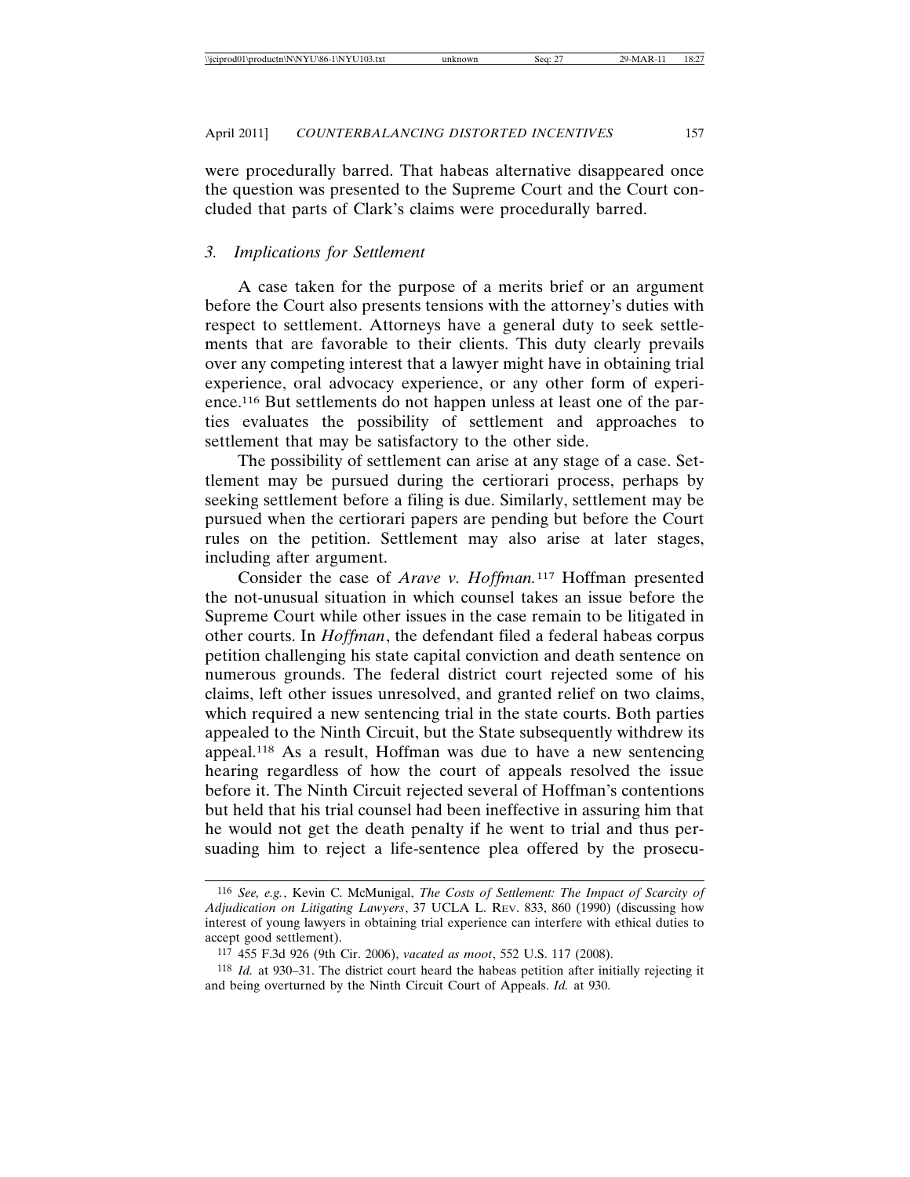were procedurally barred. That habeas alternative disappeared once the question was presented to the Supreme Court and the Court concluded that parts of Clark's claims were procedurally barred.

### *3. Implications for Settlement*

A case taken for the purpose of a merits brief or an argument before the Court also presents tensions with the attorney's duties with respect to settlement. Attorneys have a general duty to seek settlements that are favorable to their clients. This duty clearly prevails over any competing interest that a lawyer might have in obtaining trial experience, oral advocacy experience, or any other form of experience.[116] But settlements do not happen unless at least one of the parties evaluates the possibility of settlement and approaches to settlement that may be satisfactory to the other side.

The possibility of settlement can arise at any stage of a case. Settlement may be pursued during the certiorari process, perhaps by seeking settlement before a filing is due. Similarly, settlement may be pursued when the certiorari papers are pending but before the Court rules on the petition. Settlement may also arise at later stages, including after argument.

Consider the case of *Arave v. Hoffman.*[117] Hoffman presented the not-unusual situation in which counsel takes an issue before the Supreme Court while other issues in the case remain to be litigated in other courts. In *Hoffman*, the defendant filed a federal habeas corpus petition challenging his state capital conviction and death sentence on numerous grounds. The federal district court rejected some of his claims, left other issues unresolved, and granted relief on two claims, which required a new sentencing trial in the state courts. Both parties appealed to the Ninth Circuit, but the State subsequently withdrew its appeal.[118] As a result, Hoffman was due to have a new sentencing hearing regardless of how the court of appeals resolved the issue before it. The Ninth Circuit rejected several of Hoffman's contentions but held that his trial counsel had been ineffective in assuring him that he would not get the death penalty if he went to trial and thus persuading him to reject a life-sentence plea offered by the prosecu-

---

[116] *See, e.g.*, Kevin C. McMunigal, *The Costs of Settlement: The Impact of Scarcity of Adjudication on Litigating Lawyers*, 37 UCLA L. REV. 833, 860 (1990) (discussing how interest of young lawyers in obtaining trial experience can interfere with ethical duties to accept good settlement).

[117] 455 F.3d 926 (9th Cir. 2006), *vacated as moot*, 552 U.S. 117 (2008).

[118] *Id.* at 930–31. The district court heard the habeas petition after initially rejecting it and being overturned by the Ninth Circuit Court of Appeals. *Id.* at 930.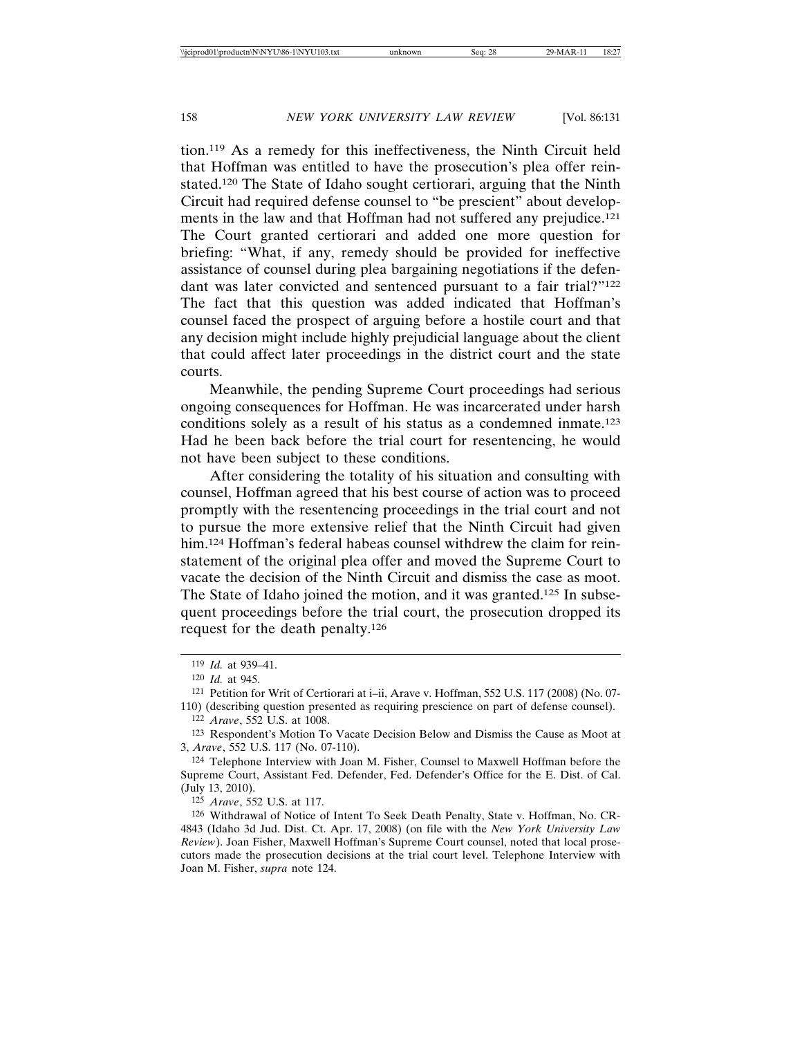tion.[119] As a remedy for this ineffectiveness, the Ninth Circuit held that Hoffman was entitled to have the prosecution's plea offer reinstated.[120] The State of Idaho sought certiorari, arguing that the Ninth Circuit had required defense counsel to "be prescient" about developments in the law and that Hoffman had not suffered any prejudice.[121] The Court granted certiorari and added one more question for briefing: "What, if any, remedy should be provided for ineffective assistance of counsel during plea bargaining negotiations if the defendant was later convicted and sentenced pursuant to a fair trial?"[122] The fact that this question was added indicated that Hoffman's counsel faced the prospect of arguing before a hostile court and that any decision might include highly prejudicial language about the client that could affect later proceedings in the district court and the state courts.

Meanwhile, the pending Supreme Court proceedings had serious ongoing consequences for Hoffman. He was incarcerated under harsh conditions solely as a result of his status as a condemned inmate.[123] Had he been back before the trial court for resentencing, he would not have been subject to these conditions.

After considering the totality of his situation and consulting with counsel, Hoffman agreed that his best course of action was to proceed promptly with the resentencing proceedings in the trial court and not to pursue the more extensive relief that the Ninth Circuit had given him.[124] Hoffman's federal habeas counsel withdrew the claim for reinstatement of the original plea offer and moved the Supreme Court to vacate the decision of the Ninth Circuit and dismiss the case as moot. The State of Idaho joined the motion, and it was granted.[125] In subsequent proceedings before the trial court, the prosecution dropped its request for the death penalty.[126]

---

119 *Id.* at 939–41.

120 *Id.* at 945.

121 Petition for Writ of Certiorari at i–ii, Arave v. Hoffman, 552 U.S. 117 (2008) (No. 07-110) (describing question presented as requiring prescience on part of defense counsel).

122 *Arave*, 552 U.S. at 1008.

123 Respondent's Motion To Vacate Decision Below and Dismiss the Cause as Moot at 3, *Arave*, 552 U.S. 117 (No. 07-110).

124 Telephone Interview with Joan M. Fisher, Counsel to Maxwell Hoffman before the Supreme Court, Assistant Fed. Defender, Fed. Defender's Office for the E. Dist. of Cal. (July 13, 2010).

125 *Arave*, 552 U.S. at 117.

126 Withdrawal of Notice of Intent To Seek Death Penalty, State v. Hoffman, No. CR-4843 (Idaho 3d Jud. Dist. Ct. Apr. 17, 2008) (on file with the *New York University Law Review*). Joan Fisher, Maxwell Hoffman's Supreme Court counsel, noted that local prosecutors made the prosecution decisions at the trial court level. Telephone Interview with Joan M. Fisher, *supra* note 124.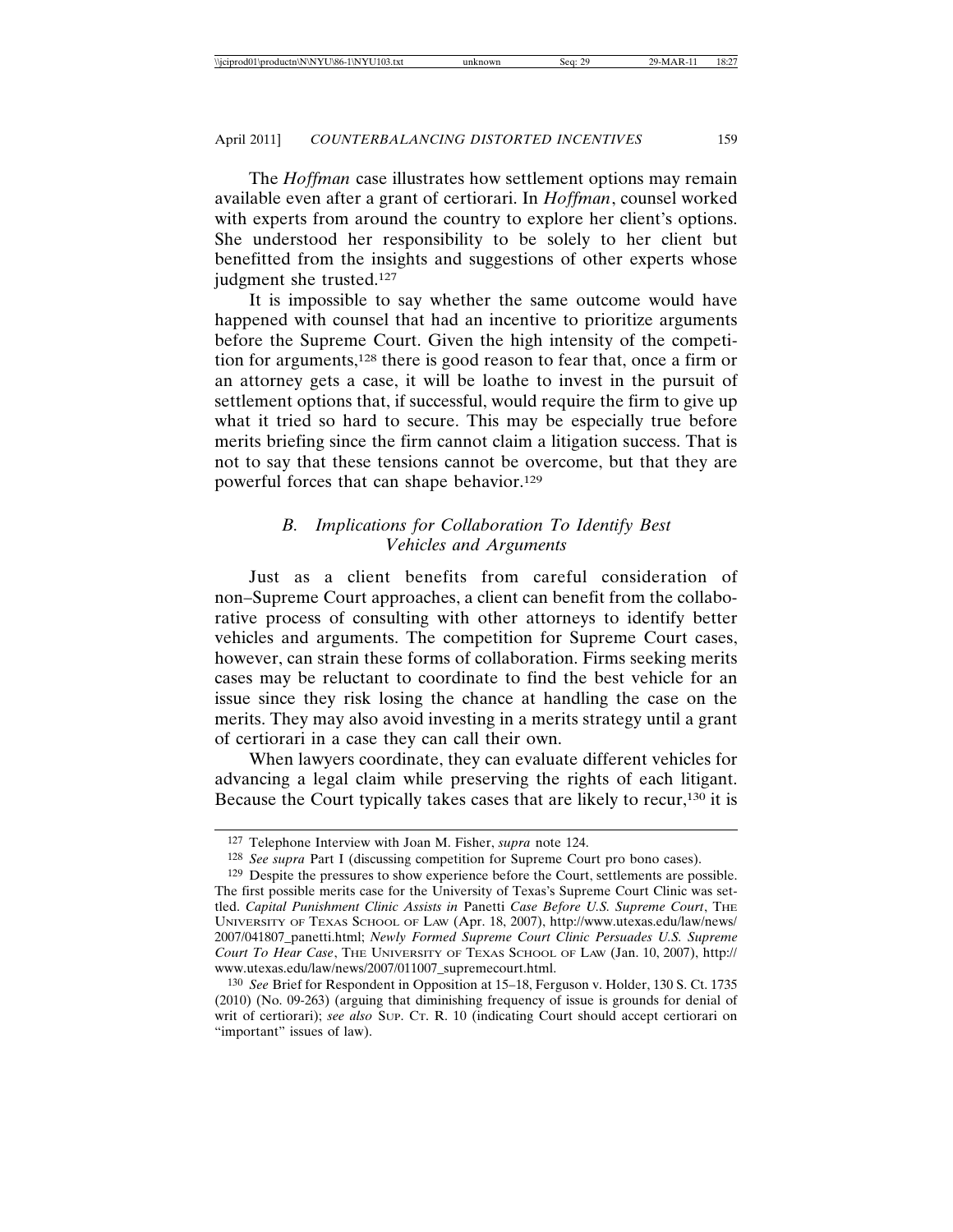The *Hoffman* case illustrates how settlement options may remain available even after a grant of certiorari. In *Hoffman*, counsel worked with experts from around the country to explore her client's options. She understood her responsibility to be solely to her client but benefitted from the insights and suggestions of other experts whose judgment she trusted.[127]

It is impossible to say whether the same outcome would have happened with counsel that had an incentive to prioritize arguments before the Supreme Court. Given the high intensity of the competition for arguments,[128] there is good reason to fear that, once a firm or an attorney gets a case, it will be loathe to invest in the pursuit of settlement options that, if successful, would require the firm to give up what it tried so hard to secure. This may be especially true before merits briefing since the firm cannot claim a litigation success. That is not to say that these tensions cannot be overcome, but that they are powerful forces that can shape behavior.[129]

### B. *Implications for Collaboration To Identify Best Vehicles and Arguments*

Just as a client benefits from careful consideration of non–Supreme Court approaches, a client can benefit from the collaborative process of consulting with other attorneys to identify better vehicles and arguments. The competition for Supreme Court cases, however, can strain these forms of collaboration. Firms seeking merits cases may be reluctant to coordinate to find the best vehicle for an issue since they risk losing the chance at handling the case on the merits. They may also avoid investing in a merits strategy until a grant of certiorari in a case they can call their own.

When lawyers coordinate, they can evaluate different vehicles for advancing a legal claim while preserving the rights of each litigant. Because the Court typically takes cases that are likely to recur,[130] it is

---

[127] Telephone Interview with Joan M. Fisher, *supra* note 124.

[128] *See supra* Part I (discussing competition for Supreme Court pro bono cases).

[129] Despite the pressures to show experience before the Court, settlements are possible. The first possible merits case for the University of Texas's Supreme Court Clinic was settled. *Capital Punishment Clinic Assists in* Panetti *Case Before U.S. Supreme Court*, THE UNIVERSITY OF TEXAS SCHOOL OF LAW (Apr. 18, 2007), http://www.utexas.edu/law/news/2007/041807_panetti.html; *Newly Formed Supreme Court Clinic Persuades U.S. Supreme Court To Hear Case*, THE UNIVERSITY OF TEXAS SCHOOL OF LAW (Jan. 10, 2007), http://www.utexas.edu/law/news/2007/011007_supremecourt.html.

[130] *See* Brief for Respondent in Opposition at 15–18, Ferguson v. Holder, 130 S. Ct. 1735 (2010) (No. 09-263) (arguing that diminishing frequency of issue is grounds for denial of writ of certiorari); *see also* SUP. CT. R. 10 (indicating Court should accept certiorari on "important" issues of law).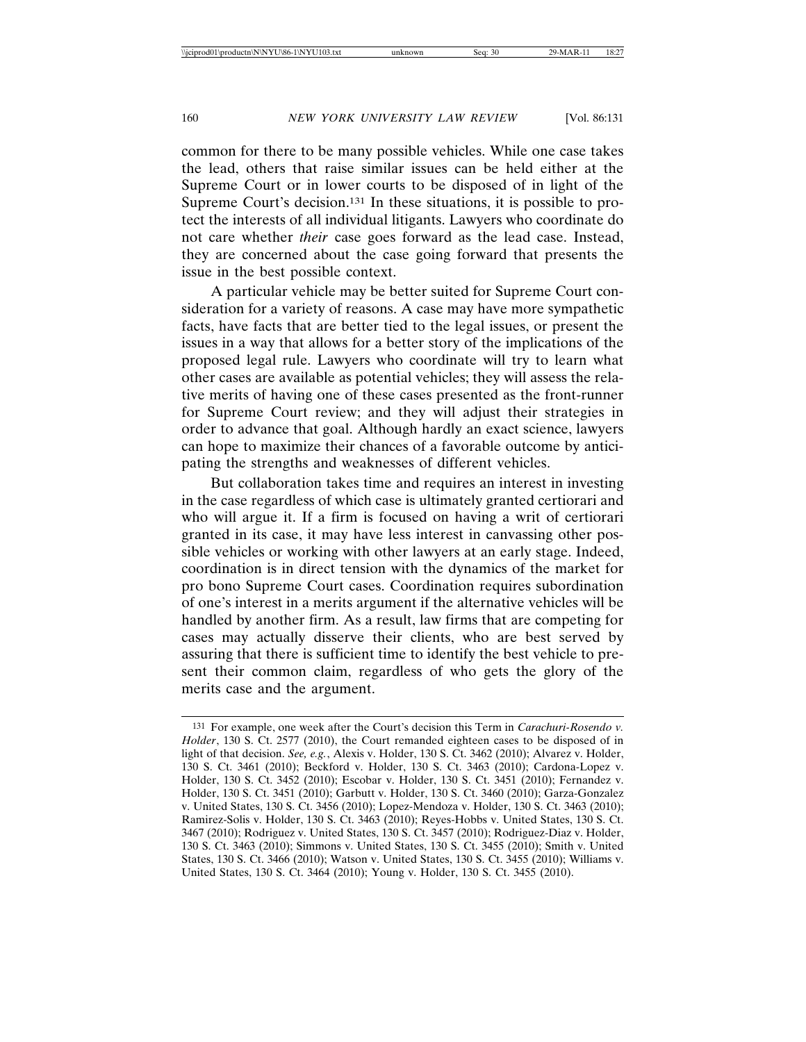common for there to be many possible vehicles. While one case takes the lead, others that raise similar issues can be held either at the Supreme Court or in lower courts to be disposed of in light of the Supreme Court's decision.[131] In these situations, it is possible to protect the interests of all individual litigants. Lawyers who coordinate do not care whether *their* case goes forward as the lead case. Instead, they are concerned about the case going forward that presents the issue in the best possible context.

A particular vehicle may be better suited for Supreme Court consideration for a variety of reasons. A case may have more sympathetic facts, have facts that are better tied to the legal issues, or present the issues in a way that allows for a better story of the implications of the proposed legal rule. Lawyers who coordinate will try to learn what other cases are available as potential vehicles; they will assess the relative merits of having one of these cases presented as the front-runner for Supreme Court review; and they will adjust their strategies in order to advance that goal. Although hardly an exact science, lawyers can hope to maximize their chances of a favorable outcome by anticipating the strengths and weaknesses of different vehicles.

But collaboration takes time and requires an interest in investing in the case regardless of which case is ultimately granted certiorari and who will argue it. If a firm is focused on having a writ of certiorari granted in its case, it may have less interest in canvassing other possible vehicles or working with other lawyers at an early stage. Indeed, coordination is in direct tension with the dynamics of the market for pro bono Supreme Court cases. Coordination requires subordination of one's interest in a merits argument if the alternative vehicles will be handled by another firm. As a result, law firms that are competing for cases may actually disserve their clients, who are best served by assuring that there is sufficient time to identify the best vehicle to present their common claim, regardless of who gets the glory of the merits case and the argument.

---

[131] For example, one week after the Court's decision this Term in *Carachuri-Rosendo v. Holder*, 130 S. Ct. 2577 (2010), the Court remanded eighteen cases to be disposed of in light of that decision. *See, e.g.*, Alexis v. Holder, 130 S. Ct. 3462 (2010); Alvarez v. Holder, 130 S. Ct. 3461 (2010); Beckford v. Holder, 130 S. Ct. 3463 (2010); Cardona-Lopez v. Holder, 130 S. Ct. 3452 (2010); Escobar v. Holder, 130 S. Ct. 3451 (2010); Fernandez v. Holder, 130 S. Ct. 3451 (2010); Garbutt v. Holder, 130 S. Ct. 3460 (2010); Garza-Gonzalez v. United States, 130 S. Ct. 3456 (2010); Lopez-Mendoza v. Holder, 130 S. Ct. 3463 (2010); Ramirez-Solis v. Holder, 130 S. Ct. 3463 (2010); Reyes-Hobbs v. United States, 130 S. Ct. 3467 (2010); Rodriguez v. United States, 130 S. Ct. 3457 (2010); Rodriguez-Diaz v. Holder, 130 S. Ct. 3463 (2010); Simmons v. United States, 130 S. Ct. 3455 (2010); Smith v. United States, 130 S. Ct. 3466 (2010); Watson v. United States, 130 S. Ct. 3455 (2010); Williams v. United States, 130 S. Ct. 3464 (2010); Young v. Holder, 130 S. Ct. 3455 (2010).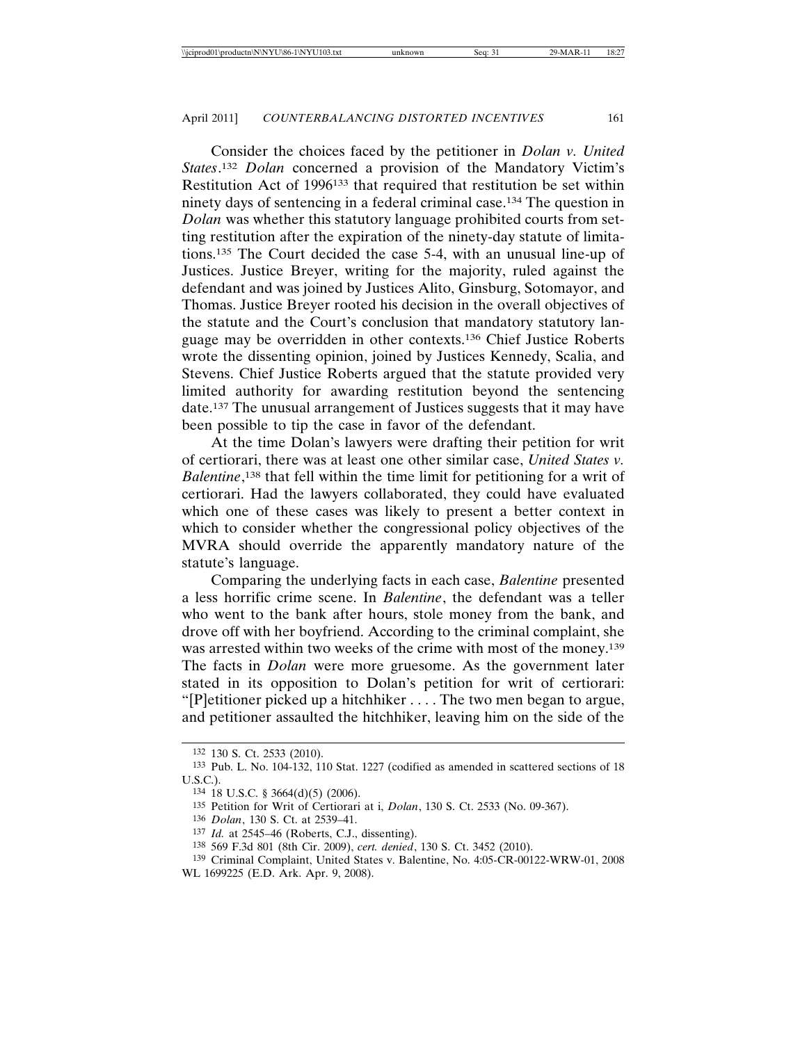Consider the choices faced by the petitioner in *Dolan v. United States*.[132] *Dolan* concerned a provision of the Mandatory Victim's Restitution Act of 1996[133] that required that restitution be set within ninety days of sentencing in a federal criminal case.[134] The question in *Dolan* was whether this statutory language prohibited courts from setting restitution after the expiration of the ninety-day statute of limitations.[135] The Court decided the case 5-4, with an unusual line-up of Justices. Justice Breyer, writing for the majority, ruled against the defendant and was joined by Justices Alito, Ginsburg, Sotomayor, and Thomas. Justice Breyer rooted his decision in the overall objectives of the statute and the Court's conclusion that mandatory statutory language may be overridden in other contexts.[136] Chief Justice Roberts wrote the dissenting opinion, joined by Justices Kennedy, Scalia, and Stevens. Chief Justice Roberts argued that the statute provided very limited authority for awarding restitution beyond the sentencing date.[137] The unusual arrangement of Justices suggests that it may have been possible to tip the case in favor of the defendant.

At the time Dolan's lawyers were drafting their petition for writ of certiorari, there was at least one other similar case, *United States v. Balentine*,[138] that fell within the time limit for petitioning for a writ of certiorari. Had the lawyers collaborated, they could have evaluated which one of these cases was likely to present a better context in which to consider whether the congressional policy objectives of the MVRA should override the apparently mandatory nature of the statute's language.

Comparing the underlying facts in each case, *Balentine* presented a less horrific crime scene. In *Balentine*, the defendant was a teller who went to the bank after hours, stole money from the bank, and drove off with her boyfriend. According to the criminal complaint, she was arrested within two weeks of the crime with most of the money.[139] The facts in *Dolan* were more gruesome. As the government later stated in its opposition to Dolan's petition for writ of certiorari: "[P]etitioner picked up a hitchhiker . . . . The two men began to argue, and petitioner assaulted the hitchhiker, leaving him on the side of the

---

132 130 S. Ct. 2533 (2010).

133 Pub. L. No. 104-132, 110 Stat. 1227 (codified as amended in scattered sections of 18 U.S.C.).

134 18 U.S.C. § 3664(d)(5) (2006).

135 Petition for Writ of Certiorari at i, *Dolan*, 130 S. Ct. 2533 (No. 09-367).

136 *Dolan*, 130 S. Ct. at 2539–41.

137 *Id.* at 2545–46 (Roberts, C.J., dissenting).

138 569 F.3d 801 (8th Cir. 2009), *cert. denied*, 130 S. Ct. 3452 (2010).

139 Criminal Complaint, United States v. Balentine, No. 4:05-CR-00122-WRW-01, 2008 WL 1699225 (E.D. Ark. Apr. 9, 2008).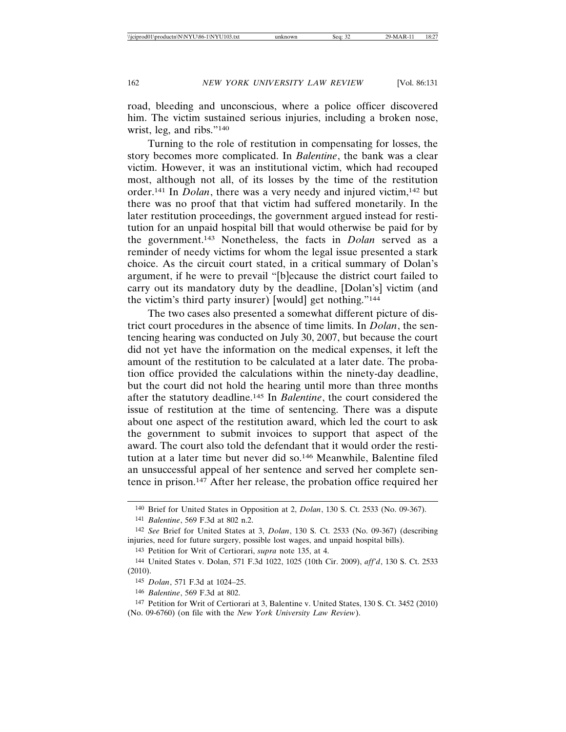road, bleeding and unconscious, where a police officer discovered him. The victim sustained serious injuries, including a broken nose, wrist, leg, and ribs."[140]

Turning to the role of restitution in compensating for losses, the story becomes more complicated. In *Balentine*, the bank was a clear victim. However, it was an institutional victim, which had recouped most, although not all, of its losses by the time of the restitution order.[141] In *Dolan*, there was a very needy and injured victim,[142] but there was no proof that that victim had suffered monetarily. In the later restitution proceedings, the government argued instead for restitution for an unpaid hospital bill that would otherwise be paid for by the government.[143] Nonetheless, the facts in *Dolan* served as a reminder of needy victims for whom the legal issue presented a stark choice. As the circuit court stated, in a critical summary of Dolan's argument, if he were to prevail "[b]ecause the district court failed to carry out its mandatory duty by the deadline, [Dolan's] victim (and the victim's third party insurer) [would] get nothing."[144]

The two cases also presented a somewhat different picture of district court procedures in the absence of time limits. In *Dolan*, the sentencing hearing was conducted on July 30, 2007, but because the court did not yet have the information on the medical expenses, it left the amount of the restitution to be calculated at a later date. The probation office provided the calculations within the ninety-day deadline, but the court did not hold the hearing until more than three months after the statutory deadline.[145] In *Balentine*, the court considered the issue of restitution at the time of sentencing. There was a dispute about one aspect of the restitution award, which led the court to ask the government to submit invoices to support that aspect of the award. The court also told the defendant that it would order the restitution at a later time but never did so.[146] Meanwhile, Balentine filed an unsuccessful appeal of her sentence and served her complete sentence in prison.[147] After her release, the probation office required her

---

140 Brief for United States in Opposition at 2, *Dolan*, 130 S. Ct. 2533 (No. 09-367).

141 *Balentine*, 569 F.3d at 802 n.2.

142 *See* Brief for United States at 3, *Dolan*, 130 S. Ct. 2533 (No. 09-367) (describing injuries, need for future surgery, possible lost wages, and unpaid hospital bills).

143 Petition for Writ of Certiorari, *supra* note 135, at 4.

144 United States v. Dolan, 571 F.3d 1022, 1025 (10th Cir. 2009), *aff'd*, 130 S. Ct. 2533 (2010).

145 *Dolan*, 571 F.3d at 1024–25.

146 *Balentine*, 569 F.3d at 802.

147 Petition for Writ of Certiorari at 3, Balentine v. United States, 130 S. Ct. 3452 (2010) (No. 09-6760) (on file with the *New York University Law Review*).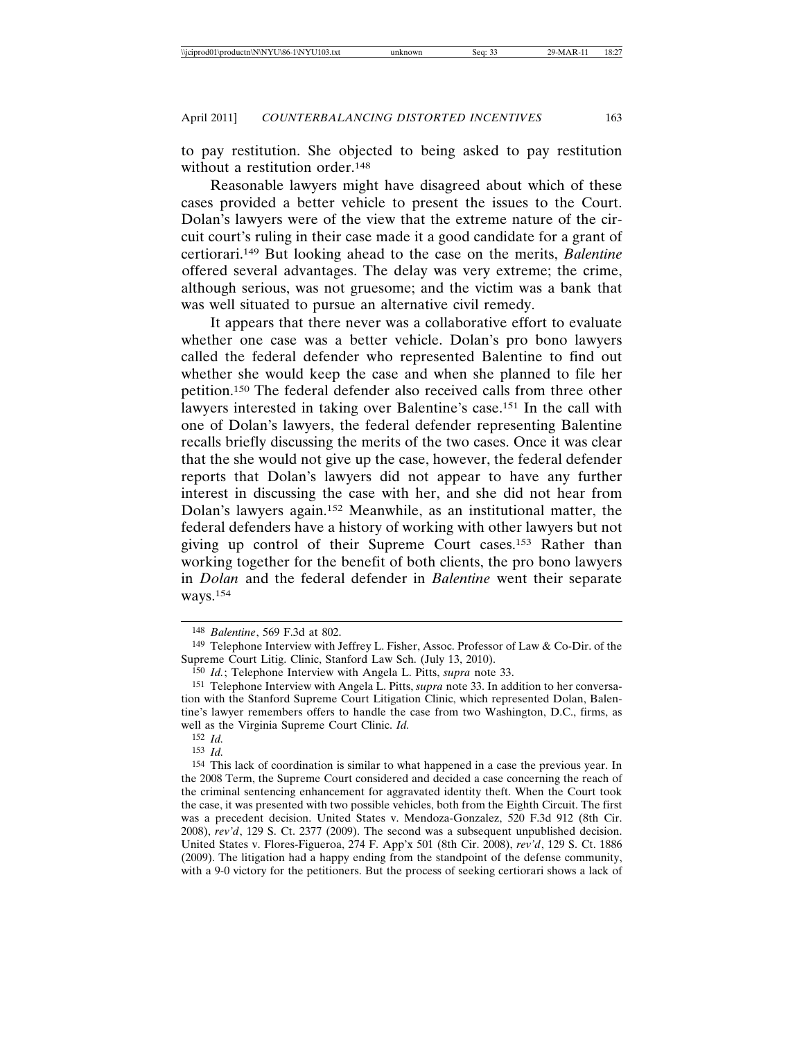to pay restitution. She objected to being asked to pay restitution without a restitution order.[148]

Reasonable lawyers might have disagreed about which of these cases provided a better vehicle to present the issues to the Court. Dolan's lawyers were of the view that the extreme nature of the circuit court's ruling in their case made it a good candidate for a grant of certiorari.[149] But looking ahead to the case on the merits, *Balentine* offered several advantages. The delay was very extreme; the crime, although serious, was not gruesome; and the victim was a bank that was well situated to pursue an alternative civil remedy.

It appears that there never was a collaborative effort to evaluate whether one case was a better vehicle. Dolan's pro bono lawyers called the federal defender who represented Balentine to find out whether she would keep the case and when she planned to file her petition.[150] The federal defender also received calls from three other lawyers interested in taking over Balentine's case.[151] In the call with one of Dolan's lawyers, the federal defender representing Balentine recalls briefly discussing the merits of the two cases. Once it was clear that the she would not give up the case, however, the federal defender reports that Dolan's lawyers did not appear to have any further interest in discussing the case with her, and she did not hear from Dolan's lawyers again.[152] Meanwhile, as an institutional matter, the federal defenders have a history of working with other lawyers but not giving up control of their Supreme Court cases.[153] Rather than working together for the benefit of both clients, the pro bono lawyers in *Dolan* and the federal defender in *Balentine* went their separate ways.[154]

---

[148] *Balentine*, 569 F.3d at 802.

[149] Telephone Interview with Jeffrey L. Fisher, Assoc. Professor of Law & Co-Dir. of the Supreme Court Litig. Clinic, Stanford Law Sch. (July 13, 2010).

[150] *Id.*; Telephone Interview with Angela L. Pitts, *supra* note 33.

[151] Telephone Interview with Angela L. Pitts, *supra* note 33. In addition to her conversation with the Stanford Supreme Court Litigation Clinic, which represented Dolan, Balentine's lawyer remembers offers to handle the case from two Washington, D.C., firms, as well as the Virginia Supreme Court Clinic. *Id.*

[152] *Id.*

[153] *Id.*

[154] This lack of coordination is similar to what happened in a case the previous year. In the 2008 Term, the Supreme Court considered and decided a case concerning the reach of the criminal sentencing enhancement for aggravated identity theft. When the Court took the case, it was presented with two possible vehicles, both from the Eighth Circuit. The first was a precedent decision. United States v. Mendoza-Gonzalez, 520 F.3d 912 (8th Cir. 2008), *rev'd*, 129 S. Ct. 2377 (2009). The second was a subsequent unpublished decision. United States v. Flores-Figueroa, 274 F. App'x 501 (8th Cir. 2008), *rev'd*, 129 S. Ct. 1886 (2009). The litigation had a happy ending from the standpoint of the defense community, with a 9-0 victory for the petitioners. But the process of seeking certiorari shows a lack of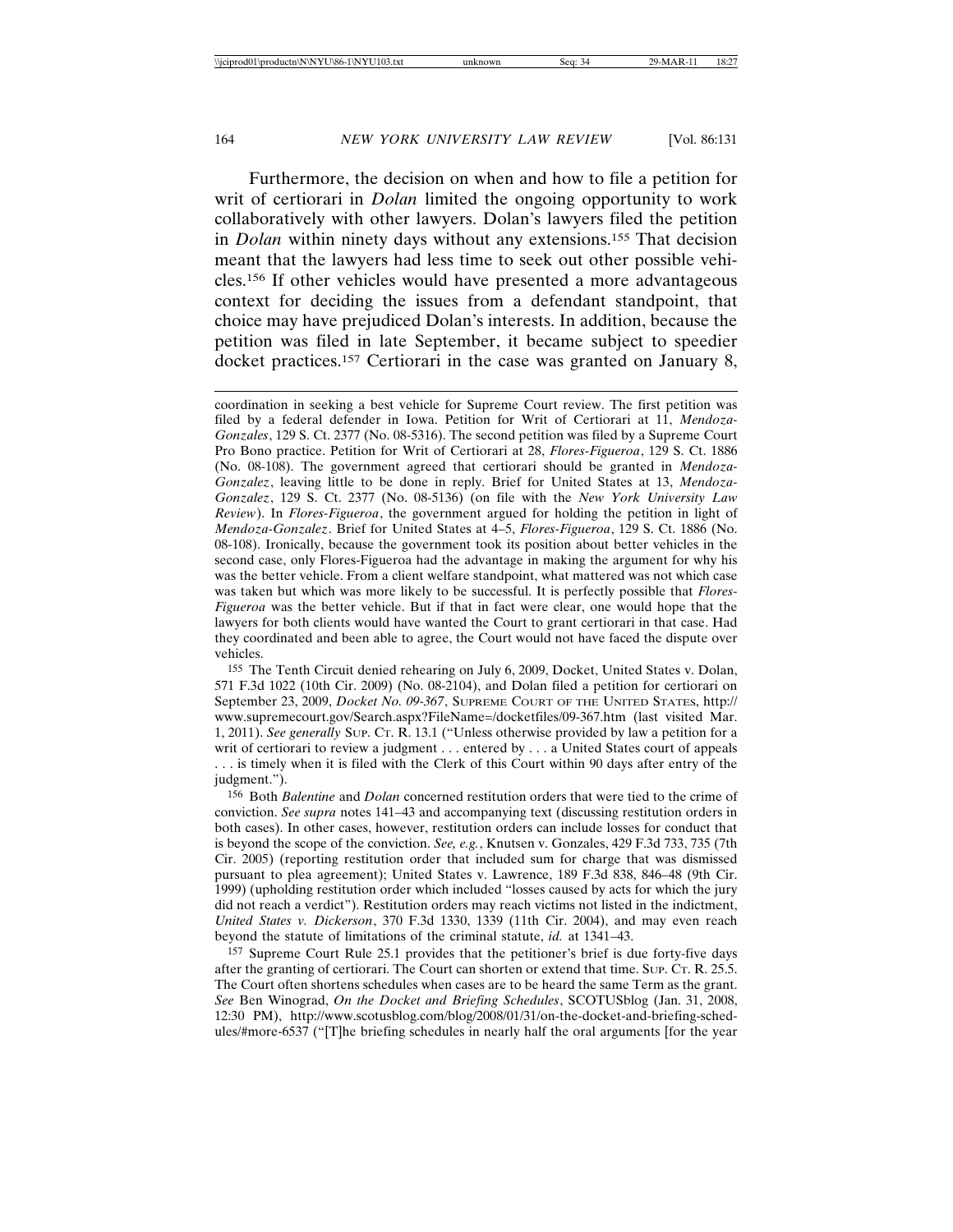Furthermore, the decision on when and how to file a petition for writ of certiorari in *Dolan* limited the ongoing opportunity to work collaboratively with other lawyers. Dolan's lawyers filed the petition in *Dolan* within ninety days without any extensions.[155] That decision meant that the lawyers had less time to seek out other possible vehicles.[156] If other vehicles would have presented a more advantageous context for deciding the issues from a defendant standpoint, that choice may have prejudiced Dolan's interests. In addition, because the petition was filed in late September, it became subject to speedier docket practices.[157] Certiorari in the case was granted on January 8,

---

coordination in seeking a best vehicle for Supreme Court review. The first petition was filed by a federal defender in Iowa. Petition for Writ of Certiorari at 11, *Mendoza-Gonzales*, 129 S. Ct. 2377 (No. 08-5316). The second petition was filed by a Supreme Court Pro Bono practice. Petition for Writ of Certiorari at 28, *Flores-Figueroa*, 129 S. Ct. 1886 (No. 08-108). The government agreed that certiorari should be granted in *Mendoza-Gonzalez*, leaving little to be done in reply. Brief for United States at 13, *Mendoza-Gonzalez*, 129 S. Ct. 2377 (No. 08-5136) (on file with the *New York University Law Review*). In *Flores-Figueroa*, the government argued for holding the petition in light of *Mendoza-Gonzalez*. Brief for United States at 4–5, *Flores-Figueroa*, 129 S. Ct. 1886 (No. 08-108). Ironically, because the government took its position about better vehicles in the second case, only Flores-Figueroa had the advantage in making the argument for why his was the better vehicle. From a client welfare standpoint, what mattered was not which case was taken but which was more likely to be successful. It is perfectly possible that *Flores-Figueroa* was the better vehicle. But if that in fact were clear, one would hope that the lawyers for both clients would have wanted the Court to grant certiorari in that case. Had they coordinated and been able to agree, the Court would not have faced the dispute over vehicles.

155 The Tenth Circuit denied rehearing on July 6, 2009, Docket, United States v. Dolan, 571 F.3d 1022 (10th Cir. 2009) (No. 08-2104), and Dolan filed a petition for certiorari on September 23, 2009, *Docket No. 09-367*, SUPREME COURT OF THE UNITED STATES, http://www.supremecourt.gov/Search.aspx?FileName=/docketfiles/09-367.htm (last visited Mar. 1, 2011). *See generally* SUP. CT. R. 13.1 ("Unless otherwise provided by law a petition for a writ of certiorari to review a judgment . . . entered by . . . a United States court of appeals . . . is timely when it is filed with the Clerk of this Court within 90 days after entry of the judgment.").

156 Both *Balentine* and *Dolan* concerned restitution orders that were tied to the crime of conviction. *See supra* notes 141–43 and accompanying text (discussing restitution orders in both cases). In other cases, however, restitution orders can include losses for conduct that is beyond the scope of the conviction. *See, e.g.*, Knutsen v. Gonzales, 429 F.3d 733, 735 (7th Cir. 2005) (reporting restitution order that included sum for charge that was dismissed pursuant to plea agreement); United States v. Lawrence, 189 F.3d 838, 846–48 (9th Cir. 1999) (upholding restitution order which included "losses caused by acts for which the jury did not reach a verdict"). Restitution orders may reach victims not listed in the indictment, *United States v. Dickerson*, 370 F.3d 1330, 1339 (11th Cir. 2004), and may even reach beyond the statute of limitations of the criminal statute, *id.* at 1341–43.

157 Supreme Court Rule 25.1 provides that the petitioner's brief is due forty-five days after the granting of certiorari. The Court can shorten or extend that time. SUP. CT. R. 25.5. The Court often shortens schedules when cases are to be heard the same Term as the grant. *See* Ben Winograd, *On the Docket and Briefing Schedules*, SCOTUSblog (Jan. 31, 2008, 12:30 PM), http://www.scotusblog.com/blog/2008/01/31/on-the-docket-and-briefing-schedules/#more-6537 ("[T]he briefing schedules in nearly half the oral arguments [for the year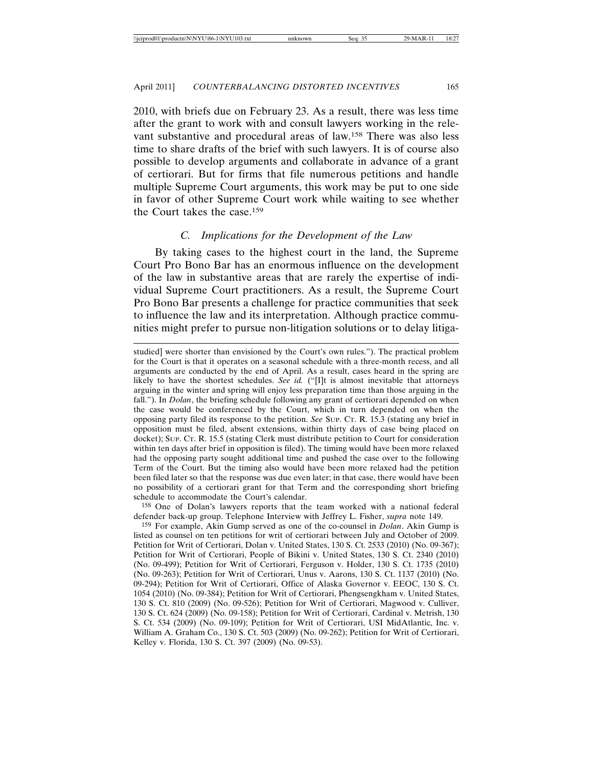2010, with briefs due on February 23. As a result, there was less time after the grant to work with and consult lawyers working in the relevant substantive and procedural areas of law.[158] There was also less time to share drafts of the brief with such lawyers. It is of course also possible to develop arguments and collaborate in advance of a grant of certiorari. But for firms that file numerous petitions and handle multiple Supreme Court arguments, this work may be put to one side in favor of other Supreme Court work while waiting to see whether the Court takes the case.[159]

### *C. Implications for the Development of the Law*

By taking cases to the highest court in the land, the Supreme Court Pro Bono Bar has an enormous influence on the development of the law in substantive areas that are rarely the expertise of individual Supreme Court practitioners. As a result, the Supreme Court Pro Bono Bar presents a challenge for practice communities that seek to influence the law and its interpretation. Although practice communities might prefer to pursue non-litigation solutions or to delay litiga-

---

studied] were shorter than envisioned by the Court's own rules."). The practical problem for the Court is that it operates on a seasonal schedule with a three-month recess, and all arguments are conducted by the end of April. As a result, cases heard in the spring are likely to have the shortest schedules. *See id.* ("[I]t is almost inevitable that attorneys arguing in the winter and spring will enjoy less preparation time than those arguing in the fall."). In *Dolan*, the briefing schedule following any grant of certiorari depended on when the case would be conferenced by the Court, which in turn depended on when the opposing party filed its response to the petition. *See* SUP. CT. R. 15.3 (stating any brief in opposition must be filed, absent extensions, within thirty days of case being placed on docket); SUP. CT. R. 15.5 (stating Clerk must distribute petition to Court for consideration within ten days after brief in opposition is filed). The timing would have been more relaxed had the opposing party sought additional time and pushed the case over to the following Term of the Court. But the timing also would have been more relaxed had the petition been filed later so that the response was due even later; in that case, there would have been no possibility of a certiorari grant for that Term and the corresponding short briefing schedule to accommodate the Court's calendar.

[158] One of Dolan's lawyers reports that the team worked with a national federal defender back-up group. Telephone Interview with Jeffrey L. Fisher, *supra* note 149.

[159] For example, Akin Gump served as one of the co-counsel in *Dolan*. Akin Gump is listed as counsel on ten petitions for writ of certiorari between July and October of 2009. Petition for Writ of Certiorari, Dolan v. United States, 130 S. Ct. 2533 (2010) (No. 09-367); Petition for Writ of Certiorari, People of Bikini v. United States, 130 S. Ct. 2340 (2010) (No. 09-499); Petition for Writ of Certiorari, Ferguson v. Holder, 130 S. Ct. 1735 (2010) (No. 09-263); Petition for Writ of Certiorari, Unus v. Aarons, 130 S. Ct. 1137 (2010) (No. 09-294); Petition for Writ of Certiorari, Office of Alaska Governor v. EEOC, 130 S. Ct. 1054 (2010) (No. 09-384); Petition for Writ of Certiorari, Phengsengkham v. United States, 130 S. Ct. 810 (2009) (No. 09-526); Petition for Writ of Certiorari, Magwood v. Culliver, 130 S. Ct. 624 (2009) (No. 09-158); Petition for Writ of Certiorari, Cardinal v. Metrish, 130 S. Ct. 534 (2009) (No. 09-109); Petition for Writ of Certiorari, USI MidAtlantic, Inc. v. William A. Graham Co., 130 S. Ct. 503 (2009) (No. 09-262); Petition for Writ of Certiorari, Kelley v. Florida, 130 S. Ct. 397 (2009) (No. 09-53).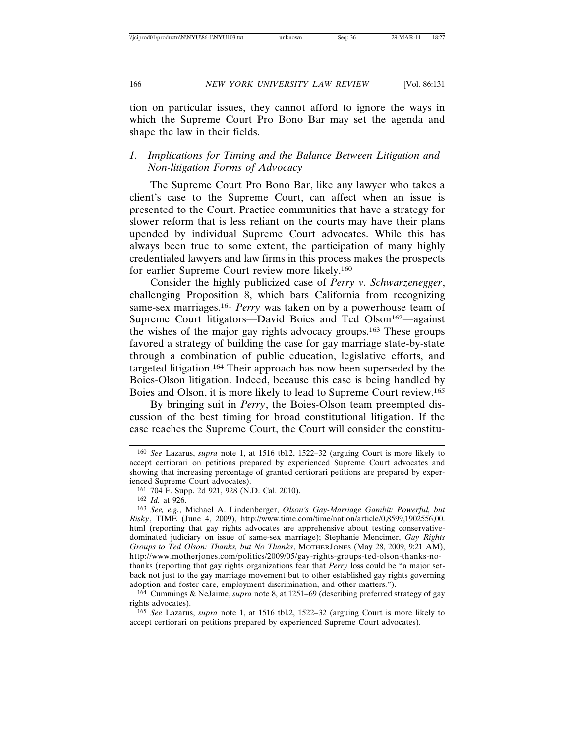tion on particular issues, they cannot afford to ignore the ways in which the Supreme Court Pro Bono Bar may set the agenda and shape the law in their fields.

### 1. *Implications for Timing and the Balance Between Litigation and Non-litigation Forms of Advocacy*

The Supreme Court Pro Bono Bar, like any lawyer who takes a client's case to the Supreme Court, can affect when an issue is presented to the Court. Practice communities that have a strategy for slower reform that is less reliant on the courts may have their plans upended by individual Supreme Court advocates. While this has always been true to some extent, the participation of many highly credentialed lawyers and law firms in this process makes the prospects for earlier Supreme Court review more likely.[160]

Consider the highly publicized case of *Perry v. Schwarzenegger*, challenging Proposition 8, which bars California from recognizing same-sex marriages.[161] *Perry* was taken on by a powerhouse team of Supreme Court litigators—David Boies and Ted Olson[162]—against the wishes of the major gay rights advocacy groups.[163] These groups favored a strategy of building the case for gay marriage state-by-state through a combination of public education, legislative efforts, and targeted litigation.[164] Their approach has now been superseded by the Boies-Olson litigation. Indeed, because this case is being handled by Boies and Olson, it is more likely to lead to Supreme Court review.[165]

By bringing suit in *Perry*, the Boies-Olson team preempted discussion of the best timing for broad constitutional litigation. If the case reaches the Supreme Court, the Court will consider the constitu-

---

[160] *See* Lazarus, *supra* note 1, at 1516 tbl.2, 1522–32 (arguing Court is more likely to accept certiorari on petitions prepared by experienced Supreme Court advocates and showing that increasing percentage of granted certiorari petitions are prepared by experienced Supreme Court advocates).

[161] 704 F. Supp. 2d 921, 928 (N.D. Cal. 2010).

[162] *Id.* at 926.

[163] *See, e.g.*, Michael A. Lindenberger, *Olson's Gay-Marriage Gambit: Powerful, but Risky*, TIME (June 4, 2009), http://www.time.com/time/nation/article/0,8599,1902556,00.html (reporting that gay rights advocates are apprehensive about testing conservative-dominated judiciary on issue of same-sex marriage); Stephanie Mencimer, *Gay Rights Groups to Ted Olson: Thanks, but No Thanks*, MOTHERJONES (May 28, 2009, 9:21 AM), http://www.motherjones.com/politics/2009/05/gay-rights-groups-ted-olson-thanks-no-thanks (reporting that gay rights organizations fear that *Perry* loss could be "a major setback not just to the gay marriage movement but to other established gay rights governing adoption and foster care, employment discrimination, and other matters.").

[164] Cummings & NeJaime, *supra* note 8, at 1251–69 (describing preferred strategy of gay rights advocates).

[165] *See* Lazarus, *supra* note 1, at 1516 tbl.2, 1522–32 (arguing Court is more likely to accept certiorari on petitions prepared by experienced Supreme Court advocates).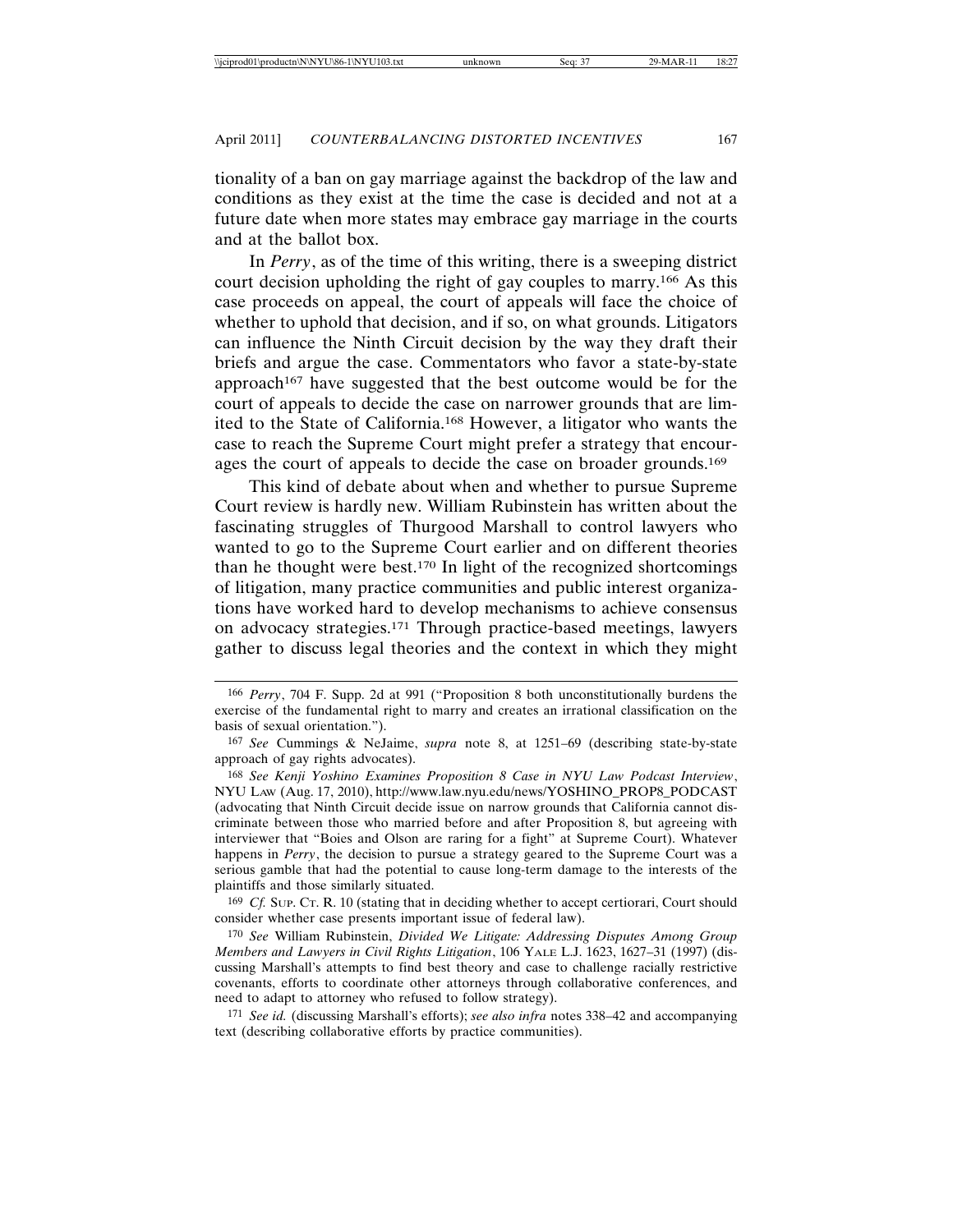tionality of a ban on gay marriage against the backdrop of the law and conditions as they exist at the time the case is decided and not at a future date when more states may embrace gay marriage in the courts and at the ballot box.

In *Perry*, as of the time of this writing, there is a sweeping district court decision upholding the right of gay couples to marry.[166] As this case proceeds on appeal, the court of appeals will face the choice of whether to uphold that decision, and if so, on what grounds. Litigators can influence the Ninth Circuit decision by the way they draft their briefs and argue the case. Commentators who favor a state-by-state approach[167] have suggested that the best outcome would be for the court of appeals to decide the case on narrower grounds that are limited to the State of California.[168] However, a litigator who wants the case to reach the Supreme Court might prefer a strategy that encourages the court of appeals to decide the case on broader grounds.[169]

This kind of debate about when and whether to pursue Supreme Court review is hardly new. William Rubinstein has written about the fascinating struggles of Thurgood Marshall to control lawyers who wanted to go to the Supreme Court earlier and on different theories than he thought were best.[170] In light of the recognized shortcomings of litigation, many practice communities and public interest organizations have worked hard to develop mechanisms to achieve consensus on advocacy strategies.[171] Through practice-based meetings, lawyers gather to discuss legal theories and the context in which they might

---

166 *Perry*, 704 F. Supp. 2d at 991 ("Proposition 8 both unconstitutionally burdens the exercise of the fundamental right to marry and creates an irrational classification on the basis of sexual orientation.").

167 *See* Cummings & NeJaime, *supra* note 8, at 1251–69 (describing state-by-state approach of gay rights advocates).

168 *See Kenji Yoshino Examines Proposition 8 Case in NYU Law Podcast Interview*, NYU LAW (Aug. 17, 2010), http://www.law.nyu.edu/news/YOSHINO_PROP8_PODCAST (advocating that Ninth Circuit decide issue on narrow grounds that California cannot discriminate between those who married before and after Proposition 8, but agreeing with interviewer that "Boies and Olson are raring for a fight" at Supreme Court). Whatever happens in *Perry*, the decision to pursue a strategy geared to the Supreme Court was a serious gamble that had the potential to cause long-term damage to the interests of the plaintiffs and those similarly situated.

169 *Cf.* SUP. CT. R. 10 (stating that in deciding whether to accept certiorari, Court should consider whether case presents important issue of federal law).

170 *See* William Rubinstein, *Divided We Litigate: Addressing Disputes Among Group Members and Lawyers in Civil Rights Litigation*, 106 YALE L.J. 1623, 1627–31 (1997) (discussing Marshall's attempts to find best theory and case to challenge racially restrictive covenants, efforts to coordinate other attorneys through collaborative conferences, and need to adapt to attorney who refused to follow strategy).

171 *See id.* (discussing Marshall's efforts); *see also infra* notes 338–42 and accompanying text (describing collaborative efforts by practice communities).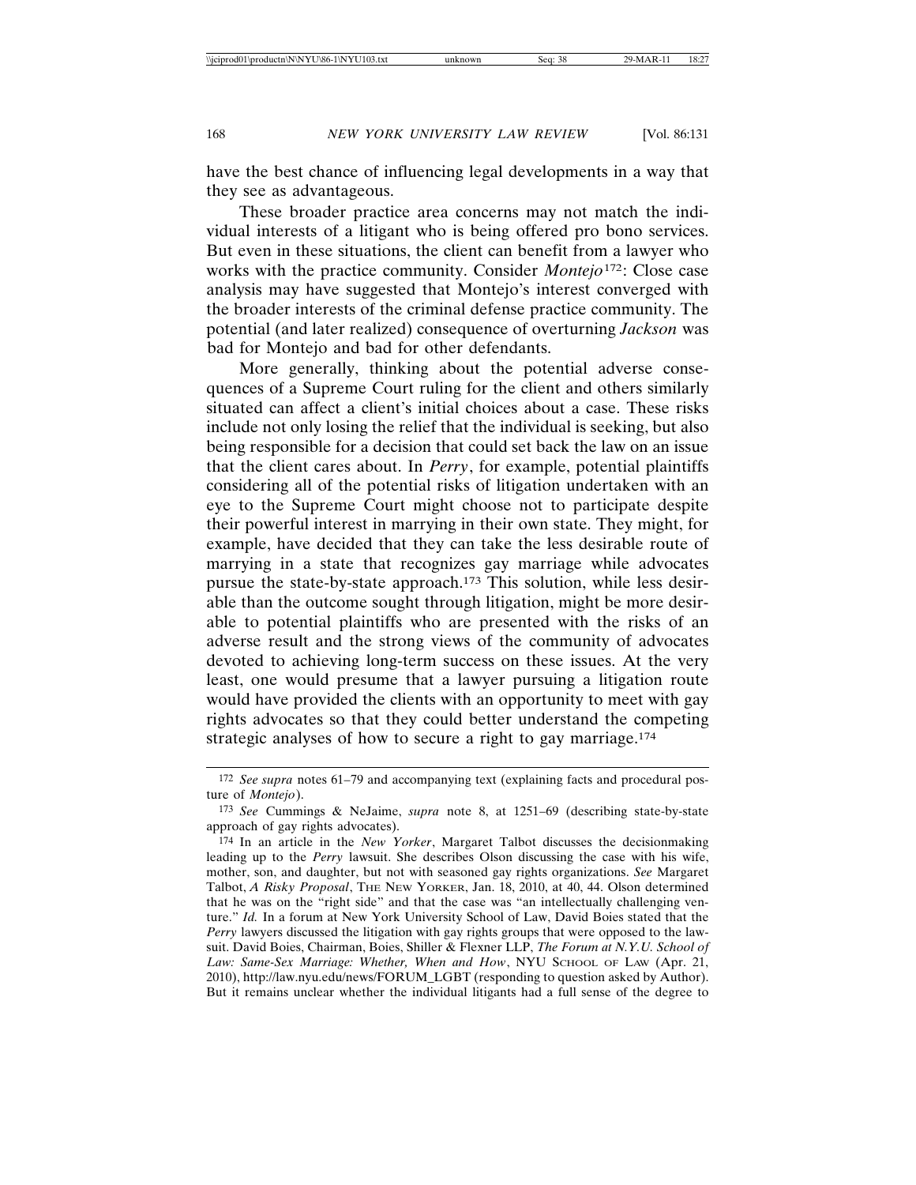have the best chance of influencing legal developments in a way that they see as advantageous.

These broader practice area concerns may not match the individual interests of a litigant who is being offered pro bono services. But even in these situations, the client can benefit from a lawyer who works with the practice community. Consider *Montejo*[172]: Close case analysis may have suggested that Montejo's interest converged with the broader interests of the criminal defense practice community. The potential (and later realized) consequence of overturning *Jackson* was bad for Montejo and bad for other defendants.

More generally, thinking about the potential adverse consequences of a Supreme Court ruling for the client and others similarly situated can affect a client's initial choices about a case. These risks include not only losing the relief that the individual is seeking, but also being responsible for a decision that could set back the law on an issue that the client cares about. In *Perry*, for example, potential plaintiffs considering all of the potential risks of litigation undertaken with an eye to the Supreme Court might choose not to participate despite their powerful interest in marrying in their own state. They might, for example, have decided that they can take the less desirable route of marrying in a state that recognizes gay marriage while advocates pursue the state-by-state approach.[173] This solution, while less desirable than the outcome sought through litigation, might be more desirable to potential plaintiffs who are presented with the risks of an adverse result and the strong views of the community of advocates devoted to achieving long-term success on these issues. At the very least, one would presume that a lawyer pursuing a litigation route would have provided the clients with an opportunity to meet with gay rights advocates so that they could better understand the competing strategic analyses of how to secure a right to gay marriage.[174]

---

[172] *See supra* notes 61–79 and accompanying text (explaining facts and procedural posture of *Montejo*).

[173] *See* Cummings & NeJaime, *supra* note 8, at 1251–69 (describing state-by-state approach of gay rights advocates).

[174] In an article in the *New Yorker*, Margaret Talbot discusses the decisionmaking leading up to the *Perry* lawsuit. She describes Olson discussing the case with his wife, mother, son, and daughter, but not with seasoned gay rights organizations. *See* Margaret Talbot, *A Risky Proposal*, THE NEW YORKER, Jan. 18, 2010, at 40, 44. Olson determined that he was on the "right side" and that the case was "an intellectually challenging venture." *Id.* In a forum at New York University School of Law, David Boies stated that the *Perry* lawyers discussed the litigation with gay rights groups that were opposed to the lawsuit. David Boies, Chairman, Boies, Shiller & Flexner LLP, *The Forum at N.Y.U. School of Law: Same-Sex Marriage: Whether, When and How*, NYU SCHOOL OF LAW (Apr. 21, 2010), http://law.nyu.edu/news/FORUM_LGBT (responding to question asked by Author). But it remains unclear whether the individual litigants had a full sense of the degree to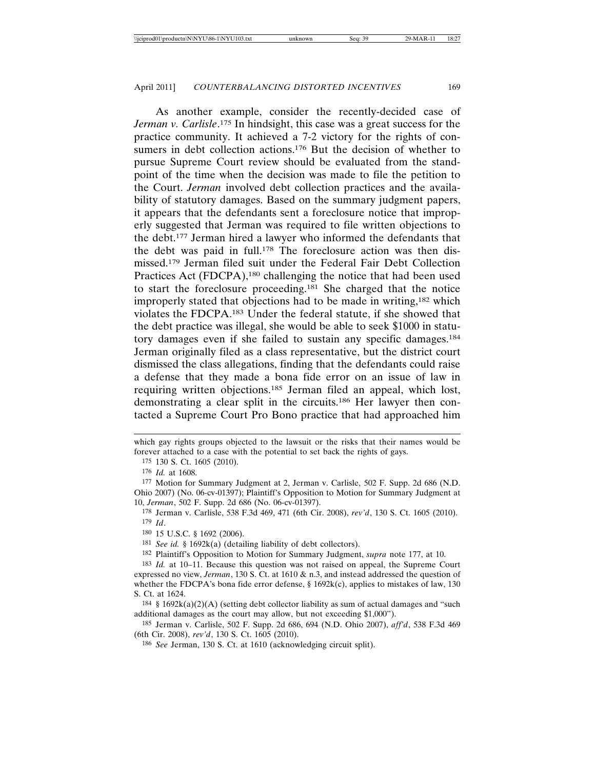As another example, consider the recently-decided case of *Jerman v. Carlisle*.[175] In hindsight, this case was a great success for the practice community. It achieved a 7-2 victory for the rights of consumers in debt collection actions.[176] But the decision of whether to pursue Supreme Court review should be evaluated from the standpoint of the time when the decision was made to file the petition to the Court. *Jerman* involved debt collection practices and the availability of statutory damages. Based on the summary judgment papers, it appears that the defendants sent a foreclosure notice that improperly suggested that Jerman was required to file written objections to the debt.[177] Jerman hired a lawyer who informed the defendants that the debt was paid in full.[178] The foreclosure action was then dismissed.[179] Jerman filed suit under the Federal Fair Debt Collection Practices Act (FDCPA),[180] challenging the notice that had been used to start the foreclosure proceeding.[181] She charged that the notice improperly stated that objections had to be made in writing,[182] which violates the FDCPA.[183] Under the federal statute, if she showed that the debt practice was illegal, she would be able to seek $1000 in statutory damages even if she failed to sustain any specific damages.[184] Jerman originally filed as a class representative, but the district court dismissed the class allegations, finding that the defendants could raise a defense that they made a bona fide error on an issue of law in requiring written objections.[185] Jerman filed an appeal, which lost, demonstrating a clear split in the circuits.[186] Her lawyer then contacted a Supreme Court Pro Bono practice that had approached him

---

which gay rights groups objected to the lawsuit or the risks that their names would be forever attached to a case with the potential to set back the rights of gays.

[175] 130 S. Ct. 1605 (2010).

[176] *Id.* at 1608.

[177] Motion for Summary Judgment at 2, Jerman v. Carlisle, 502 F. Supp. 2d 686 (N.D. Ohio 2007) (No. 06-cv-01397); Plaintiff's Opposition to Motion for Summary Judgment at 10, *Jerman*, 502 F. Supp. 2d 686 (No. 06-cv-01397).

[178] Jerman v. Carlisle, 538 F.3d 469, 471 (6th Cir. 2008), *rev'd*, 130 S. Ct. 1605 (2010).

[179] *Id*.

[180] 15 U.S.C. § 1692 (2006).

[181] *See id.* § 1692k(a) (detailing liability of debt collectors).

[182] Plaintiff's Opposition to Motion for Summary Judgment, *supra* note 177, at 10.

[183] *Id.* at 10–11. Because this question was not raised on appeal, the Supreme Court expressed no view, *Jerman*, 130 S. Ct. at 1610 & n.3, and instead addressed the question of whether the FDCPA's bona fide error defense, § 1692k(c), applies to mistakes of law, 130 S. Ct. at 1624.

[184] § 1692k(a)(2)(A) (setting debt collector liability as sum of actual damages and "such additional damages as the court may allow, but not exceeding $1,000").

[185] Jerman v. Carlisle, 502 F. Supp. 2d 686, 694 (N.D. Ohio 2007), *aff'd*, 538 F.3d 469 (6th Cir. 2008), *rev'd*, 130 S. Ct. 1605 (2010).

[186] *See* Jerman, 130 S. Ct. at 1610 (acknowledging circuit split).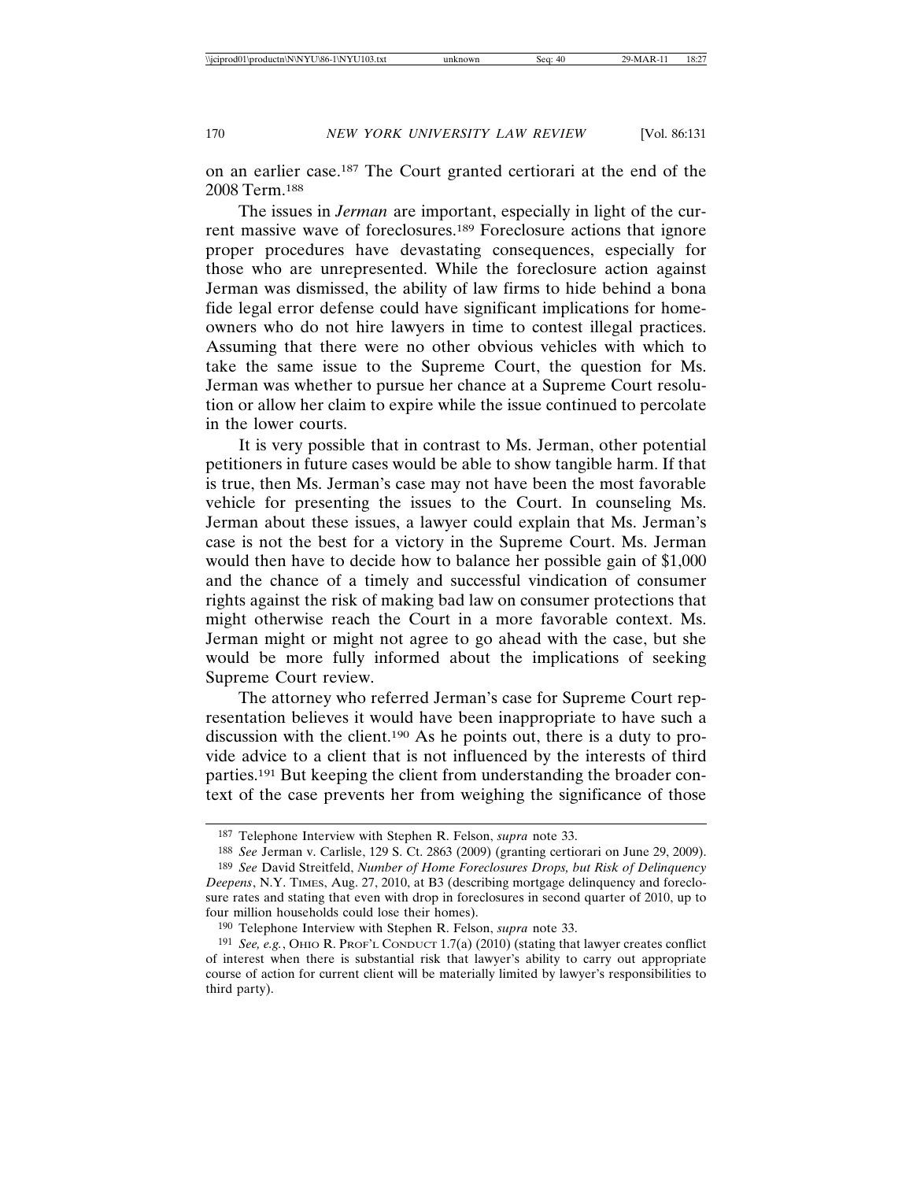on an earlier case.[187] The Court granted certiorari at the end of the 2008 Term.[188]

The issues in *Jerman* are important, especially in light of the current massive wave of foreclosures.[189] Foreclosure actions that ignore proper procedures have devastating consequences, especially for those who are unrepresented. While the foreclosure action against Jerman was dismissed, the ability of law firms to hide behind a bona fide legal error defense could have significant implications for homeowners who do not hire lawyers in time to contest illegal practices. Assuming that there were no other obvious vehicles with which to take the same issue to the Supreme Court, the question for Ms. Jerman was whether to pursue her chance at a Supreme Court resolution or allow her claim to expire while the issue continued to percolate in the lower courts.

It is very possible that in contrast to Ms. Jerman, other potential petitioners in future cases would be able to show tangible harm. If that is true, then Ms. Jerman's case may not have been the most favorable vehicle for presenting the issues to the Court. In counseling Ms. Jerman about these issues, a lawyer could explain that Ms. Jerman's case is not the best for a victory in the Supreme Court. Ms. Jerman would then have to decide how to balance her possible gain of $1,000 and the chance of a timely and successful vindication of consumer rights against the risk of making bad law on consumer protections that might otherwise reach the Court in a more favorable context. Ms. Jerman might or might not agree to go ahead with the case, but she would be more fully informed about the implications of seeking Supreme Court review.

The attorney who referred Jerman's case for Supreme Court representation believes it would have been inappropriate to have such a discussion with the client.[190] As he points out, there is a duty to provide advice to a client that is not influenced by the interests of third parties.[191] But keeping the client from understanding the broader context of the case prevents her from weighing the significance of those

---

[187] Telephone Interview with Stephen R. Felson, *supra* note 33.

[188] *See* Jerman v. Carlisle, 129 S. Ct. 2863 (2009) (granting certiorari on June 29, 2009).

[189] *See* David Streitfeld, *Number of Home Foreclosures Drops, but Risk of Delinquency Deepens*, N.Y. TIMES, Aug. 27, 2010, at B3 (describing mortgage delinquency and foreclosure rates and stating that even with drop in foreclosures in second quarter of 2010, up to four million households could lose their homes).

[190] Telephone Interview with Stephen R. Felson, *supra* note 33.

[191] *See, e.g.*, OHIO R. PROF'L CONDUCT 1.7(a) (2010) (stating that lawyer creates conflict of interest when there is substantial risk that lawyer's ability to carry out appropriate course of action for current client will be materially limited by lawyer's responsibilities to third party).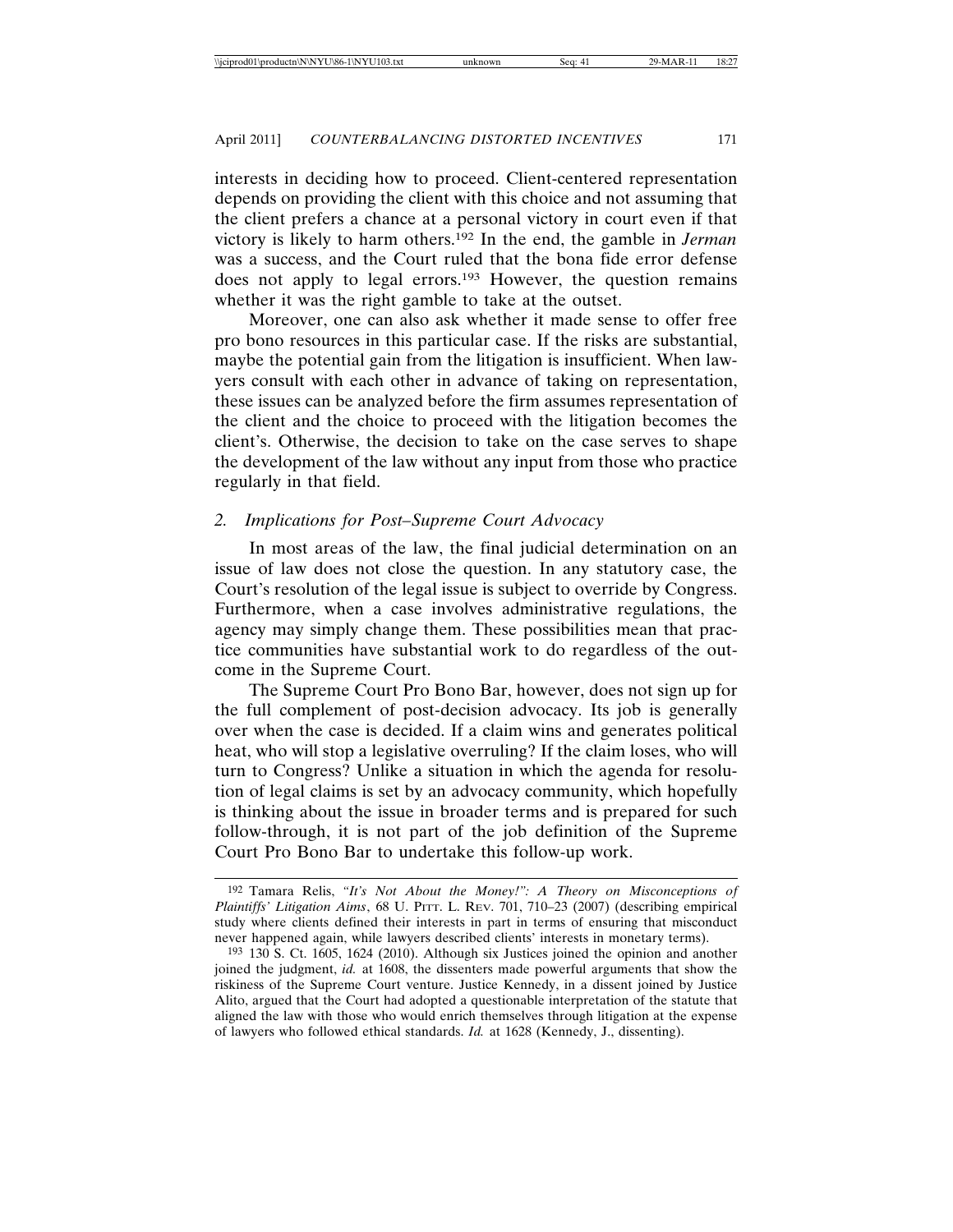interests in deciding how to proceed. Client-centered representation depends on providing the client with this choice and not assuming that the client prefers a chance at a personal victory in court even if that victory is likely to harm others.[192] In the end, the gamble in *Jerman* was a success, and the Court ruled that the bona fide error defense does not apply to legal errors.[193] However, the question remains whether it was the right gamble to take at the outset.

Moreover, one can also ask whether it made sense to offer free pro bono resources in this particular case. If the risks are substantial, maybe the potential gain from the litigation is insufficient. When lawyers consult with each other in advance of taking on representation, these issues can be analyzed before the firm assumes representation of the client and the choice to proceed with the litigation becomes the client's. Otherwise, the decision to take on the case serves to shape the development of the law without any input from those who practice regularly in that field.

### 2. *Implications for Post–Supreme Court Advocacy*

In most areas of the law, the final judicial determination on an issue of law does not close the question. In any statutory case, the Court's resolution of the legal issue is subject to override by Congress. Furthermore, when a case involves administrative regulations, the agency may simply change them. These possibilities mean that practice communities have substantial work to do regardless of the outcome in the Supreme Court.

The Supreme Court Pro Bono Bar, however, does not sign up for the full complement of post-decision advocacy. Its job is generally over when the case is decided. If a claim wins and generates political heat, who will stop a legislative overruling? If the claim loses, who will turn to Congress? Unlike a situation in which the agenda for resolution of legal claims is set by an advocacy community, which hopefully is thinking about the issue in broader terms and is prepared for such follow-through, it is not part of the job definition of the Supreme Court Pro Bono Bar to undertake this follow-up work.

---

[192] Tamara Relis, *"It's Not About the Money!": A Theory on Misconceptions of Plaintiffs' Litigation Aims*, 68 U. PITT. L. REV. 701, 710–23 (2007) (describing empirical study where clients defined their interests in part in terms of ensuring that misconduct never happened again, while lawyers described clients' interests in monetary terms).

[193] 130 S. Ct. 1605, 1624 (2010). Although six Justices joined the opinion and another joined the judgment, *id.* at 1608, the dissenters made powerful arguments that show the riskiness of the Supreme Court venture. Justice Kennedy, in a dissent joined by Justice Alito, argued that the Court had adopted a questionable interpretation of the statute that aligned the law with those who would enrich themselves through litigation at the expense of lawyers who followed ethical standards. *Id.* at 1628 (Kennedy, J., dissenting).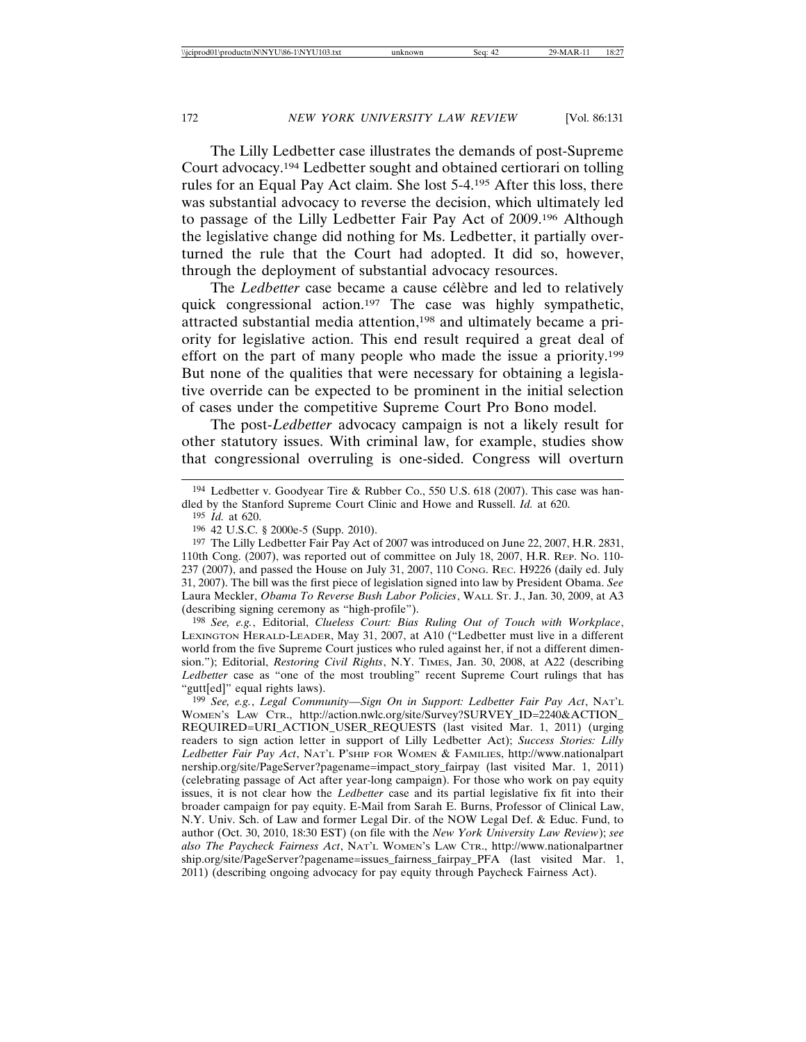The Lilly Ledbetter case illustrates the demands of post-Supreme Court advocacy.[194] Ledbetter sought and obtained certiorari on tolling rules for an Equal Pay Act claim. She lost 5-4.[195] After this loss, there was substantial advocacy to reverse the decision, which ultimately led to passage of the Lilly Ledbetter Fair Pay Act of 2009.[196] Although the legislative change did nothing for Ms. Ledbetter, it partially overturned the rule that the Court had adopted. It did so, however, through the deployment of substantial advocacy resources.

The *Ledbetter* case became a cause célèbre and led to relatively quick congressional action.[197] The case was highly sympathetic, attracted substantial media attention,[198] and ultimately became a priority for legislative action. This end result required a great deal of effort on the part of many people who made the issue a priority.[199] But none of the qualities that were necessary for obtaining a legislative override can be expected to be prominent in the initial selection of cases under the competitive Supreme Court Pro Bono model.

The post-*Ledbetter* advocacy campaign is not a likely result for other statutory issues. With criminal law, for example, studies show that congressional overruling is one-sided. Congress will overturn

---

[194] Ledbetter v. Goodyear Tire & Rubber Co., 550 U.S. 618 (2007). This case was handled by the Stanford Supreme Court Clinic and Howe and Russell. *Id.* at 620.

[195] *Id.* at 620.

[196] 42 U.S.C. § 2000e-5 (Supp. 2010).

[197] The Lilly Ledbetter Fair Pay Act of 2007 was introduced on June 22, 2007, H.R. 2831, 110th Cong. (2007), was reported out of committee on July 18, 2007, H.R. REP. NO. 110-237 (2007), and passed the House on July 31, 2007, 110 CONG. REC. H9226 (daily ed. July 31, 2007). The bill was the first piece of legislation signed into law by President Obama. *See* Laura Meckler, *Obama To Reverse Bush Labor Policies*, WALL ST. J., Jan. 30, 2009, at A3 (describing signing ceremony as "high-profile").

[198] *See, e.g.*, Editorial, *Clueless Court: Bias Ruling Out of Touch with Workplace*, LEXINGTON HERALD-LEADER, May 31, 2007, at A10 ("Ledbetter must live in a different world from the five Supreme Court justices who ruled against her, if not a different dimension."); Editorial, *Restoring Civil Rights*, N.Y. TIMES, Jan. 30, 2008, at A22 (describing *Ledbetter* case as "one of the most troubling" recent Supreme Court rulings that has "gutt[ed]" equal rights laws).

[199] *See, e.g.*, *Legal Community—Sign On in Support: Ledbetter Fair Pay Act*, NAT'L WOMEN'S LAW CTR., http://action.nwlc.org/site/Survey?SURVEY_ID=2240&ACTION_REQUIRED=URI_ACTION_USER_REQUESTS (last visited Mar. 1, 2011) (urging readers to sign action letter in support of Lilly Ledbetter Act); *Success Stories: Lilly Ledbetter Fair Pay Act*, NAT'L P'SHIP FOR WOMEN & FAMILIES, http://www.nationalpartnership.org/site/PageServer?pagename=impact_story_fairpay (last visited Mar. 1, 2011) (celebrating passage of Act after year-long campaign). For those who work on pay equity issues, it is not clear how the *Ledbetter* case and its partial legislative fix fit into their broader campaign for pay equity. E-Mail from Sarah E. Burns, Professor of Clinical Law, N.Y. Univ. Sch. of Law and former Legal Dir. of the NOW Legal Def. & Educ. Fund, to author (Oct. 30, 2010, 18:30 EST) (on file with the *New York University Law Review*); *see also The Paycheck Fairness Act*, NAT'L WOMEN'S LAW CTR., http://www.nationalpartnership.org/site/PageServer?pagename=issues_fairness_fairpay_PFA (last visited Mar. 1, 2011) (describing ongoing advocacy for pay equity through Paycheck Fairness Act).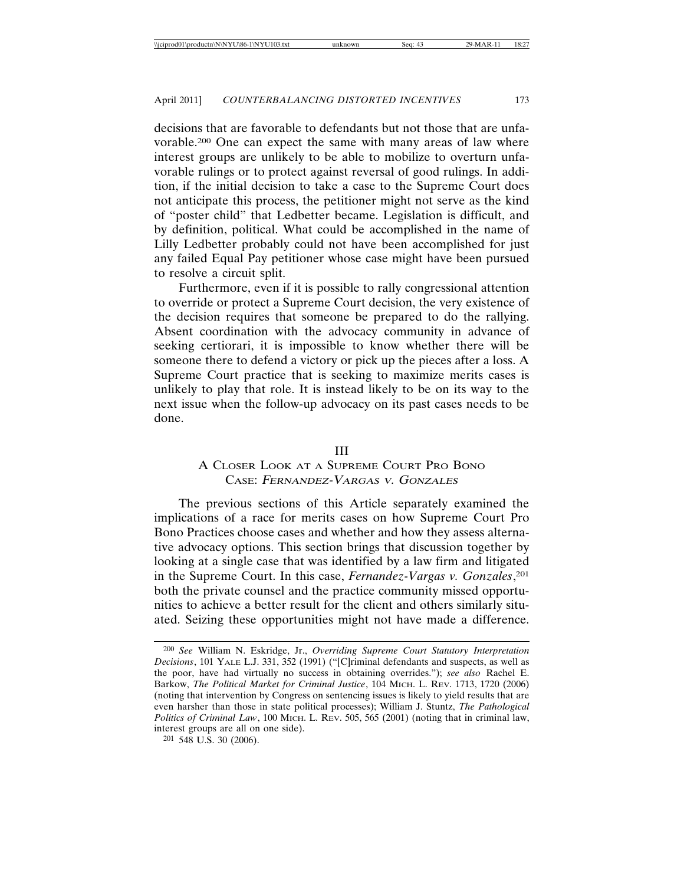decisions that are favorable to defendants but not those that are unfavorable.[200] One can expect the same with many areas of law where interest groups are unlikely to be able to mobilize to overturn unfavorable rulings or to protect against reversal of good rulings. In addition, if the initial decision to take a case to the Supreme Court does not anticipate this process, the petitioner might not serve as the kind of "poster child" that Ledbetter became. Legislation is difficult, and by definition, political. What could be accomplished in the name of Lilly Ledbetter probably could not have been accomplished for just any failed Equal Pay petitioner whose case might have been pursued to resolve a circuit split.

Furthermore, even if it is possible to rally congressional attention to override or protect a Supreme Court decision, the very existence of the decision requires that someone be prepared to do the rallying. Absent coordination with the advocacy community in advance of seeking certiorari, it is impossible to know whether there will be someone there to defend a victory or pick up the pieces after a loss. A Supreme Court practice that is seeking to maximize merits cases is unlikely to play that role. It is instead likely to be on its way to the next issue when the follow-up advocacy on its past cases needs to be done.

## III
## A Closer Look at a Supreme Court Pro Bono Case: *Fernandez-Vargas v. Gonzales*

The previous sections of this Article separately examined the implications of a race for merits cases on how Supreme Court Pro Bono Practices choose cases and whether and how they assess alternative advocacy options. This section brings that discussion together by looking at a single case that was identified by a law firm and litigated in the Supreme Court. In this case, *Fernandez-Vargas v. Gonzales*,[201] both the private counsel and the practice community missed opportunities to achieve a better result for the client and others similarly situated. Seizing these opportunities might not have made a difference.

---

[200] *See* William N. Eskridge, Jr., *Overriding Supreme Court Statutory Interpretation Decisions*, 101 Yale L.J. 331, 352 (1991) ("[C]riminal defendants and suspects, as well as the poor, have had virtually no success in obtaining overrides."); *see also* Rachel E. Barkow, *The Political Market for Criminal Justice*, 104 Mich. L. Rev. 1713, 1720 (2006) (noting that intervention by Congress on sentencing issues is likely to yield results that are even harsher than those in state political processes); William J. Stuntz, *The Pathological Politics of Criminal Law*, 100 Mich. L. Rev. 505, 565 (2001) (noting that in criminal law, interest groups are all on one side).

[201] 548 U.S. 30 (2006).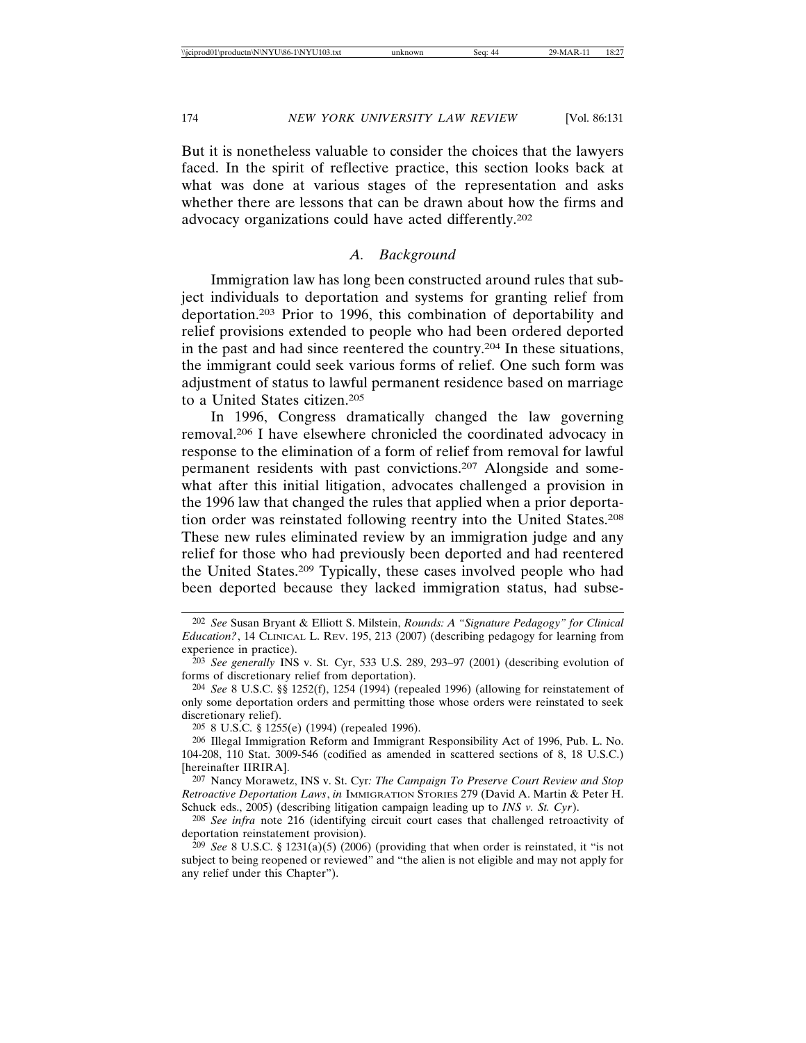But it is nonetheless valuable to consider the choices that the lawyers faced. In the spirit of reflective practice, this section looks back at what was done at various stages of the representation and asks whether there are lessons that can be drawn about how the firms and advocacy organizations could have acted differently.[202]

### *A. Background*

Immigration law has long been constructed around rules that subject individuals to deportation and systems for granting relief from deportation.[203] Prior to 1996, this combination of deportability and relief provisions extended to people who had been ordered deported in the past and had since reentered the country.[204] In these situations, the immigrant could seek various forms of relief. One such form was adjustment of status to lawful permanent residence based on marriage to a United States citizen.[205]

In 1996, Congress dramatically changed the law governing removal.[206] I have elsewhere chronicled the coordinated advocacy in response to the elimination of a form of relief from removal for lawful permanent residents with past convictions.[207] Alongside and somewhat after this initial litigation, advocates challenged a provision in the 1996 law that changed the rules that applied when a prior deportation order was reinstated following reentry into the United States.[208] These new rules eliminated review by an immigration judge and any relief for those who had previously been deported and had reentered the United States.[209] Typically, these cases involved people who had been deported because they lacked immigration status, had subse-

---

[202] *See* Susan Bryant & Elliott S. Milstein, *Rounds: A "Signature Pedagogy" for Clinical Education?*, 14 CLINICAL L. REV. 195, 213 (2007) (describing pedagogy for learning from experience in practice).

[203] *See generally* INS v. St. Cyr, 533 U.S. 289, 293–97 (2001) (describing evolution of forms of discretionary relief from deportation).

[204] *See* 8 U.S.C. §§ 1252(f), 1254 (1994) (repealed 1996) (allowing for reinstatement of only some deportation orders and permitting those whose orders were reinstated to seek discretionary relief).

[205] 8 U.S.C. § 1255(e) (1994) (repealed 1996).

[206] Illegal Immigration Reform and Immigrant Responsibility Act of 1996, Pub. L. No. 104-208, 110 Stat. 3009-546 (codified as amended in scattered sections of 8, 18 U.S.C.) [hereinafter IIRIRA].

[207] Nancy Morawetz, INS v. St. Cyr*: The Campaign To Preserve Court Review and Stop Retroactive Deportation Laws*, *in* IMMIGRATION STORIES 279 (David A. Martin & Peter H. Schuck eds., 2005) (describing litigation campaign leading up to *INS v. St. Cyr*).

[208] *See infra* note 216 (identifying circuit court cases that challenged retroactivity of deportation reinstatement provision).

[209] *See* 8 U.S.C. § 1231(a)(5) (2006) (providing that when order is reinstated, it "is not subject to being reopened or reviewed" and "the alien is not eligible and may not apply for any relief under this Chapter").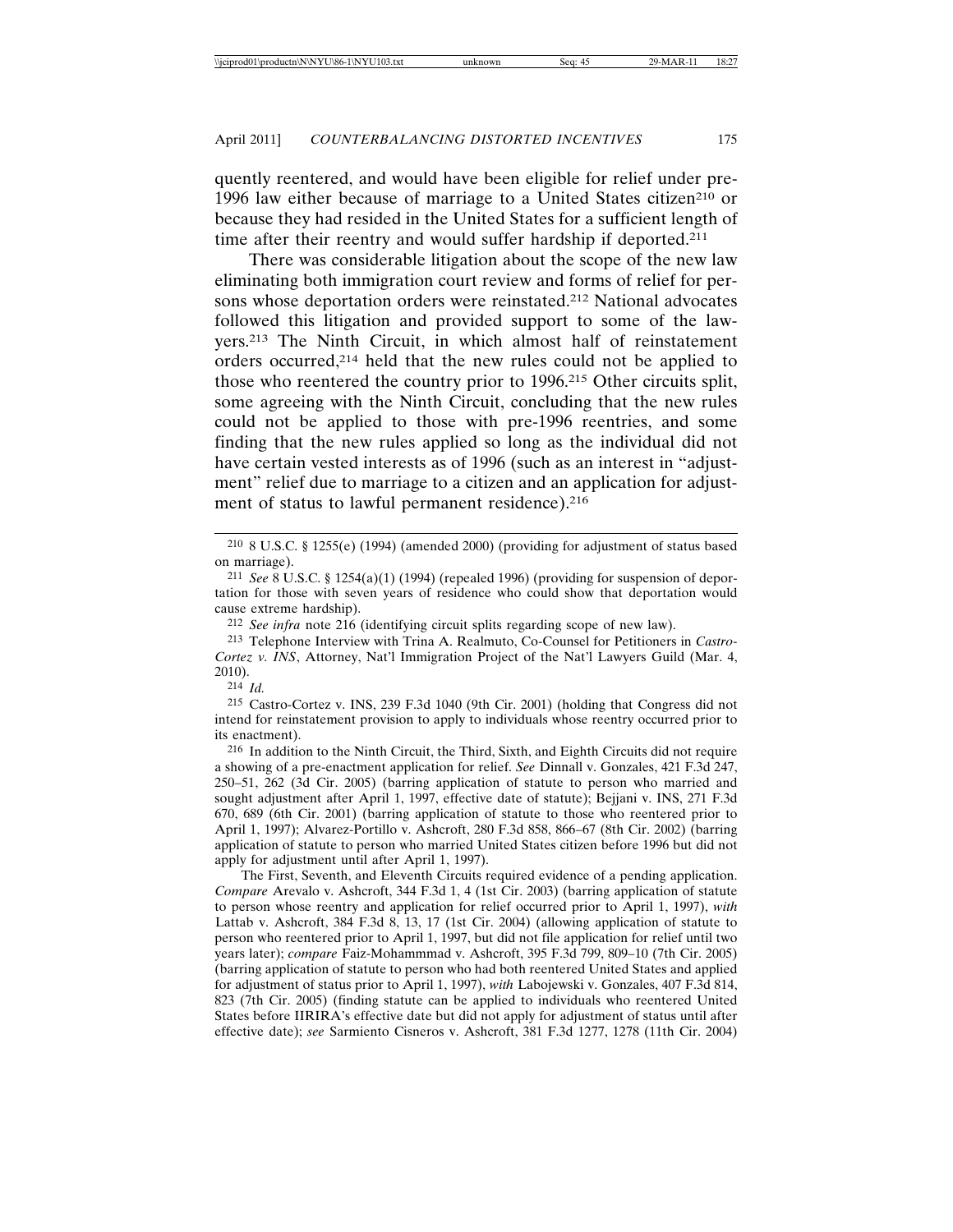quently reentered, and would have been eligible for relief under pre-1996 law either because of marriage to a United States citizen[210] or because they had resided in the United States for a sufficient length of time after their reentry and would suffer hardship if deported.[211]

There was considerable litigation about the scope of the new law eliminating both immigration court review and forms of relief for persons whose deportation orders were reinstated.[212] National advocates followed this litigation and provided support to some of the lawyers.[213] The Ninth Circuit, in which almost half of reinstatement orders occurred,[214] held that the new rules could not be applied to those who reentered the country prior to 1996.[215] Other circuits split, some agreeing with the Ninth Circuit, concluding that the new rules could not be applied to those with pre-1996 reentries, and some finding that the new rules applied so long as the individual did not have certain vested interests as of 1996 (such as an interest in "adjustment" relief due to marriage to a citizen and an application for adjustment of status to lawful permanent residence).[216]

---

[210] 8 U.S.C. § 1255(e) (1994) (amended 2000) (providing for adjustment of status based on marriage).

[211] *See* 8 U.S.C. § 1254(a)(1) (1994) (repealed 1996) (providing for suspension of deportation for those with seven years of residence who could show that deportation would cause extreme hardship).

[212] *See infra* note 216 (identifying circuit splits regarding scope of new law).

[213] Telephone Interview with Trina A. Realmuto, Co-Counsel for Petitioners in *Castro-Cortez v. INS*, Attorney, Nat'l Immigration Project of the Nat'l Lawyers Guild (Mar. 4, 2010).

[214] *Id.*

[215] Castro-Cortez v. INS, 239 F.3d 1040 (9th Cir. 2001) (holding that Congress did not intend for reinstatement provision to apply to individuals whose reentry occurred prior to its enactment).

[216] In addition to the Ninth Circuit, the Third, Sixth, and Eighth Circuits did not require a showing of a pre-enactment application for relief. *See* Dinnall v. Gonzales, 421 F.3d 247, 250–51, 262 (3d Cir. 2005) (barring application of statute to person who married and sought adjustment after April 1, 1997, effective date of statute); Bejjani v. INS, 271 F.3d 670, 689 (6th Cir. 2001) (barring application of statute to those who reentered prior to April 1, 1997); Alvarez-Portillo v. Ashcroft, 280 F.3d 858, 866–67 (8th Cir. 2002) (barring application of statute to person who married United States citizen before 1996 but did not apply for adjustment until after April 1, 1997).

The First, Seventh, and Eleventh Circuits required evidence of a pending application. *Compare* Arevalo v. Ashcroft, 344 F.3d 1, 4 (1st Cir. 2003) (barring application of statute to person whose reentry and application for relief occurred prior to April 1, 1997), *with* Lattab v. Ashcroft, 384 F.3d 8, 13, 17 (1st Cir. 2004) (allowing application of statute to person who reentered prior to April 1, 1997, but did not file application for relief until two years later); *compare* Faiz-Mohammmad v. Ashcroft, 395 F.3d 799, 809–10 (7th Cir. 2005) (barring application of statute to person who had both reentered United States and applied for adjustment of status prior to April 1, 1997), *with* Labojewski v. Gonzales, 407 F.3d 814, 823 (7th Cir. 2005) (finding statute can be applied to individuals who reentered United States before IIRIRA's effective date but did not apply for adjustment of status until after effective date); *see* Sarmiento Cisneros v. Ashcroft, 381 F.3d 1277, 1278 (11th Cir. 2004)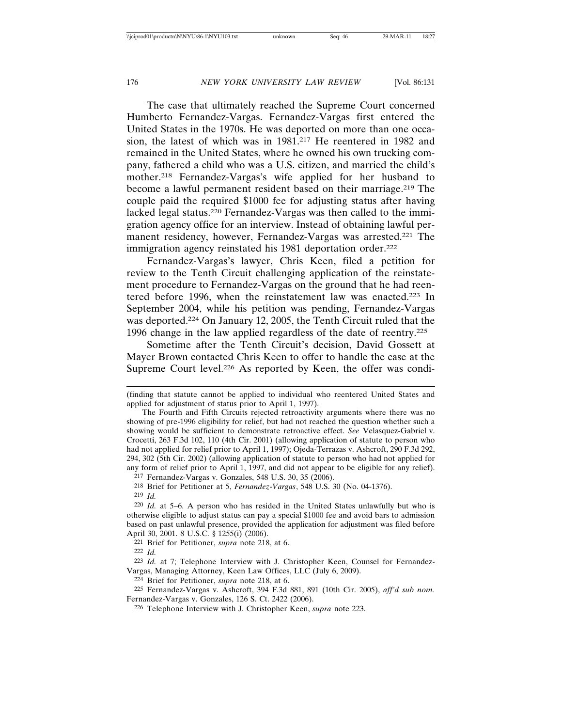The case that ultimately reached the Supreme Court concerned Humberto Fernandez-Vargas. Fernandez-Vargas first entered the United States in the 1970s. He was deported on more than one occasion, the latest of which was in 1981.[217] He reentered in 1982 and remained in the United States, where he owned his own trucking company, fathered a child who was a U.S. citizen, and married the child's mother.[218] Fernandez-Vargas's wife applied for her husband to become a lawful permanent resident based on their marriage.[219] The couple paid the required $1000 fee for adjusting status after having lacked legal status.[220] Fernandez-Vargas was then called to the immigration agency office for an interview. Instead of obtaining lawful permanent residency, however, Fernandez-Vargas was arrested.[221] The immigration agency reinstated his 1981 deportation order.[222]

Fernandez-Vargas's lawyer, Chris Keen, filed a petition for review to the Tenth Circuit challenging application of the reinstatement procedure to Fernandez-Vargas on the ground that he had reentered before 1996, when the reinstatement law was enacted.[223] In September 2004, while his petition was pending, Fernandez-Vargas was deported.[224] On January 12, 2005, the Tenth Circuit ruled that the 1996 change in the law applied regardless of the date of reentry.[225]

Sometime after the Tenth Circuit's decision, David Gossett at Mayer Brown contacted Chris Keen to offer to handle the case at the Supreme Court level.[226] As reported by Keen, the offer was condi-

---

(finding that statute cannot be applied to individual who reentered United States and applied for adjustment of status prior to April 1, 1997).

The Fourth and Fifth Circuits rejected retroactivity arguments where there was no showing of pre-1996 eligibility for relief, but had not reached the question whether such a showing would be sufficient to demonstrate retroactive effect. *See* Velasquez-Gabriel v. Crocetti, 263 F.3d 102, 110 (4th Cir. 2001) (allowing application of statute to person who had not applied for relief prior to April 1, 1997); Ojeda-Terrazas v. Ashcroft, 290 F.3d 292, 294, 302 (5th Cir. 2002) (allowing application of statute to person who had not applied for any form of relief prior to April 1, 1997, and did not appear to be eligible for any relief).

[217] Fernandez-Vargas v. Gonzales, 548 U.S. 30, 35 (2006).

[218] Brief for Petitioner at 5, *Fernandez-Vargas*, 548 U.S. 30 (No. 04-1376).

[219] *Id.*

[220] *Id.* at 5–6. A person who has resided in the United States unlawfully but who is otherwise eligible to adjust status can pay a special $1000 fee and avoid bars to admission based on past unlawful presence, provided the application for adjustment was filed before April 30, 2001. 8 U.S.C. § 1255(i) (2006).

[221] Brief for Petitioner, *supra* note 218, at 6.

[222] *Id.*

[223] *Id.* at 7; Telephone Interview with J. Christopher Keen, Counsel for Fernandez-Vargas, Managing Attorney, Keen Law Offices, LLC (July 6, 2009).

[224] Brief for Petitioner, *supra* note 218, at 6.

[225] Fernandez-Vargas v. Ashcroft, 394 F.3d 881, 891 (10th Cir. 2005), *aff'd sub nom.* Fernandez-Vargas v. Gonzales, 126 S. Ct. 2422 (2006).

[226] Telephone Interview with J. Christopher Keen, *supra* note 223.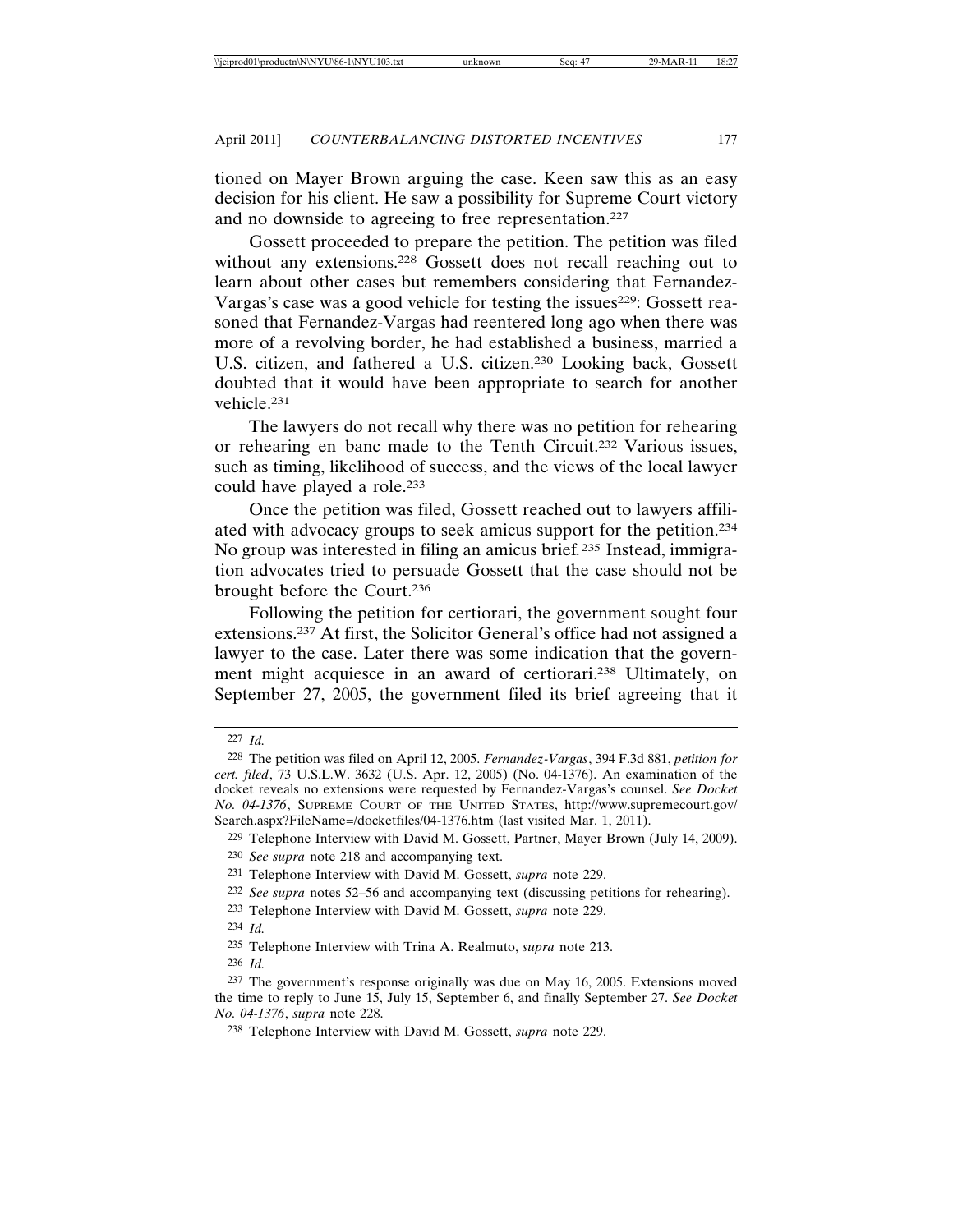tioned on Mayer Brown arguing the case. Keen saw this as an easy decision for his client. He saw a possibility for Supreme Court victory and no downside to agreeing to free representation.[227]

Gossett proceeded to prepare the petition. The petition was filed without any extensions.[228] Gossett does not recall reaching out to learn about other cases but remembers considering that Fernandez-Vargas's case was a good vehicle for testing the issues[229]: Gossett reasoned that Fernandez-Vargas had reentered long ago when there was more of a revolving border, he had established a business, married a U.S. citizen, and fathered a U.S. citizen.[230] Looking back, Gossett doubted that it would have been appropriate to search for another vehicle.[231]

The lawyers do not recall why there was no petition for rehearing or rehearing en banc made to the Tenth Circuit.[232] Various issues, such as timing, likelihood of success, and the views of the local lawyer could have played a role.[233]

Once the petition was filed, Gossett reached out to lawyers affiliated with advocacy groups to seek amicus support for the petition.[234] No group was interested in filing an amicus brief.[235] Instead, immigration advocates tried to persuade Gossett that the case should not be brought before the Court.[236]

Following the petition for certiorari, the government sought four extensions.[237] At first, the Solicitor General's office had not assigned a lawyer to the case. Later there was some indication that the government might acquiesce in an award of certiorari.[238] Ultimately, on September 27, 2005, the government filed its brief agreeing that it

---

[227] *Id.*

[228] The petition was filed on April 12, 2005. *Fernandez-Vargas*, 394 F.3d 881, *petition for cert. filed*, 73 U.S.L.W. 3632 (U.S. Apr. 12, 2005) (No. 04-1376). An examination of the docket reveals no extensions were requested by Fernandez-Vargas's counsel. *See Docket No. 04-1376*, SUPREME COURT OF THE UNITED STATES, http://www.supremecourt.gov/Search.aspx?FileName=/docketfiles/04-1376.htm (last visited Mar. 1, 2011).

[229] Telephone Interview with David M. Gossett, Partner, Mayer Brown (July 14, 2009).

[230] *See supra* note 218 and accompanying text.

[231] Telephone Interview with David M. Gossett, *supra* note 229.

[232] *See supra* notes 52–56 and accompanying text (discussing petitions for rehearing).

[233] Telephone Interview with David M. Gossett, *supra* note 229.

[234] *Id.*

[235] Telephone Interview with Trina A. Realmuto, *supra* note 213.

[236] *Id.*

[237] The government's response originally was due on May 16, 2005. Extensions moved the time to reply to June 15, July 15, September 6, and finally September 27. *See Docket No. 04-1376*, *supra* note 228.

[238] Telephone Interview with David M. Gossett, *supra* note 229.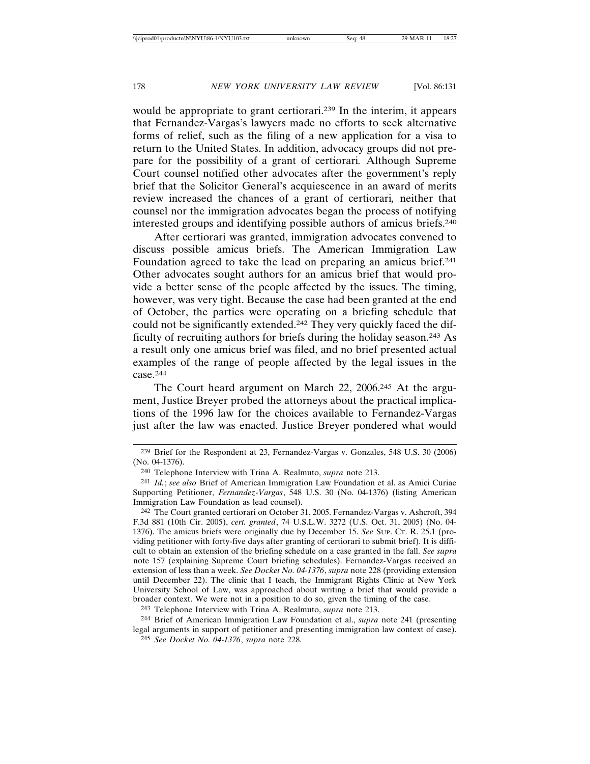would be appropriate to grant certiorari.[239] In the interim, it appears that Fernandez-Vargas's lawyers made no efforts to seek alternative forms of relief, such as the filing of a new application for a visa to return to the United States. In addition, advocacy groups did not prepare for the possibility of a grant of certiorari*.* Although Supreme Court counsel notified other advocates after the government's reply brief that the Solicitor General's acquiescence in an award of merits review increased the chances of a grant of certiorari*,* neither that counsel nor the immigration advocates began the process of notifying interested groups and identifying possible authors of amicus briefs.[240]

After certiorari was granted, immigration advocates convened to discuss possible amicus briefs. The American Immigration Law Foundation agreed to take the lead on preparing an amicus brief.[241] Other advocates sought authors for an amicus brief that would provide a better sense of the people affected by the issues. The timing, however, was very tight. Because the case had been granted at the end of October, the parties were operating on a briefing schedule that could not be significantly extended.[242] They very quickly faced the difficulty of recruiting authors for briefs during the holiday season.[243] As a result only one amicus brief was filed, and no brief presented actual examples of the range of people affected by the legal issues in the case.[244]

The Court heard argument on March 22, 2006.[245] At the argument, Justice Breyer probed the attorneys about the practical implications of the 1996 law for the choices available to Fernandez-Vargas just after the law was enacted. Justice Breyer pondered what would

---

[239] Brief for the Respondent at 23, Fernandez-Vargas v. Gonzales, 548 U.S. 30 (2006) (No. 04-1376).

[240] Telephone Interview with Trina A. Realmuto, *supra* note 213.

[241] *Id.*; *see also* Brief of American Immigration Law Foundation et al. as Amici Curiae Supporting Petitioner, *Fernandez-Vargas*, 548 U.S. 30 (No. 04-1376) (listing American Immigration Law Foundation as lead counsel).

[242] The Court granted certiorari on October 31, 2005. Fernandez-Vargas v. Ashcroft, 394 F.3d 881 (10th Cir. 2005), *cert. granted*, 74 U.S.L.W. 3272 (U.S. Oct. 31, 2005) (No. 04-1376). The amicus briefs were originally due by December 15. *See* SUP. CT. R. 25.1 (providing petitioner with forty-five days after granting of certiorari to submit brief). It is difficult to obtain an extension of the briefing schedule on a case granted in the fall. *See supra* note 157 (explaining Supreme Court briefing schedules). Fernandez-Vargas received an extension of less than a week. *See Docket No. 04-1376*, *supra* note 228 (providing extension until December 22). The clinic that I teach, the Immigrant Rights Clinic at New York University School of Law, was approached about writing a brief that would provide a broader context. We were not in a position to do so, given the timing of the case.

[243] Telephone Interview with Trina A. Realmuto, *supra* note 213.

[244] Brief of American Immigration Law Foundation et al., *supra* note 241 (presenting legal arguments in support of petitioner and presenting immigration law context of case).

[245] *See Docket No. 04-1376*, *supra* note 228.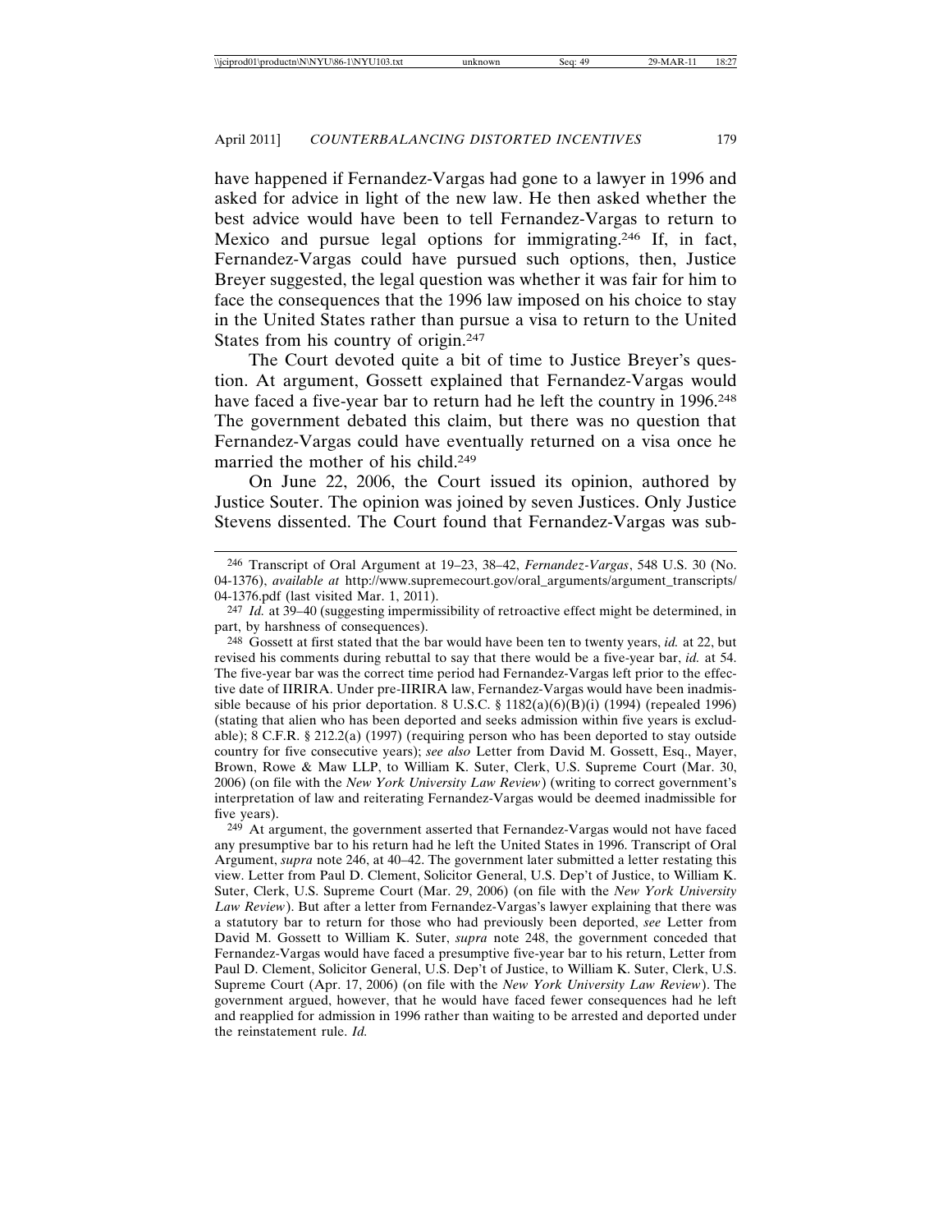have happened if Fernandez-Vargas had gone to a lawyer in 1996 and asked for advice in light of the new law. He then asked whether the best advice would have been to tell Fernandez-Vargas to return to Mexico and pursue legal options for immigrating.[246] If, in fact, Fernandez-Vargas could have pursued such options, then, Justice Breyer suggested, the legal question was whether it was fair for him to face the consequences that the 1996 law imposed on his choice to stay in the United States rather than pursue a visa to return to the United States from his country of origin.[247]

The Court devoted quite a bit of time to Justice Breyer's question. At argument, Gossett explained that Fernandez-Vargas would have faced a five-year bar to return had he left the country in 1996.[248] The government debated this claim, but there was no question that Fernandez-Vargas could have eventually returned on a visa once he married the mother of his child.[249]

On June 22, 2006, the Court issued its opinion, authored by Justice Souter. The opinion was joined by seven Justices. Only Justice Stevens dissented. The Court found that Fernandez-Vargas was sub-

---

[246] Transcript of Oral Argument at 19–23, 38–42, *Fernandez-Vargas*, 548 U.S. 30 (No. 04-1376), *available at* http://www.supremecourt.gov/oral_arguments/argument_transcripts/04-1376.pdf (last visited Mar. 1, 2011).

[247] *Id.* at 39–40 (suggesting impermissibility of retroactive effect might be determined, in part, by harshness of consequences).

[248] Gossett at first stated that the bar would have been ten to twenty years, *id.* at 22, but revised his comments during rebuttal to say that there would be a five-year bar, *id.* at 54. The five-year bar was the correct time period had Fernandez-Vargas left prior to the effective date of IIRIRA. Under pre-IIRIRA law, Fernandez-Vargas would have been inadmissible because of his prior deportation. 8 U.S.C. § 1182(a)(6)(B)(i) (1994) (repealed 1996) (stating that alien who has been deported and seeks admission within five years is excludable); 8 C.F.R. § 212.2(a) (1997) (requiring person who has been deported to stay outside country for five consecutive years); *see also* Letter from David M. Gossett, Esq., Mayer, Brown, Rowe & Maw LLP, to William K. Suter, Clerk, U.S. Supreme Court (Mar. 30, 2006) (on file with the *New York University Law Review*) (writing to correct government's interpretation of law and reiterating Fernandez-Vargas would be deemed inadmissible for five years).

[249] At argument, the government asserted that Fernandez-Vargas would not have faced any presumptive bar to his return had he left the United States in 1996. Transcript of Oral Argument, *supra* note 246, at 40–42. The government later submitted a letter restating this view. Letter from Paul D. Clement, Solicitor General, U.S. Dep't of Justice, to William K. Suter, Clerk, U.S. Supreme Court (Mar. 29, 2006) (on file with the *New York University Law Review*). But after a letter from Fernandez-Vargas's lawyer explaining that there was a statutory bar to return for those who had previously been deported, *see* Letter from David M. Gossett to William K. Suter, *supra* note 248, the government conceded that Fernandez-Vargas would have faced a presumptive five-year bar to his return, Letter from Paul D. Clement, Solicitor General, U.S. Dep't of Justice, to William K. Suter, Clerk, U.S. Supreme Court (Apr. 17, 2006) (on file with the *New York University Law Review*). The government argued, however, that he would have faced fewer consequences had he left and reapplied for admission in 1996 rather than waiting to be arrested and deported under the reinstatement rule. *Id.*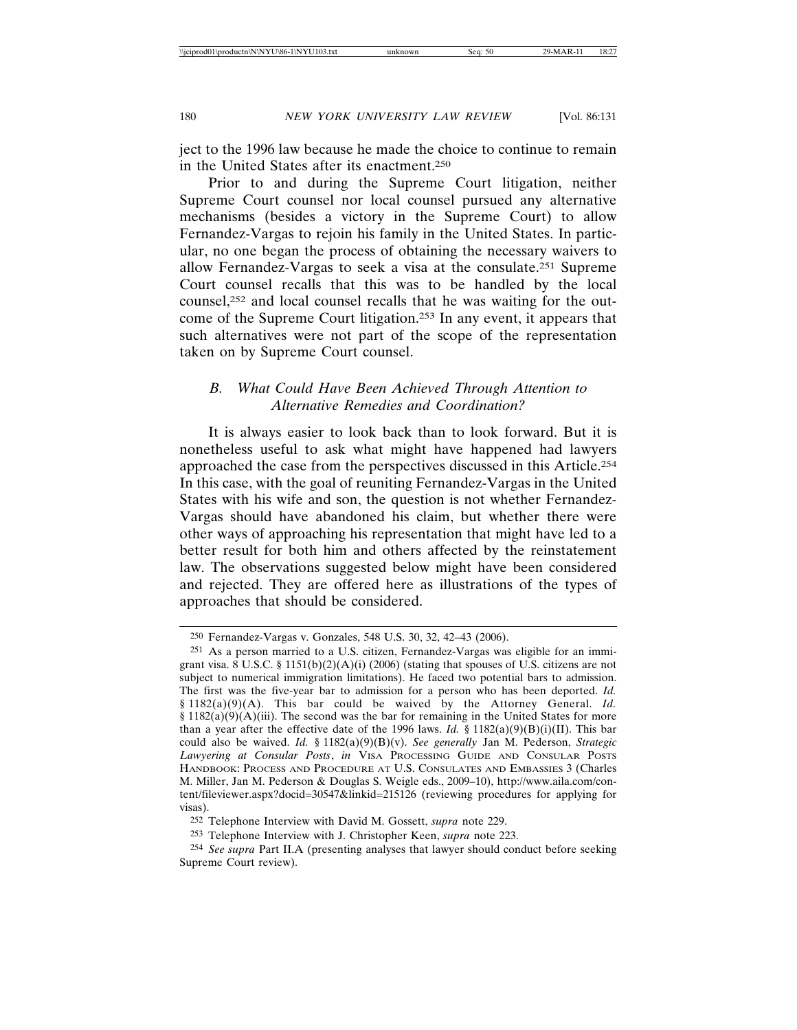ject to the 1996 law because he made the choice to continue to remain in the United States after its enactment.[250]

Prior to and during the Supreme Court litigation, neither Supreme Court counsel nor local counsel pursued any alternative mechanisms (besides a victory in the Supreme Court) to allow Fernandez-Vargas to rejoin his family in the United States. In particular, no one began the process of obtaining the necessary waivers to allow Fernandez-Vargas to seek a visa at the consulate.[251] Supreme Court counsel recalls that this was to be handled by the local counsel,[252] and local counsel recalls that he was waiting for the outcome of the Supreme Court litigation.[253] In any event, it appears that such alternatives were not part of the scope of the representation taken on by Supreme Court counsel.

### *B. What Could Have Been Achieved Through Attention to Alternative Remedies and Coordination?*

It is always easier to look back than to look forward. But it is nonetheless useful to ask what might have happened had lawyers approached the case from the perspectives discussed in this Article.[254] In this case, with the goal of reuniting Fernandez-Vargas in the United States with his wife and son, the question is not whether Fernandez-Vargas should have abandoned his claim, but whether there were other ways of approaching his representation that might have led to a better result for both him and others affected by the reinstatement law. The observations suggested below might have been considered and rejected. They are offered here as illustrations of the types of approaches that should be considered.

---

250 Fernandez-Vargas v. Gonzales, 548 U.S. 30, 32, 42–43 (2006).

251 As a person married to a U.S. citizen, Fernandez-Vargas was eligible for an immigrant visa. 8 U.S.C. § 1151(b)(2)(A)(i) (2006) (stating that spouses of U.S. citizens are not subject to numerical immigration limitations). He faced two potential bars to admission. The first was the five-year bar to admission for a person who has been deported. *Id.* § 1182(a)(9)(A). This bar could be waived by the Attorney General. *Id.* § 1182(a)(9)(A)(iii). The second was the bar for remaining in the United States for more than a year after the effective date of the 1996 laws. *Id.* § 1182(a)(9)(B)(i)(II). This bar could also be waived. *Id.* § 1182(a)(9)(B)(v). *See generally* Jan M. Pederson, *Strategic Lawyering at Consular Posts*, *in* VISA PROCESSING GUIDE AND CONSULAR POSTS HANDBOOK: PROCESS AND PROCEDURE AT U.S. CONSULATES AND EMBASSIES 3 (Charles M. Miller, Jan M. Pederson & Douglas S. Weigle eds., 2009–10), http://www.aila.com/content/fileviewer.aspx?docid=30547&linkid=215126 (reviewing procedures for applying for visas).

252 Telephone Interview with David M. Gossett, *supra* note 229.

253 Telephone Interview with J. Christopher Keen, *supra* note 223.

254 *See supra* Part II.A (presenting analyses that lawyer should conduct before seeking Supreme Court review).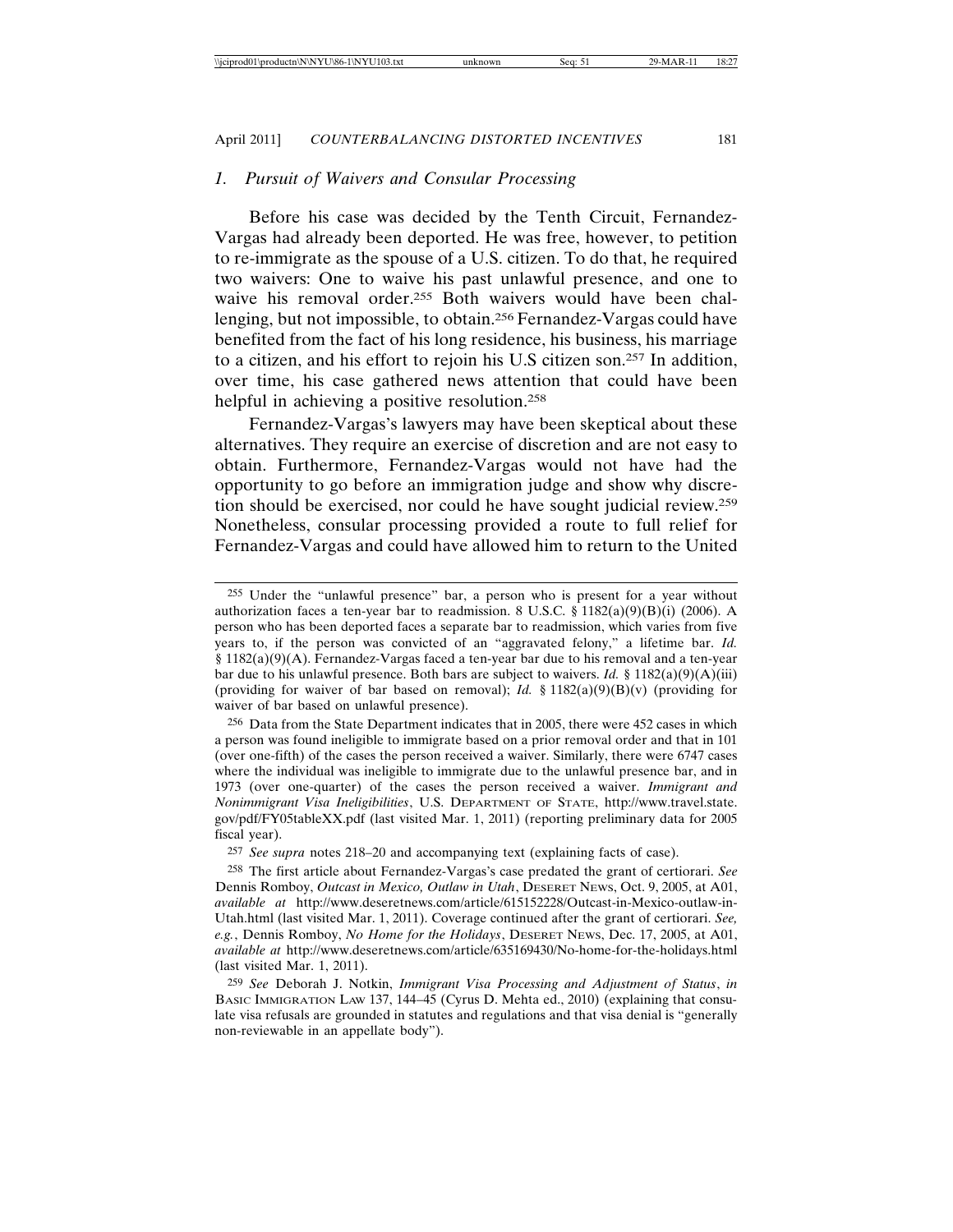### *1. Pursuit of Waivers and Consular Processing*

Before his case was decided by the Tenth Circuit, Fernandez-Vargas had already been deported. He was free, however, to petition to re-immigrate as the spouse of a U.S. citizen. To do that, he required two waivers: One to waive his past unlawful presence, and one to waive his removal order.[255] Both waivers would have been challenging, but not impossible, to obtain.[256] Fernandez-Vargas could have benefited from the fact of his long residence, his business, his marriage to a citizen, and his effort to rejoin his U.S citizen son.[257] In addition, over time, his case gathered news attention that could have been helpful in achieving a positive resolution.[258]

Fernandez-Vargas's lawyers may have been skeptical about these alternatives. They require an exercise of discretion and are not easy to obtain. Furthermore, Fernandez-Vargas would not have had the opportunity to go before an immigration judge and show why discretion should be exercised, nor could he have sought judicial review.[259] Nonetheless, consular processing provided a route to full relief for Fernandez-Vargas and could have allowed him to return to the United

---

[255] Under the "unlawful presence" bar, a person who is present for a year without authorization faces a ten-year bar to readmission. 8 U.S.C. § 1182(a)(9)(B)(i) (2006). A person who has been deported faces a separate bar to readmission, which varies from five years to, if the person was convicted of an "aggravated felony," a lifetime bar. *Id.* § 1182(a)(9)(A). Fernandez-Vargas faced a ten-year bar due to his removal and a ten-year bar due to his unlawful presence. Both bars are subject to waivers. *Id.* § 1182(a)(9)(A)(iii) (providing for waiver of bar based on removal); *Id.* § 1182(a)(9)(B)(v) (providing for waiver of bar based on unlawful presence).

[256] Data from the State Department indicates that in 2005, there were 452 cases in which a person was found ineligible to immigrate based on a prior removal order and that in 101 (over one-fifth) of the cases the person received a waiver. Similarly, there were 6747 cases where the individual was ineligible to immigrate due to the unlawful presence bar, and in 1973 (over one-quarter) of the cases the person received a waiver. *Immigrant and Nonimmigrant Visa Ineligibilities*, U.S. DEPARTMENT OF STATE, http://www.travel.state.gov/pdf/FY05tableXX.pdf (last visited Mar. 1, 2011) (reporting preliminary data for 2005 fiscal year).

[257] *See supra* notes 218–20 and accompanying text (explaining facts of case).

[258] The first article about Fernandez-Vargas's case predated the grant of certiorari. *See* Dennis Romboy, *Outcast in Mexico, Outlaw in Utah*, DESERET NEWS, Oct. 9, 2005, at A01, *available at* http://www.deseretnews.com/article/615152228/Outcast-in-Mexico-outlaw-in-Utah.html (last visited Mar. 1, 2011). Coverage continued after the grant of certiorari. *See, e.g.*, Dennis Romboy, *No Home for the Holidays*, DESERET NEWS, Dec. 17, 2005, at A01, *available at* http://www.deseretnews.com/article/635169430/No-home-for-the-holidays.html (last visited Mar. 1, 2011).

[259] *See* Deborah J. Notkin, *Immigrant Visa Processing and Adjustment of Status*, *in* BASIC IMMIGRATION LAW 137, 144–45 (Cyrus D. Mehta ed., 2010) (explaining that consulate visa refusals are grounded in statutes and regulations and that visa denial is "generally non-reviewable in an appellate body").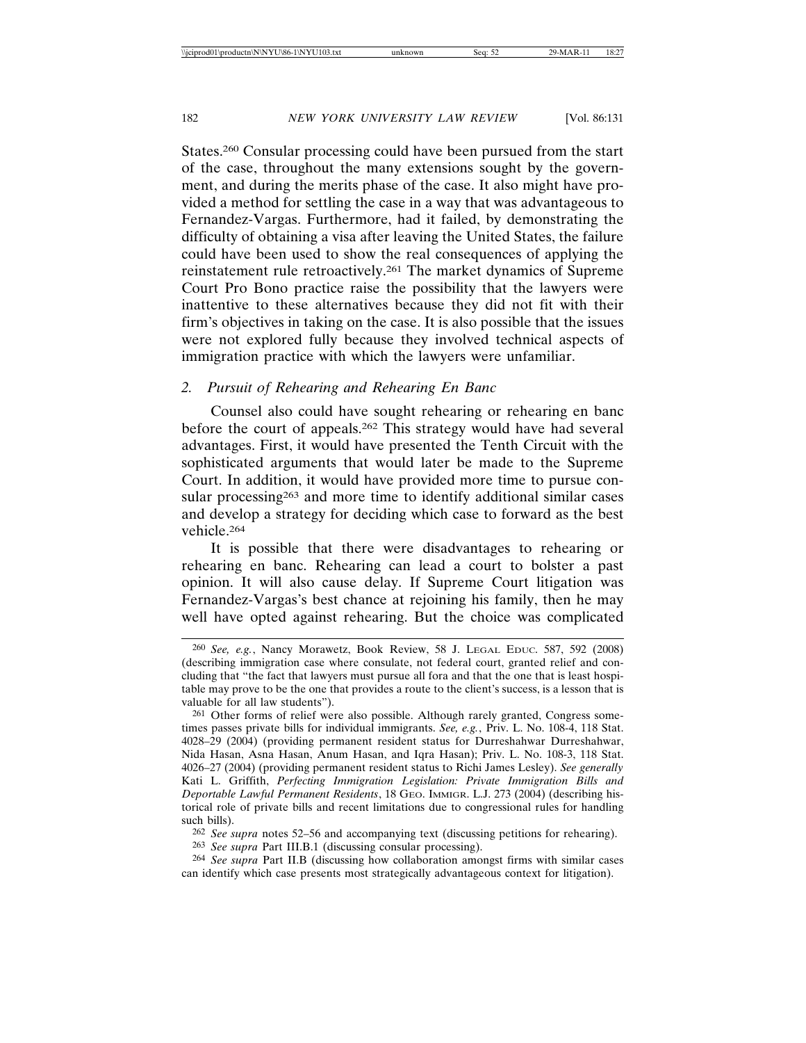States.[260] Consular processing could have been pursued from the start of the case, throughout the many extensions sought by the government, and during the merits phase of the case. It also might have provided a method for settling the case in a way that was advantageous to Fernandez-Vargas. Furthermore, had it failed, by demonstrating the difficulty of obtaining a visa after leaving the United States, the failure could have been used to show the real consequences of applying the reinstatement rule retroactively.[261] The market dynamics of Supreme Court Pro Bono practice raise the possibility that the lawyers were inattentive to these alternatives because they did not fit with their firm's objectives in taking on the case. It is also possible that the issues were not explored fully because they involved technical aspects of immigration practice with which the lawyers were unfamiliar.

### 2. *Pursuit of Rehearing and Rehearing En Banc*

Counsel also could have sought rehearing or rehearing en banc before the court of appeals.[262] This strategy would have had several advantages. First, it would have presented the Tenth Circuit with the sophisticated arguments that would later be made to the Supreme Court. In addition, it would have provided more time to pursue consular processing[263] and more time to identify additional similar cases and develop a strategy for deciding which case to forward as the best vehicle.[264]

It is possible that there were disadvantages to rehearing or rehearing en banc. Rehearing can lead a court to bolster a past opinion. It will also cause delay. If Supreme Court litigation was Fernandez-Vargas's best chance at rejoining his family, then he may well have opted against rehearing. But the choice was complicated

---

[260] *See, e.g.*, Nancy Morawetz, Book Review, 58 J. LEGAL EDUC. 587, 592 (2008) (describing immigration case where consulate, not federal court, granted relief and concluding that "the fact that lawyers must pursue all fora and that the one that is least hospitable may prove to be the one that provides a route to the client's success, is a lesson that is valuable for all law students").

[261] Other forms of relief were also possible. Although rarely granted, Congress sometimes passes private bills for individual immigrants. *See, e.g.*, Priv. L. No. 108-4, 118 Stat. 4028–29 (2004) (providing permanent resident status for Durreshahwar Durreshahwar, Nida Hasan, Asna Hasan, Anum Hasan, and Iqra Hasan); Priv. L. No. 108-3, 118 Stat. 4026–27 (2004) (providing permanent resident status to Richi James Lesley). *See generally* Kati L. Griffith, *Perfecting Immigration Legislation: Private Immigration Bills and Deportable Lawful Permanent Residents*, 18 GEO. IMMIGR. L.J. 273 (2004) (describing historical role of private bills and recent limitations due to congressional rules for handling such bills).

[262] *See supra* notes 52–56 and accompanying text (discussing petitions for rehearing).

[263] *See supra* Part III.B.1 (discussing consular processing).

[264] *See supra* Part II.B (discussing how collaboration amongst firms with similar cases can identify which case presents most strategically advantageous context for litigation).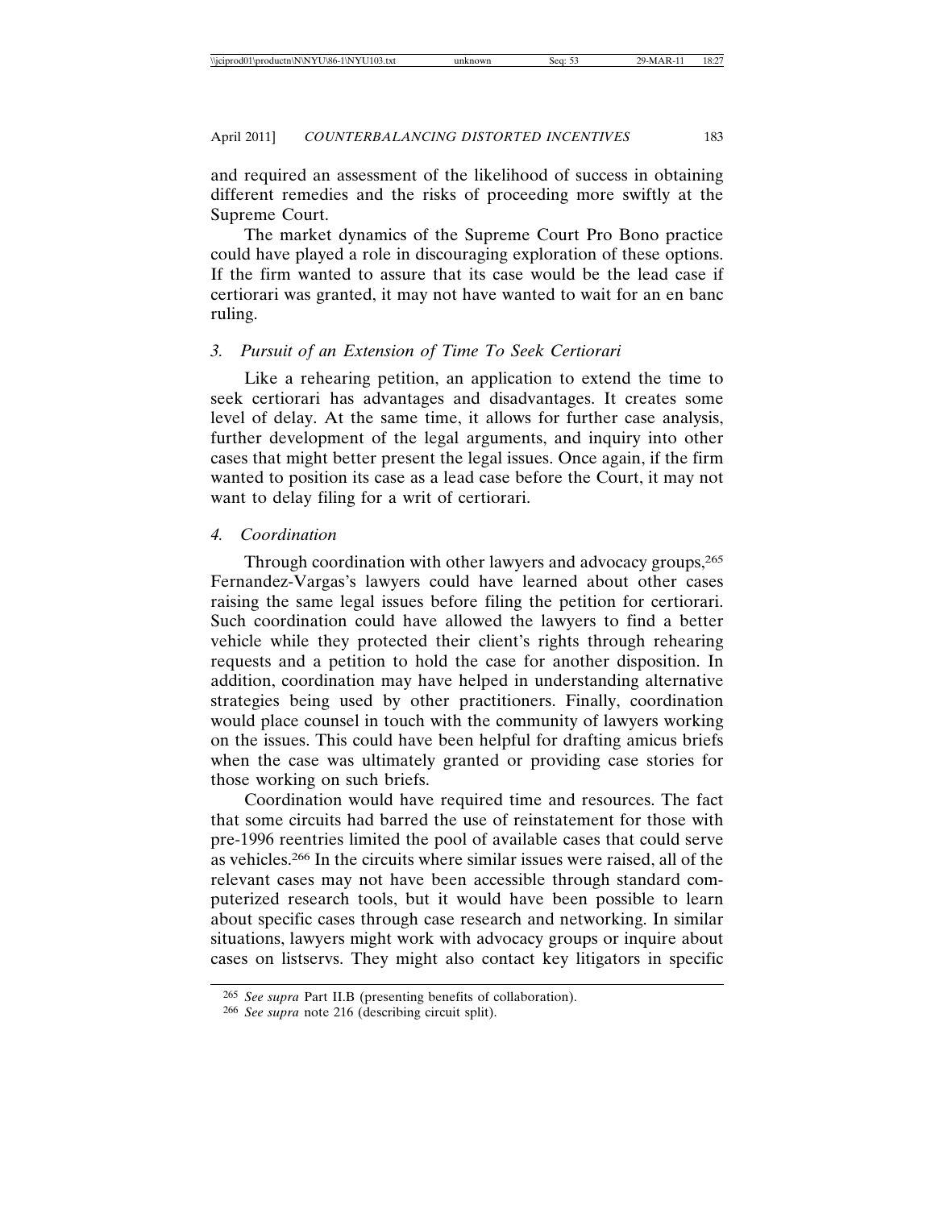and required an assessment of the likelihood of success in obtaining different remedies and the risks of proceeding more swiftly at the Supreme Court.

The market dynamics of the Supreme Court Pro Bono practice could have played a role in discouraging exploration of these options. If the firm wanted to assure that its case would be the lead case if certiorari was granted, it may not have wanted to wait for an en banc ruling.

### 3. *Pursuit of an Extension of Time To Seek Certiorari*

Like a rehearing petition, an application to extend the time to seek certiorari has advantages and disadvantages. It creates some level of delay. At the same time, it allows for further case analysis, further development of the legal arguments, and inquiry into other cases that might better present the legal issues. Once again, if the firm wanted to position its case as a lead case before the Court, it may not want to delay filing for a writ of certiorari.

### 4. *Coordination*

Through coordination with other lawyers and advocacy groups,[265] Fernandez-Vargas's lawyers could have learned about other cases raising the same legal issues before filing the petition for certiorari. Such coordination could have allowed the lawyers to find a better vehicle while they protected their client's rights through rehearing requests and a petition to hold the case for another disposition. In addition, coordination may have helped in understanding alternative strategies being used by other practitioners. Finally, coordination would place counsel in touch with the community of lawyers working on the issues. This could have been helpful for drafting amicus briefs when the case was ultimately granted or providing case stories for those working on such briefs.

Coordination would have required time and resources. The fact that some circuits had barred the use of reinstatement for those with pre-1996 reentries limited the pool of available cases that could serve as vehicles.[266] In the circuits where similar issues were raised, all of the relevant cases may not have been accessible through standard computerized research tools, but it would have been possible to learn about specific cases through case research and networking. In similar situations, lawyers might work with advocacy groups or inquire about cases on listservs. They might also contact key litigators in specific

---

[265] *See supra* Part II.B (presenting benefits of collaboration).

[266] *See supra* note 216 (describing circuit split).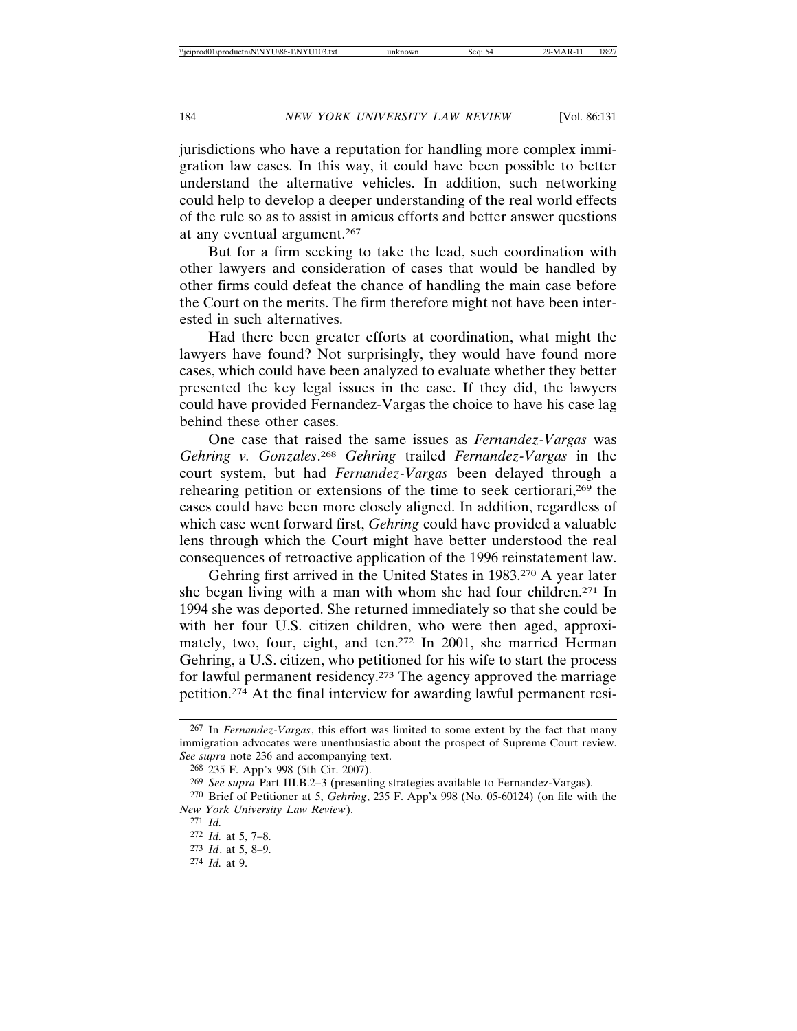jurisdictions who have a reputation for handling more complex immigration law cases. In this way, it could have been possible to better understand the alternative vehicles. In addition, such networking could help to develop a deeper understanding of the real world effects of the rule so as to assist in amicus efforts and better answer questions at any eventual argument.[267]

But for a firm seeking to take the lead, such coordination with other lawyers and consideration of cases that would be handled by other firms could defeat the chance of handling the main case before the Court on the merits. The firm therefore might not have been interested in such alternatives.

Had there been greater efforts at coordination, what might the lawyers have found? Not surprisingly, they would have found more cases, which could have been analyzed to evaluate whether they better presented the key legal issues in the case. If they did, the lawyers could have provided Fernandez-Vargas the choice to have his case lag behind these other cases.

One case that raised the same issues as *Fernandez-Vargas* was *Gehring v. Gonzales*.[268] *Gehring* trailed *Fernandez-Vargas* in the court system, but had *Fernandez-Vargas* been delayed through a rehearing petition or extensions of the time to seek certiorari,[269] the cases could have been more closely aligned. In addition, regardless of which case went forward first, *Gehring* could have provided a valuable lens through which the Court might have better understood the real consequences of retroactive application of the 1996 reinstatement law.

Gehring first arrived in the United States in 1983.[270] A year later she began living with a man with whom she had four children.[271] In 1994 she was deported. She returned immediately so that she could be with her four U.S. citizen children, who were then aged, approximately, two, four, eight, and ten.[272] In 2001, she married Herman Gehring, a U.S. citizen, who petitioned for his wife to start the process for lawful permanent residency.[273] The agency approved the marriage petition.[274] At the final interview for awarding lawful permanent resi-

---

[267] In *Fernandez-Vargas*, this effort was limited to some extent by the fact that many immigration advocates were unenthusiastic about the prospect of Supreme Court review. *See supra* note 236 and accompanying text.

[268] 235 F. App'x 998 (5th Cir. 2007).

[269] *See supra* Part III.B.2–3 (presenting strategies available to Fernandez-Vargas).

[270] Brief of Petitioner at 5, *Gehring*, 235 F. App'x 998 (No. 05-60124) (on file with the *New York University Law Review*).

[271] *Id.*

[272] *Id.* at 5, 7–8.

[273] *Id*. at 5, 8–9.

[274] *Id.* at 9.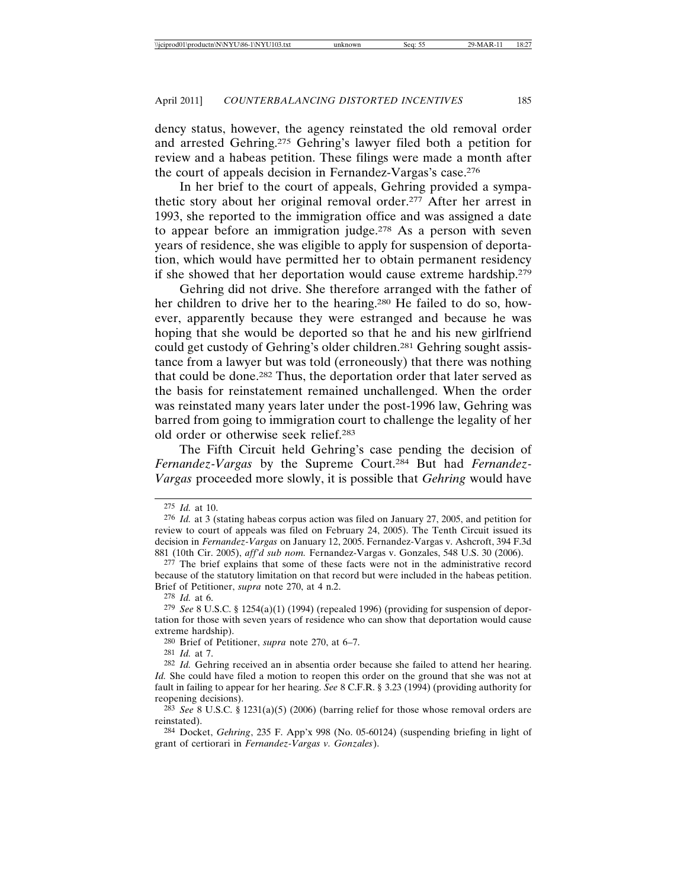dency status, however, the agency reinstated the old removal order and arrested Gehring.[275] Gehring's lawyer filed both a petition for review and a habeas petition. These filings were made a month after the court of appeals decision in Fernandez-Vargas's case.[276]

In her brief to the court of appeals, Gehring provided a sympathetic story about her original removal order.[277] After her arrest in 1993, she reported to the immigration office and was assigned a date to appear before an immigration judge.[278] As a person with seven years of residence, she was eligible to apply for suspension of deportation, which would have permitted her to obtain permanent residency if she showed that her deportation would cause extreme hardship.[279]

Gehring did not drive. She therefore arranged with the father of her children to drive her to the hearing.[280] He failed to do so, however, apparently because they were estranged and because he was hoping that she would be deported so that he and his new girlfriend could get custody of Gehring's older children.[281] Gehring sought assistance from a lawyer but was told (erroneously) that there was nothing that could be done.[282] Thus, the deportation order that later served as the basis for reinstatement remained unchallenged. When the order was reinstated many years later under the post-1996 law, Gehring was barred from going to immigration court to challenge the legality of her old order or otherwise seek relief.[283]

The Fifth Circuit held Gehring's case pending the decision of *Fernandez-Vargas* by the Supreme Court.[284] But had *Fernandez-Vargas* proceeded more slowly, it is possible that *Gehring* would have

---

[275] *Id.* at 10.

[276] *Id.* at 3 (stating habeas corpus action was filed on January 27, 2005, and petition for review to court of appeals was filed on February 24, 2005). The Tenth Circuit issued its decision in *Fernandez-Vargas* on January 12, 2005. Fernandez-Vargas v. Ashcroft, 394 F.3d 881 (10th Cir. 2005), *aff'd sub nom.* Fernandez-Vargas v. Gonzales, 548 U.S. 30 (2006).

[277] The brief explains that some of these facts were not in the administrative record because of the statutory limitation on that record but were included in the habeas petition. Brief of Petitioner, *supra* note 270, at 4 n.2.

[278] *Id.* at 6.

[279] *See* 8 U.S.C. § 1254(a)(1) (1994) (repealed 1996) (providing for suspension of deportation for those with seven years of residence who can show that deportation would cause extreme hardship).

[280] Brief of Petitioner, *supra* note 270, at 6–7.

[281] *Id.* at 7.

[282] *Id.* Gehring received an in absentia order because she failed to attend her hearing. *Id.* She could have filed a motion to reopen this order on the ground that she was not at fault in failing to appear for her hearing. *See* 8 C.F.R. § 3.23 (1994) (providing authority for reopening decisions).

[283] *See* 8 U.S.C. § 1231(a)(5) (2006) (barring relief for those whose removal orders are reinstated).

[284] Docket, *Gehring*, 235 F. App'x 998 (No. 05-60124) (suspending briefing in light of grant of certiorari in *Fernandez-Vargas v. Gonzales*).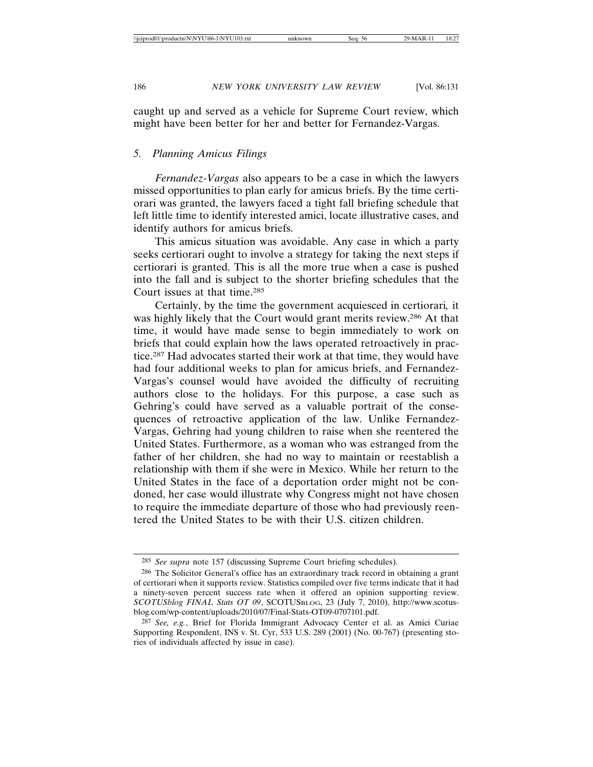caught up and served as a vehicle for Supreme Court review, which might have been better for her and better for Fernandez-Vargas.

### 5. *Planning Amicus Filings*

*Fernandez-Vargas* also appears to be a case in which the lawyers missed opportunities to plan early for amicus briefs. By the time certiorari was granted, the lawyers faced a tight fall briefing schedule that left little time to identify interested amici, locate illustrative cases, and identify authors for amicus briefs.

This amicus situation was avoidable. Any case in which a party seeks certiorari ought to involve a strategy for taking the next steps if certiorari is granted. This is all the more true when a case is pushed into the fall and is subject to the shorter briefing schedules that the Court issues at that time.[285]

Certainly, by the time the government acquiesced in certiorari*,* it was highly likely that the Court would grant merits review.[286] At that time, it would have made sense to begin immediately to work on briefs that could explain how the laws operated retroactively in practice.[287] Had advocates started their work at that time, they would have had four additional weeks to plan for amicus briefs, and Fernandez-Vargas's counsel would have avoided the difficulty of recruiting authors close to the holidays. For this purpose, a case such as Gehring's could have served as a valuable portrait of the consequences of retroactive application of the law. Unlike Fernandez-Vargas, Gehring had young children to raise when she reentered the United States. Furthermore, as a woman who was estranged from the father of her children, she had no way to maintain or reestablish a relationship with them if she were in Mexico. While her return to the United States in the face of a deportation order might not be condoned, her case would illustrate why Congress might not have chosen to require the immediate departure of those who had previously reentered the United States to be with their U.S. citizen children.

---

[285] *See supra* note 157 (discussing Supreme Court briefing schedules).

[286] The Solicitor General's office has an extraordinary track record in obtaining a grant of certiorari when it supports review. Statistics compiled over five terms indicate that it had a ninety-seven percent success rate when it offered an opinion supporting review. *SCOTUSblog FINAL Stats OT 09*, SCOTUSBLOG, 23 (July 7, 2010), http://www.scotusblog.com/wp-content/uploads/2010/07/Final-Stats-OT09-0707101.pdf.

[287] *See, e.g.*, Brief for Florida Immigrant Advocacy Center et al. as Amici Curiae Supporting Respondent, INS v. St. Cyr, 533 U.S. 289 (2001) (No. 00-767) (presenting stories of individuals affected by issue in case).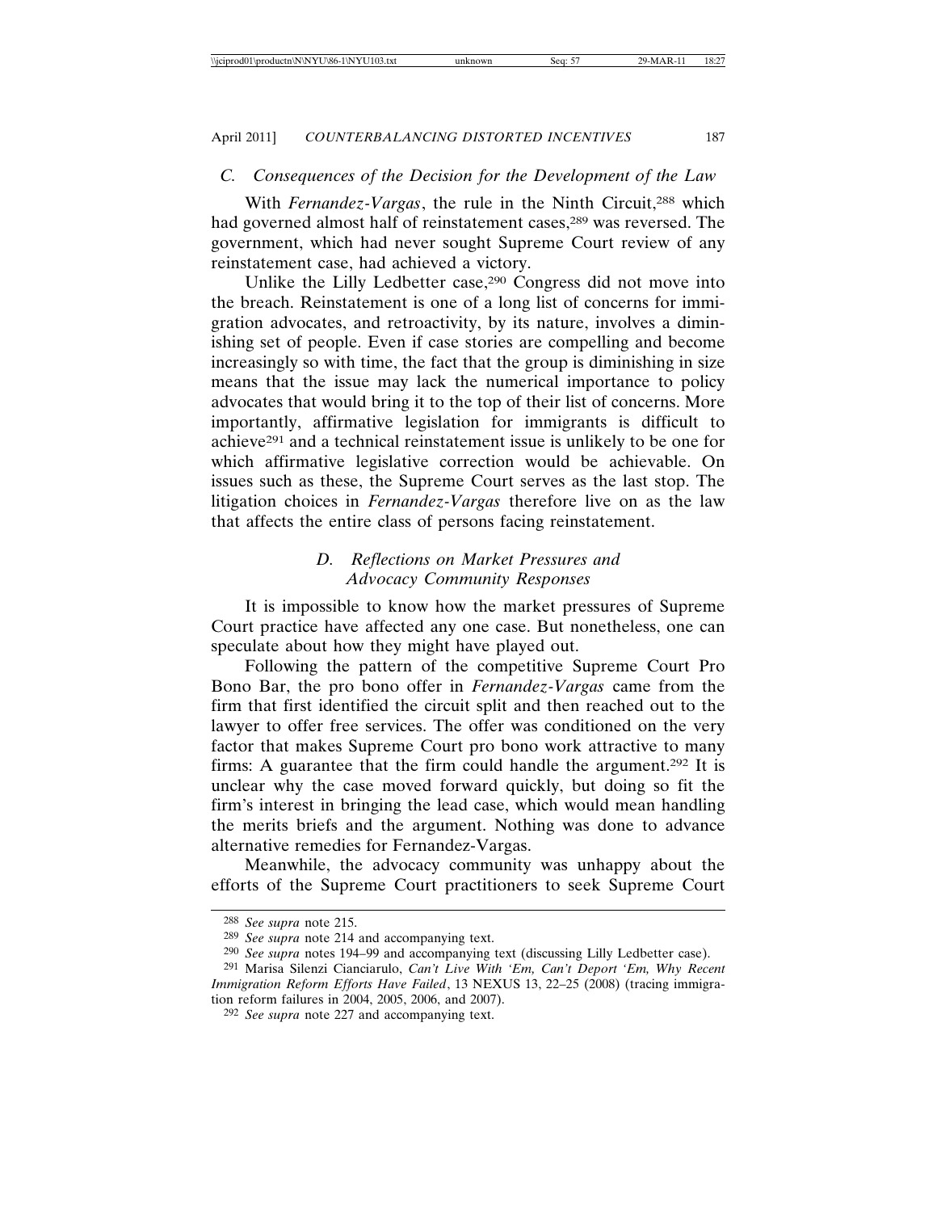### C. Consequences of the Decision for the Development of the Law

With *Fernandez-Vargas*, the rule in the Ninth Circuit,[288] which had governed almost half of reinstatement cases,[289] was reversed. The government, which had never sought Supreme Court review of any reinstatement case, had achieved a victory.

Unlike the Lilly Ledbetter case,[290] Congress did not move into the breach. Reinstatement is one of a long list of concerns for immigration advocates, and retroactivity, by its nature, involves a diminishing set of people. Even if case stories are compelling and become increasingly so with time, the fact that the group is diminishing in size means that the issue may lack the numerical importance to policy advocates that would bring it to the top of their list of concerns. More importantly, affirmative legislation for immigrants is difficult to achieve[291] and a technical reinstatement issue is unlikely to be one for which affirmative legislative correction would be achievable. On issues such as these, the Supreme Court serves as the last stop. The litigation choices in *Fernandez-Vargas* therefore live on as the law that affects the entire class of persons facing reinstatement.

### D. Reflections on Market Pressures and Advocacy Community Responses

It is impossible to know how the market pressures of Supreme Court practice have affected any one case. But nonetheless, one can speculate about how they might have played out.

Following the pattern of the competitive Supreme Court Pro Bono Bar, the pro bono offer in *Fernandez-Vargas* came from the firm that first identified the circuit split and then reached out to the lawyer to offer free services. The offer was conditioned on the very factor that makes Supreme Court pro bono work attractive to many firms: A guarantee that the firm could handle the argument.[292] It is unclear why the case moved forward quickly, but doing so fit the firm's interest in bringing the lead case, which would mean handling the merits briefs and the argument. Nothing was done to advance alternative remedies for Fernandez-Vargas.

Meanwhile, the advocacy community was unhappy about the efforts of the Supreme Court practitioners to seek Supreme Court

---

[288] *See supra* note 215.

[289] *See supra* note 214 and accompanying text.

[290] *See supra* notes 194–99 and accompanying text (discussing Lilly Ledbetter case).

[291] Marisa Silenzi Cianciarulo, *Can't Live With 'Em, Can't Deport 'Em, Why Recent Immigration Reform Efforts Have Failed*, 13 NEXUS 13, 22–25 (2008) (tracing immigration reform failures in 2004, 2005, 2006, and 2007).

[292] *See supra* note 227 and accompanying text.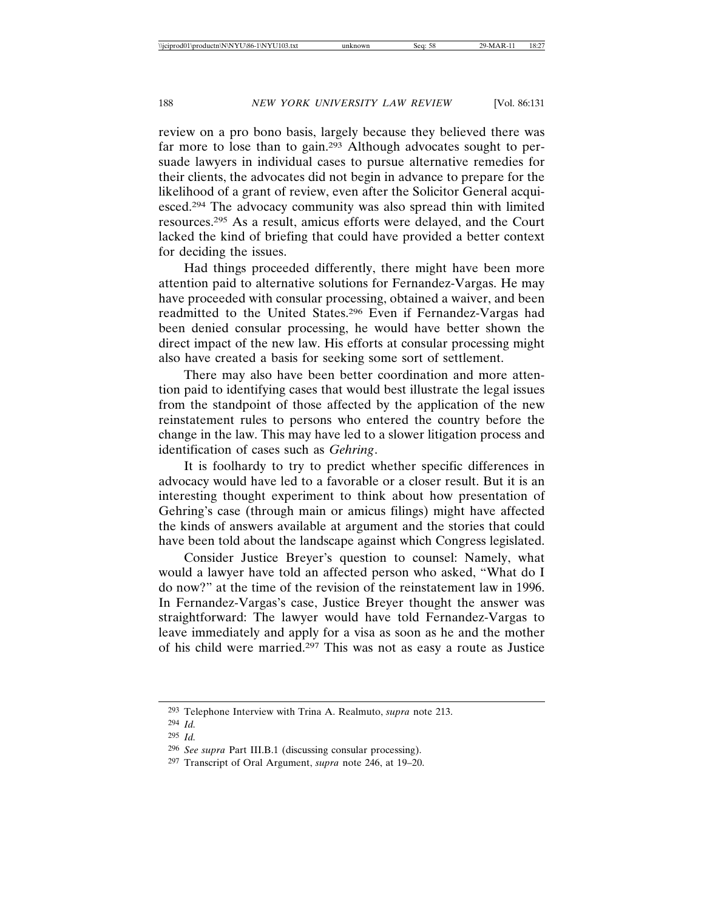review on a pro bono basis, largely because they believed there was far more to lose than to gain.[293] Although advocates sought to persuade lawyers in individual cases to pursue alternative remedies for their clients, the advocates did not begin in advance to prepare for the likelihood of a grant of review, even after the Solicitor General acquiesced.[294] The advocacy community was also spread thin with limited resources.[295] As a result, amicus efforts were delayed, and the Court lacked the kind of briefing that could have provided a better context for deciding the issues.

Had things proceeded differently, there might have been more attention paid to alternative solutions for Fernandez-Vargas. He may have proceeded with consular processing, obtained a waiver, and been readmitted to the United States.[296] Even if Fernandez-Vargas had been denied consular processing, he would have better shown the direct impact of the new law. His efforts at consular processing might also have created a basis for seeking some sort of settlement.

There may also have been better coordination and more attention paid to identifying cases that would best illustrate the legal issues from the standpoint of those affected by the application of the new reinstatement rules to persons who entered the country before the change in the law. This may have led to a slower litigation process and identification of cases such as *Gehring*.

It is foolhardy to try to predict whether specific differences in advocacy would have led to a favorable or a closer result. But it is an interesting thought experiment to think about how presentation of Gehring's case (through main or amicus filings) might have affected the kinds of answers available at argument and the stories that could have been told about the landscape against which Congress legislated.

Consider Justice Breyer's question to counsel: Namely, what would a lawyer have told an affected person who asked, "What do I do now?" at the time of the revision of the reinstatement law in 1996. In Fernandez-Vargas's case, Justice Breyer thought the answer was straightforward: The lawyer would have told Fernandez-Vargas to leave immediately and apply for a visa as soon as he and the mother of his child were married.[297] This was not as easy a route as Justice

---

[293] Telephone Interview with Trina A. Realmuto, *supra* note 213.

[294] *Id.*

[295] *Id.*

[296] *See supra* Part III.B.1 (discussing consular processing).

[297] Transcript of Oral Argument, *supra* note 246, at 19–20.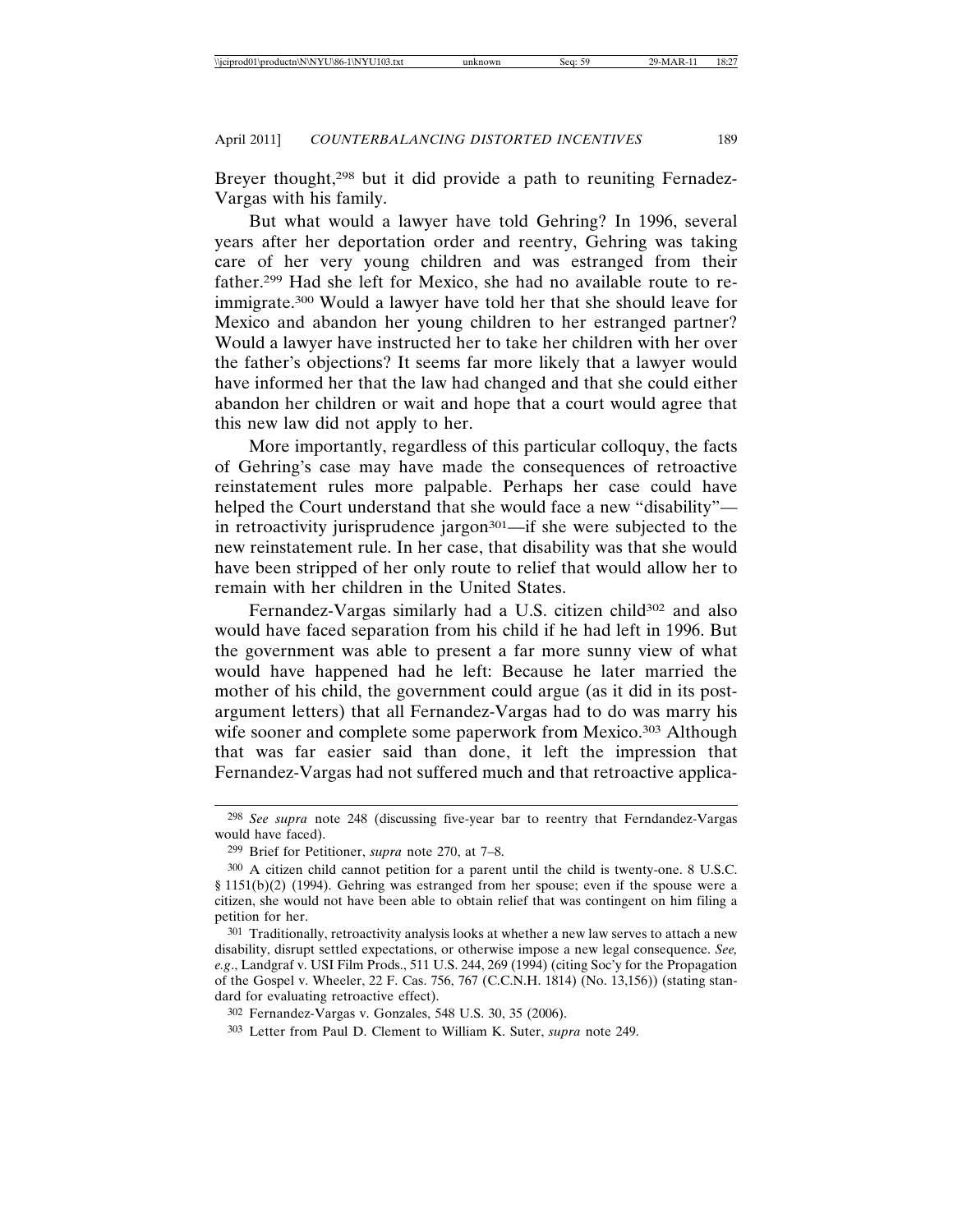Breyer thought,[298] but it did provide a path to reuniting Fernadez-Vargas with his family.

But what would a lawyer have told Gehring? In 1996, several years after her deportation order and reentry, Gehring was taking care of her very young children and was estranged from their father.[299] Had she left for Mexico, she had no available route to re-immigrate.[300] Would a lawyer have told her that she should leave for Mexico and abandon her young children to her estranged partner? Would a lawyer have instructed her to take her children with her over the father's objections? It seems far more likely that a lawyer would have informed her that the law had changed and that she could either abandon her children or wait and hope that a court would agree that this new law did not apply to her.

More importantly, regardless of this particular colloquy, the facts of Gehring's case may have made the consequences of retroactive reinstatement rules more palpable. Perhaps her case could have helped the Court understand that she would face a new "disability"—in retroactivity jurisprudence jargon[301]—if she were subjected to the new reinstatement rule. In her case, that disability was that she would have been stripped of her only route to relief that would allow her to remain with her children in the United States.

Fernandez-Vargas similarly had a U.S. citizen child[302] and also would have faced separation from his child if he had left in 1996. But the government was able to present a far more sunny view of what would have happened had he left: Because he later married the mother of his child, the government could argue (as it did in its post-argument letters) that all Fernandez-Vargas had to do was marry his wife sooner and complete some paperwork from Mexico.[303] Although that was far easier said than done, it left the impression that Fernandez-Vargas had not suffered much and that retroactive applica-

---

[298] *See supra* note 248 (discussing five-year bar to reentry that Ferndandez-Vargas would have faced).

[299] Brief for Petitioner, *supra* note 270, at 7–8.

[300] A citizen child cannot petition for a parent until the child is twenty-one. 8 U.S.C. § 1151(b)(2) (1994). Gehring was estranged from her spouse; even if the spouse were a citizen, she would not have been able to obtain relief that was contingent on him filing a petition for her.

[301] Traditionally, retroactivity analysis looks at whether a new law serves to attach a new disability, disrupt settled expectations, or otherwise impose a new legal consequence. *See, e.g.*, Landgraf v. USI Film Prods., 511 U.S. 244, 269 (1994) (citing Soc'y for the Propagation of the Gospel v. Wheeler, 22 F. Cas. 756, 767 (C.C.N.H. 1814) (No. 13,156)) (stating standard for evaluating retroactive effect).

[302] Fernandez-Vargas v. Gonzales, 548 U.S. 30, 35 (2006).

[303] Letter from Paul D. Clement to William K. Suter, *supra* note 249.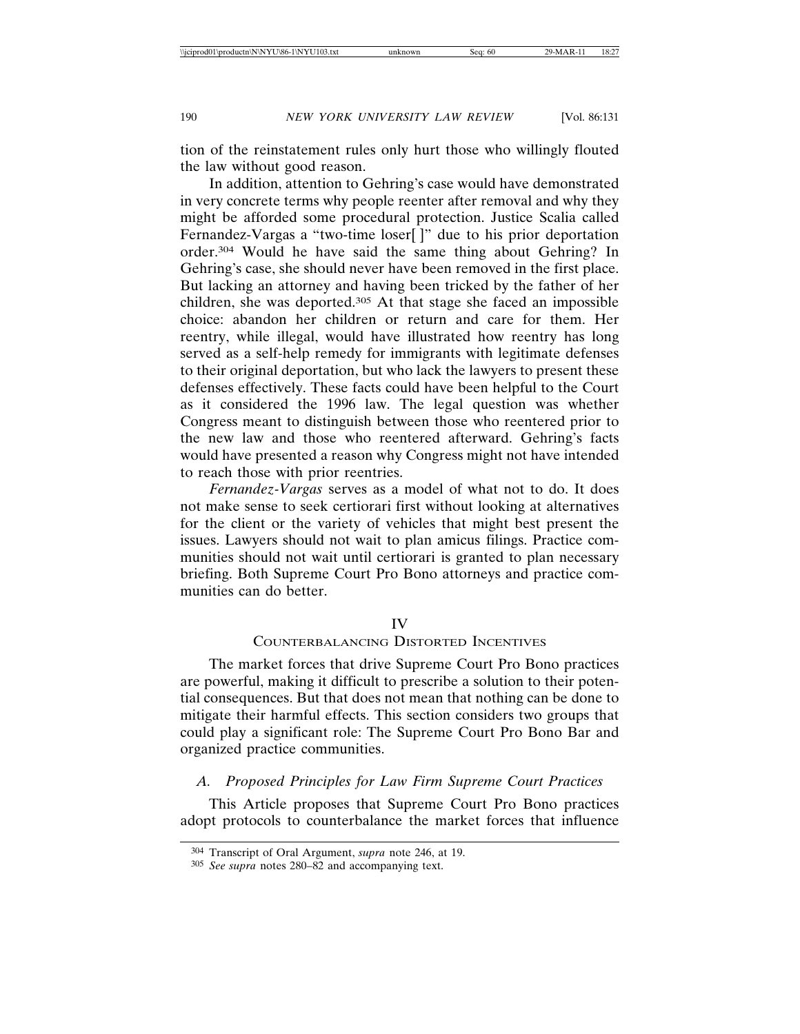tion of the reinstatement rules only hurt those who willingly flouted the law without good reason.

In addition, attention to Gehring's case would have demonstrated in very concrete terms why people reenter after removal and why they might be afforded some procedural protection. Justice Scalia called Fernandez-Vargas a "two-time loser[ ]" due to his prior deportation order.[304] Would he have said the same thing about Gehring? In Gehring's case, she should never have been removed in the first place. But lacking an attorney and having been tricked by the father of her children, she was deported.[305] At that stage she faced an impossible choice: abandon her children or return and care for them. Her reentry, while illegal, would have illustrated how reentry has long served as a self-help remedy for immigrants with legitimate defenses to their original deportation, but who lack the lawyers to present these defenses effectively. These facts could have been helpful to the Court as it considered the 1996 law. The legal question was whether Congress meant to distinguish between those who reentered prior to the new law and those who reentered afterward. Gehring's facts would have presented a reason why Congress might not have intended to reach those with prior reentries.

*Fernandez-Vargas* serves as a model of what not to do. It does not make sense to seek certiorari first without looking at alternatives for the client or the variety of vehicles that might best present the issues. Lawyers should not wait to plan amicus filings. Practice communities should not wait until certiorari is granted to plan necessary briefing. Both Supreme Court Pro Bono attorneys and practice communities can do better.

## IV
## COUNTERBALANCING DISTORTED INCENTIVES

The market forces that drive Supreme Court Pro Bono practices are powerful, making it difficult to prescribe a solution to their potential consequences. But that does not mean that nothing can be done to mitigate their harmful effects. This section considers two groups that could play a significant role: The Supreme Court Pro Bono Bar and organized practice communities.

### *A. Proposed Principles for Law Firm Supreme Court Practices*

This Article proposes that Supreme Court Pro Bono practices adopt protocols to counterbalance the market forces that influence

---

[304] Transcript of Oral Argument, *supra* note 246, at 19.

[305] *See supra* notes 280–82 and accompanying text.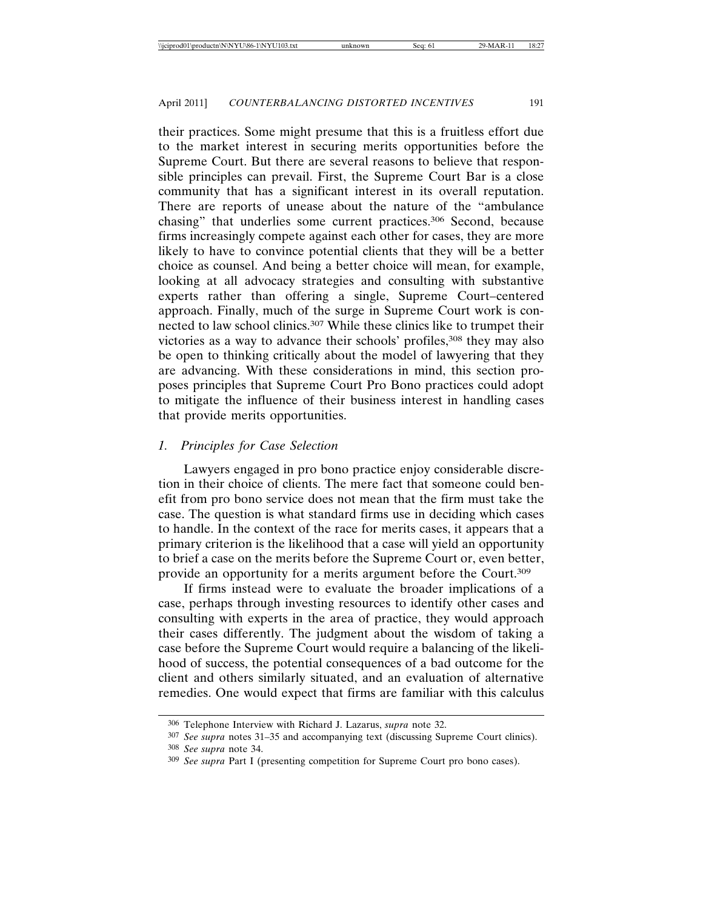their practices. Some might presume that this is a fruitless effort due to the market interest in securing merits opportunities before the Supreme Court. But there are several reasons to believe that responsible principles can prevail. First, the Supreme Court Bar is a close community that has a significant interest in its overall reputation. There are reports of unease about the nature of the "ambulance chasing" that underlies some current practices.[306] Second, because firms increasingly compete against each other for cases, they are more likely to have to convince potential clients that they will be a better choice as counsel. And being a better choice will mean, for example, looking at all advocacy strategies and consulting with substantive experts rather than offering a single, Supreme Court–centered approach. Finally, much of the surge in Supreme Court work is connected to law school clinics.[307] While these clinics like to trumpet their victories as a way to advance their schools' profiles,[308] they may also be open to thinking critically about the model of lawyering that they are advancing. With these considerations in mind, this section proposes principles that Supreme Court Pro Bono practices could adopt to mitigate the influence of their business interest in handling cases that provide merits opportunities.

### 1. *Principles for Case Selection*

Lawyers engaged in pro bono practice enjoy considerable discretion in their choice of clients. The mere fact that someone could benefit from pro bono service does not mean that the firm must take the case. The question is what standard firms use in deciding which cases to handle. In the context of the race for merits cases, it appears that a primary criterion is the likelihood that a case will yield an opportunity to brief a case on the merits before the Supreme Court or, even better, provide an opportunity for a merits argument before the Court.[309]

If firms instead were to evaluate the broader implications of a case, perhaps through investing resources to identify other cases and consulting with experts in the area of practice, they would approach their cases differently. The judgment about the wisdom of taking a case before the Supreme Court would require a balancing of the likelihood of success, the potential consequences of a bad outcome for the client and others similarly situated, and an evaluation of alternative remedies. One would expect that firms are familiar with this calculus

---

[306] Telephone Interview with Richard J. Lazarus, *supra* note 32.

[307] *See supra* notes 31–35 and accompanying text (discussing Supreme Court clinics).

[308] *See supra* note 34.

[309] *See supra* Part I (presenting competition for Supreme Court pro bono cases).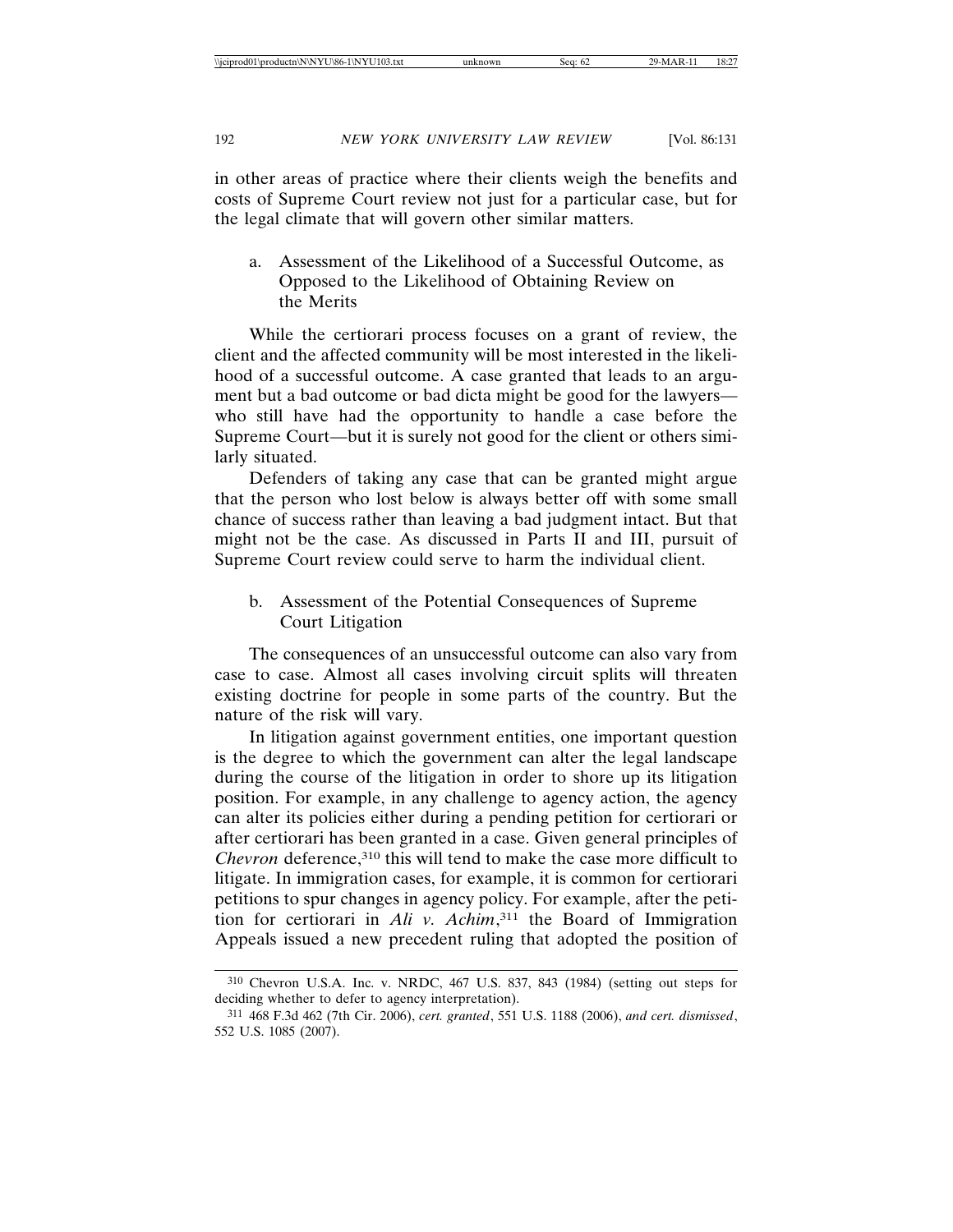in other areas of practice where their clients weigh the benefits and costs of Supreme Court review not just for a particular case, but for the legal climate that will govern other similar matters.

#### a. Assessment of the Likelihood of a Successful Outcome, as Opposed to the Likelihood of Obtaining Review on the Merits

While the certiorari process focuses on a grant of review, the client and the affected community will be most interested in the likelihood of a successful outcome. A case granted that leads to an argument but a bad outcome or bad dicta might be good for the lawyers—who still have had the opportunity to handle a case before the Supreme Court—but it is surely not good for the client or others similarly situated.

Defenders of taking any case that can be granted might argue that the person who lost below is always better off with some small chance of success rather than leaving a bad judgment intact. But that might not be the case. As discussed in Parts II and III, pursuit of Supreme Court review could serve to harm the individual client.

#### b. Assessment of the Potential Consequences of Supreme Court Litigation

The consequences of an unsuccessful outcome can also vary from case to case. Almost all cases involving circuit splits will threaten existing doctrine for people in some parts of the country. But the nature of the risk will vary.

In litigation against government entities, one important question is the degree to which the government can alter the legal landscape during the course of the litigation in order to shore up its litigation position. For example, in any challenge to agency action, the agency can alter its policies either during a pending petition for certiorari or after certiorari has been granted in a case. Given general principles of *Chevron* deference,[310] this will tend to make the case more difficult to litigate. In immigration cases, for example, it is common for certiorari petitions to spur changes in agency policy. For example, after the petition for certiorari in *Ali v. Achim*,[311] the Board of Immigration Appeals issued a new precedent ruling that adopted the position of

---

[310] Chevron U.S.A. Inc. v. NRDC, 467 U.S. 837, 843 (1984) (setting out steps for deciding whether to defer to agency interpretation).

[311] 468 F.3d 462 (7th Cir. 2006), *cert. granted*, 551 U.S. 1188 (2006), *and cert. dismissed*, 552 U.S. 1085 (2007).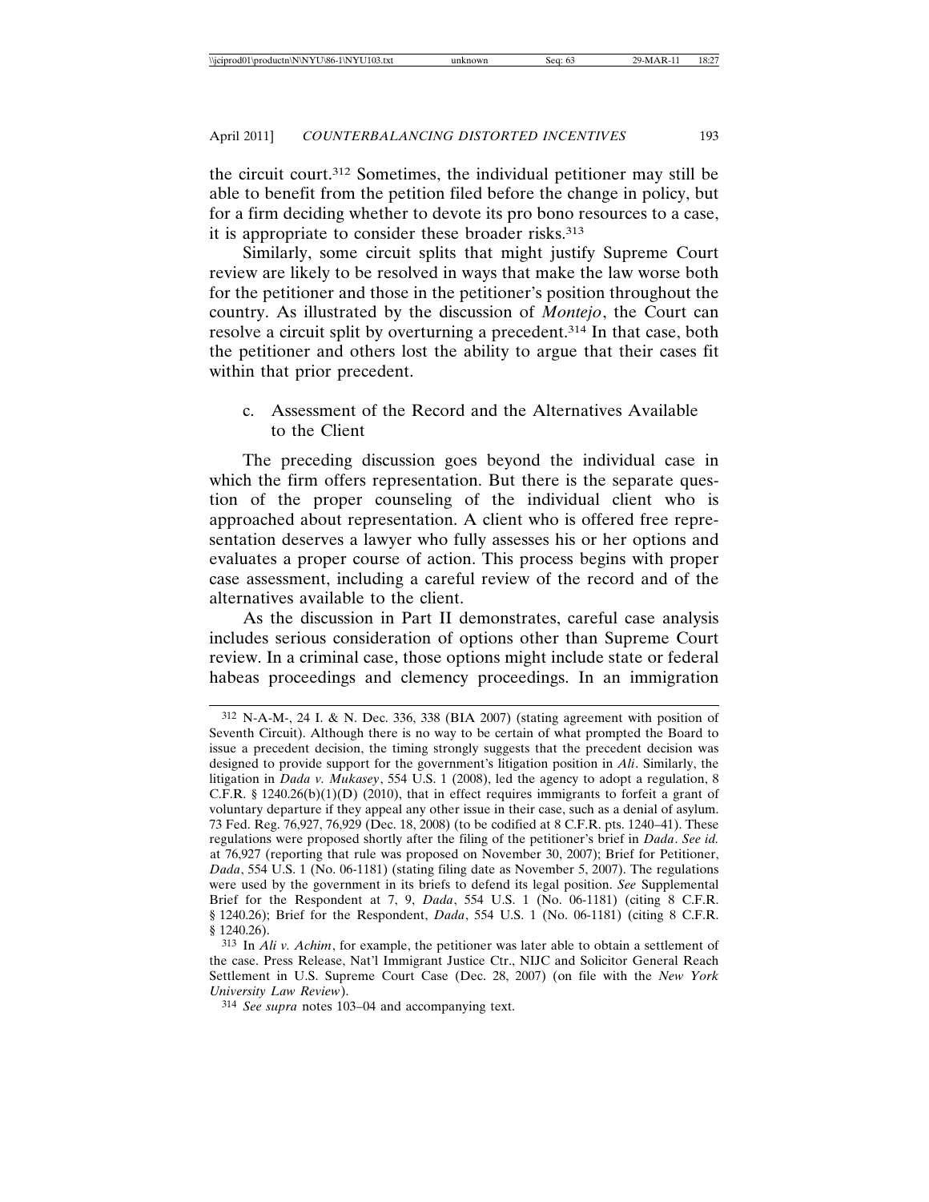the circuit court.[312] Sometimes, the individual petitioner may still be able to benefit from the petition filed before the change in policy, but for a firm deciding whether to devote its pro bono resources to a case, it is appropriate to consider these broader risks.[313]

Similarly, some circuit splits that might justify Supreme Court review are likely to be resolved in ways that make the law worse both for the petitioner and those in the petitioner's position throughout the country. As illustrated by the discussion of *Montejo*, the Court can resolve a circuit split by overturning a precedent.[314] In that case, both the petitioner and others lost the ability to argue that their cases fit within that prior precedent.

c. Assessment of the Record and the Alternatives Available to the Client

The preceding discussion goes beyond the individual case in which the firm offers representation. But there is the separate question of the proper counseling of the individual client who is approached about representation. A client who is offered free representation deserves a lawyer who fully assesses his or her options and evaluates a proper course of action. This process begins with proper case assessment, including a careful review of the record and of the alternatives available to the client.

As the discussion in Part II demonstrates, careful case analysis includes serious consideration of options other than Supreme Court review. In a criminal case, those options might include state or federal habeas proceedings and clemency proceedings. In an immigration

---

312 N-A-M-, 24 I. & N. Dec. 336, 338 (BIA 2007) (stating agreement with position of Seventh Circuit). Although there is no way to be certain of what prompted the Board to issue a precedent decision, the timing strongly suggests that the precedent decision was designed to provide support for the government's litigation position in *Ali*. Similarly, the litigation in *Dada v. Mukasey*, 554 U.S. 1 (2008), led the agency to adopt a regulation, 8 C.F.R. § 1240.26(b)(1)(D) (2010), that in effect requires immigrants to forfeit a grant of voluntary departure if they appeal any other issue in their case, such as a denial of asylum. 73 Fed. Reg. 76,927, 76,929 (Dec. 18, 2008) (to be codified at 8 C.F.R. pts. 1240–41). These regulations were proposed shortly after the filing of the petitioner's brief in *Dada*. *See id.* at 76,927 (reporting that rule was proposed on November 30, 2007); Brief for Petitioner, *Dada*, 554 U.S. 1 (No. 06-1181) (stating filing date as November 5, 2007). The regulations were used by the government in its briefs to defend its legal position. *See* Supplemental Brief for the Respondent at 7, 9, *Dada*, 554 U.S. 1 (No. 06-1181) (citing 8 C.F.R. § 1240.26); Brief for the Respondent, *Dada*, 554 U.S. 1 (No. 06-1181) (citing 8 C.F.R. § 1240.26).

313 In *Ali v. Achim*, for example, the petitioner was later able to obtain a settlement of the case. Press Release, Nat'l Immigrant Justice Ctr., NIJC and Solicitor General Reach Settlement in U.S. Supreme Court Case (Dec. 28, 2007) (on file with the *New York University Law Review*).

314 *See supra* notes 103–04 and accompanying text.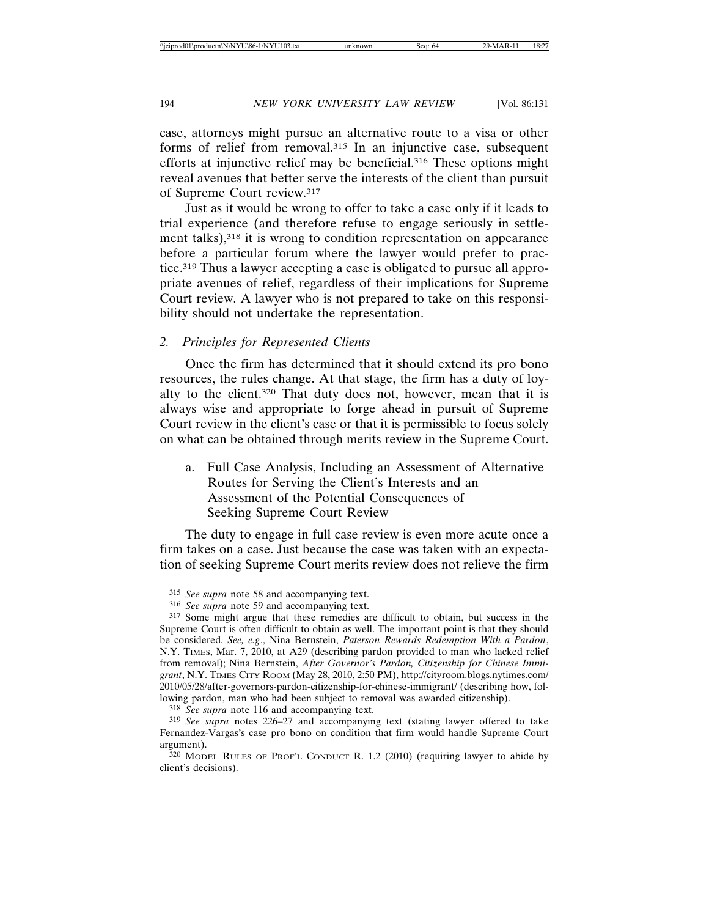case, attorneys might pursue an alternative route to a visa or other forms of relief from removal.[315] In an injunctive case, subsequent efforts at injunctive relief may be beneficial.[316] These options might reveal avenues that better serve the interests of the client than pursuit of Supreme Court review.[317]

Just as it would be wrong to offer to take a case only if it leads to trial experience (and therefore refuse to engage seriously in settlement talks),[318] it is wrong to condition representation on appearance before a particular forum where the lawyer would prefer to practice.[319] Thus a lawyer accepting a case is obligated to pursue all appropriate avenues of relief, regardless of their implications for Supreme Court review. A lawyer who is not prepared to take on this responsibility should not undertake the representation.

### 2. *Principles for Represented Clients*

Once the firm has determined that it should extend its pro bono resources, the rules change. At that stage, the firm has a duty of loyalty to the client.[320] That duty does not, however, mean that it is always wise and appropriate to forge ahead in pursuit of Supreme Court review in the client's case or that it is permissible to focus solely on what can be obtained through merits review in the Supreme Court.

#### a. Full Case Analysis, Including an Assessment of Alternative Routes for Serving the Client's Interests and an Assessment of the Potential Consequences of Seeking Supreme Court Review

The duty to engage in full case review is even more acute once a firm takes on a case. Just because the case was taken with an expectation of seeking Supreme Court merits review does not relieve the firm

---

[315] *See supra* note 58 and accompanying text.

[316] *See supra* note 59 and accompanying text.

[317] Some might argue that these remedies are difficult to obtain, but success in the Supreme Court is often difficult to obtain as well. The important point is that they should be considered. *See, e.g.*, Nina Bernstein, *Paterson Rewards Redemption With a Pardon*, N.Y. TIMES, Mar. 7, 2010, at A29 (describing pardon provided to man who lacked relief from removal); Nina Bernstein, *After Governor's Pardon, Citizenship for Chinese Immigrant*, N.Y. TIMES CITY ROOM (May 28, 2010, 2:50 PM), http://cityroom.blogs.nytimes.com/2010/05/28/after-governors-pardon-citizenship-for-chinese-immigrant/ (describing how, following pardon, man who had been subject to removal was awarded citizenship).

[318] *See supra* note 116 and accompanying text.

[319] *See supra* notes 226–27 and accompanying text (stating lawyer offered to take Fernandez-Vargas's case pro bono on condition that firm would handle Supreme Court argument).

[320] MODEL RULES OF PROF'L CONDUCT R. 1.2 (2010) (requiring lawyer to abide by client's decisions).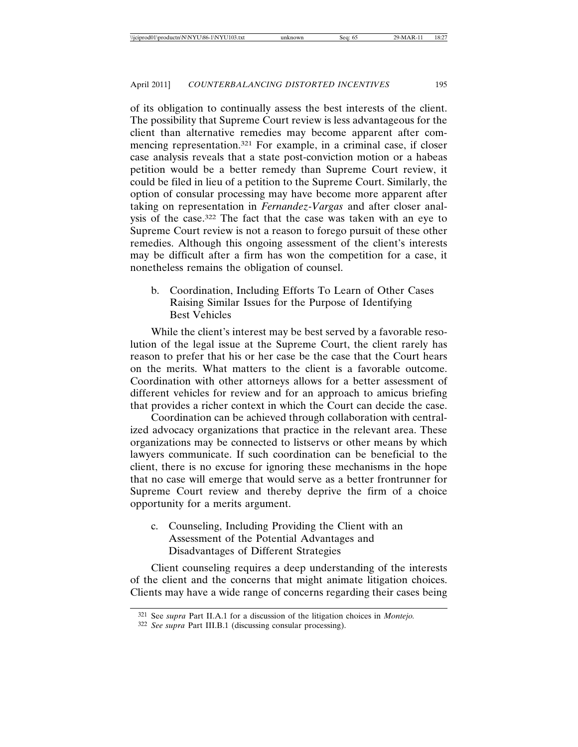of its obligation to continually assess the best interests of the client. The possibility that Supreme Court review is less advantageous for the client than alternative remedies may become apparent after commencing representation.[321] For example, in a criminal case, if closer case analysis reveals that a state post-conviction motion or a habeas petition would be a better remedy than Supreme Court review, it could be filed in lieu of a petition to the Supreme Court. Similarly, the option of consular processing may have become more apparent after taking on representation in *Fernandez-Vargas* and after closer analysis of the case.[322] The fact that the case was taken with an eye to Supreme Court review is not a reason to forego pursuit of these other remedies. Although this ongoing assessment of the client's interests may be difficult after a firm has won the competition for a case, it nonetheless remains the obligation of counsel.

#### b. Coordination, Including Efforts To Learn of Other Cases Raising Similar Issues for the Purpose of Identifying Best Vehicles

While the client's interest may be best served by a favorable resolution of the legal issue at the Supreme Court, the client rarely has reason to prefer that his or her case be the case that the Court hears on the merits. What matters to the client is a favorable outcome. Coordination with other attorneys allows for a better assessment of different vehicles for review and for an approach to amicus briefing that provides a richer context in which the Court can decide the case.

Coordination can be achieved through collaboration with centralized advocacy organizations that practice in the relevant area. These organizations may be connected to listservs or other means by which lawyers communicate. If such coordination can be beneficial to the client, there is no excuse for ignoring these mechanisms in the hope that no case will emerge that would serve as a better frontrunner for Supreme Court review and thereby deprive the firm of a choice opportunity for a merits argument.

#### c. Counseling, Including Providing the Client with an Assessment of the Potential Advantages and Disadvantages of Different Strategies

Client counseling requires a deep understanding of the interests of the client and the concerns that might animate litigation choices. Clients may have a wide range of concerns regarding their cases being

---

[321] See *supra* Part II.A.1 for a discussion of the litigation choices in *Montejo*.

[322] *See supra* Part III.B.1 (discussing consular processing).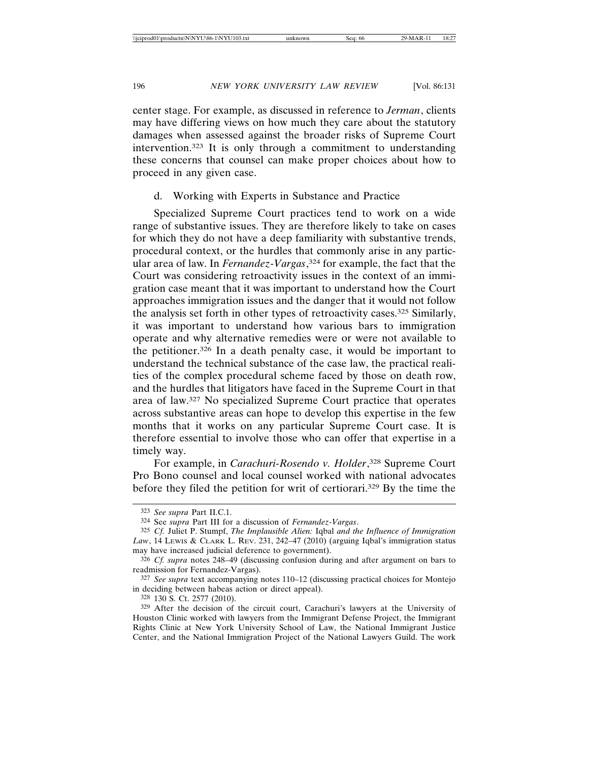center stage. For example, as discussed in reference to *Jerman*, clients may have differing views on how much they care about the statutory damages when assessed against the broader risks of Supreme Court intervention.[323] It is only through a commitment to understanding these concerns that counsel can make proper choices about how to proceed in any given case.

#### d. Working with Experts in Substance and Practice

Specialized Supreme Court practices tend to work on a wide range of substantive issues. They are therefore likely to take on cases for which they do not have a deep familiarity with substantive trends, procedural context, or the hurdles that commonly arise in any particular area of law. In *Fernandez-Vargas*,[324] for example, the fact that the Court was considering retroactivity issues in the context of an immigration case meant that it was important to understand how the Court approaches immigration issues and the danger that it would not follow the analysis set forth in other types of retroactivity cases.[325] Similarly, it was important to understand how various bars to immigration operate and why alternative remedies were or were not available to the petitioner.[326] In a death penalty case, it would be important to understand the technical substance of the case law, the practical realities of the complex procedural scheme faced by those on death row, and the hurdles that litigators have faced in the Supreme Court in that area of law.[327] No specialized Supreme Court practice that operates across substantive areas can hope to develop this expertise in the few months that it works on any particular Supreme Court case. It is therefore essential to involve those who can offer that expertise in a timely way.

For example, in *Carachuri-Rosendo v. Holder*,[328] Supreme Court Pro Bono counsel and local counsel worked with national advocates before they filed the petition for writ of certiorari.[329] By the time the

---

[323] *See supra* Part II.C.1.

[324] See *supra* Part III for a discussion of *Fernandez-Vargas*.

[325] *Cf.* Juliet P. Stumpf, *The Implausible Alien:* Iqbal *and the Influence of Immigration Law*, 14 Lewis & Clark L. Rev. 231, 242–47 (2010) (arguing Iqbal's immigration status may have increased judicial deference to government).

[326] *Cf. supra* notes 248–49 (discussing confusion during and after argument on bars to readmission for Fernandez-Vargas).

[327] *See supra* text accompanying notes 110–12 (discussing practical choices for Montejo in deciding between habeas action or direct appeal).

[328] 130 S. Ct. 2577 (2010).

[329] After the decision of the circuit court, Carachuri's lawyers at the University of Houston Clinic worked with lawyers from the Immigrant Defense Project, the Immigrant Rights Clinic at New York University School of Law, the National Immigrant Justice Center, and the National Immigration Project of the National Lawyers Guild. The work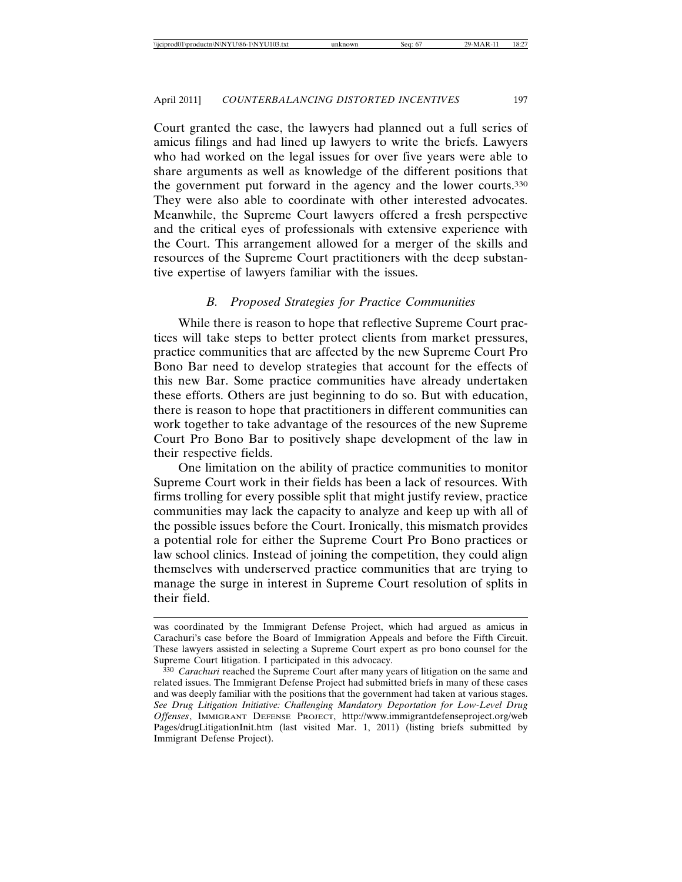Court granted the case, the lawyers had planned out a full series of amicus filings and had lined up lawyers to write the briefs. Lawyers who had worked on the legal issues for over five years were able to share arguments as well as knowledge of the different positions that the government put forward in the agency and the lower courts.[330] They were also able to coordinate with other interested advocates. Meanwhile, the Supreme Court lawyers offered a fresh perspective and the critical eyes of professionals with extensive experience with the Court. This arrangement allowed for a merger of the skills and resources of the Supreme Court practitioners with the deep substantive expertise of lawyers familiar with the issues.

### *B. Proposed Strategies for Practice Communities*

While there is reason to hope that reflective Supreme Court practices will take steps to better protect clients from market pressures, practice communities that are affected by the new Supreme Court Pro Bono Bar need to develop strategies that account for the effects of this new Bar. Some practice communities have already undertaken these efforts. Others are just beginning to do so. But with education, there is reason to hope that practitioners in different communities can work together to take advantage of the resources of the new Supreme Court Pro Bono Bar to positively shape development of the law in their respective fields.

One limitation on the ability of practice communities to monitor Supreme Court work in their fields has been a lack of resources. With firms trolling for every possible split that might justify review, practice communities may lack the capacity to analyze and keep up with all of the possible issues before the Court. Ironically, this mismatch provides a potential role for either the Supreme Court Pro Bono practices or law school clinics. Instead of joining the competition, they could align themselves with underserved practice communities that are trying to manage the surge in interest in Supreme Court resolution of splits in their field.

---

was coordinated by the Immigrant Defense Project, which had argued as amicus in Carachuri's case before the Board of Immigration Appeals and before the Fifth Circuit. These lawyers assisted in selecting a Supreme Court expert as pro bono counsel for the Supreme Court litigation. I participated in this advocacy.

[330] *Carachuri* reached the Supreme Court after many years of litigation on the same and related issues. The Immigrant Defense Project had submitted briefs in many of these cases and was deeply familiar with the positions that the government had taken at various stages. *See Drug Litigation Initiative: Challenging Mandatory Deportation for Low-Level Drug Offenses*, IMMIGRANT DEFENSE PROJECT, http://www.immigrantdefenseproject.org/webPages/drugLitigationInit.htm (last visited Mar. 1, 2011) (listing briefs submitted by Immigrant Defense Project).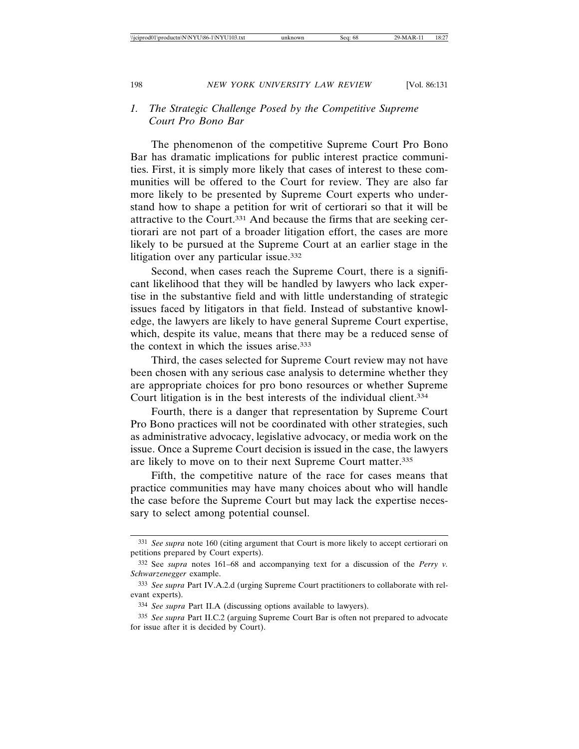### 1. *The Strategic Challenge Posed by the Competitive Supreme Court Pro Bono Bar*

The phenomenon of the competitive Supreme Court Pro Bono Bar has dramatic implications for public interest practice communities. First, it is simply more likely that cases of interest to these communities will be offered to the Court for review. They are also far more likely to be presented by Supreme Court experts who understand how to shape a petition for writ of certiorari so that it will be attractive to the Court.[331] And because the firms that are seeking certiorari are not part of a broader litigation effort, the cases are more likely to be pursued at the Supreme Court at an earlier stage in the litigation over any particular issue.[332]

Second, when cases reach the Supreme Court, there is a significant likelihood that they will be handled by lawyers who lack expertise in the substantive field and with little understanding of strategic issues faced by litigators in that field. Instead of substantive knowledge, the lawyers are likely to have general Supreme Court expertise, which, despite its value, means that there may be a reduced sense of the context in which the issues arise.[333]

Third, the cases selected for Supreme Court review may not have been chosen with any serious case analysis to determine whether they are appropriate choices for pro bono resources or whether Supreme Court litigation is in the best interests of the individual client.[334]

Fourth, there is a danger that representation by Supreme Court Pro Bono practices will not be coordinated with other strategies, such as administrative advocacy, legislative advocacy, or media work on the issue. Once a Supreme Court decision is issued in the case, the lawyers are likely to move on to their next Supreme Court matter.[335]

Fifth, the competitive nature of the race for cases means that practice communities may have many choices about who will handle the case before the Supreme Court but may lack the expertise necessary to select among potential counsel.

---

[331] *See supra* note 160 (citing argument that Court is more likely to accept certiorari on petitions prepared by Court experts).

[332] See *supra* notes 161–68 and accompanying text for a discussion of the *Perry v. Schwarzenegger* example.

[333] *See supra* Part IV.A.2.d (urging Supreme Court practitioners to collaborate with relevant experts).

[334] *See supra* Part II.A (discussing options available to lawyers).

[335] *See supra* Part II.C.2 (arguing Supreme Court Bar is often not prepared to advocate for issue after it is decided by Court).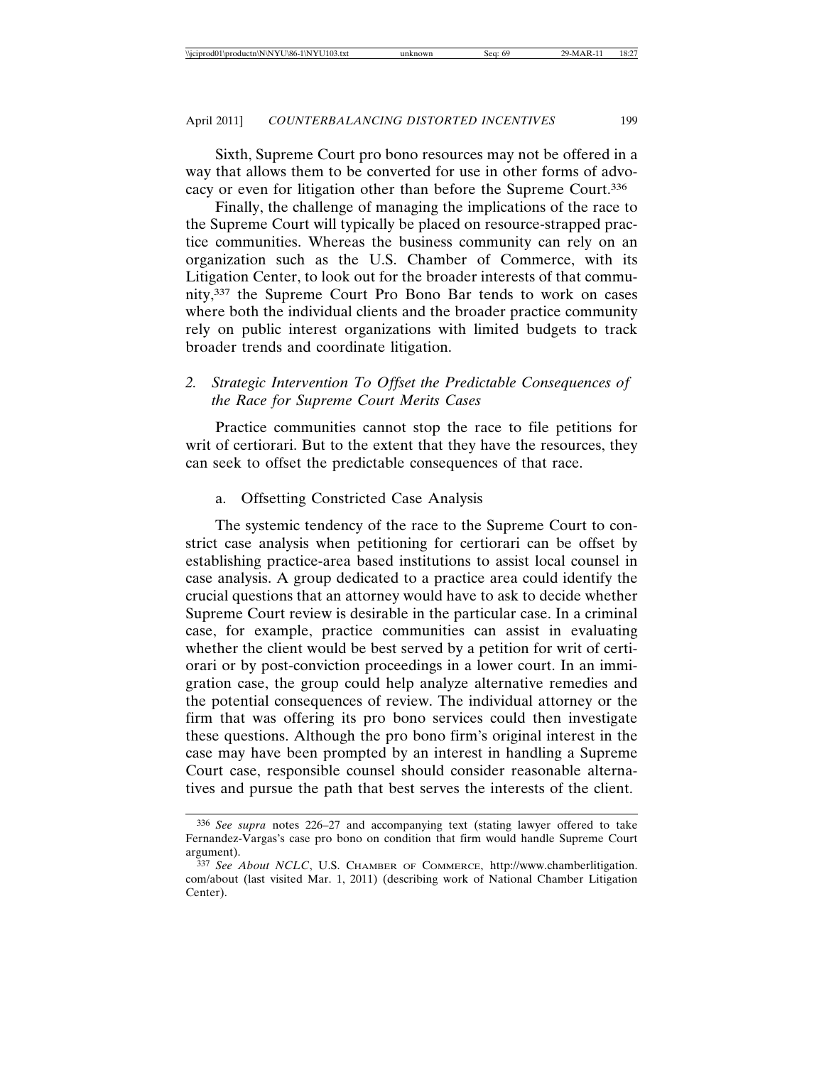Sixth, Supreme Court pro bono resources may not be offered in a way that allows them to be converted for use in other forms of advocacy or even for litigation other than before the Supreme Court.[336]

Finally, the challenge of managing the implications of the race to the Supreme Court will typically be placed on resource-strapped practice communities. Whereas the business community can rely on an organization such as the U.S. Chamber of Commerce, with its Litigation Center, to look out for the broader interests of that community,[337] the Supreme Court Pro Bono Bar tends to work on cases where both the individual clients and the broader practice community rely on public interest organizations with limited budgets to track broader trends and coordinate litigation.

### 2. *Strategic Intervention To Offset the Predictable Consequences of the Race for Supreme Court Merits Cases*

Practice communities cannot stop the race to file petitions for writ of certiorari. But to the extent that they have the resources, they can seek to offset the predictable consequences of that race.

#### a. Offsetting Constricted Case Analysis

The systemic tendency of the race to the Supreme Court to constrict case analysis when petitioning for certiorari can be offset by establishing practice-area based institutions to assist local counsel in case analysis. A group dedicated to a practice area could identify the crucial questions that an attorney would have to ask to decide whether Supreme Court review is desirable in the particular case. In a criminal case, for example, practice communities can assist in evaluating whether the client would be best served by a petition for writ of certiorari or by post-conviction proceedings in a lower court. In an immigration case, the group could help analyze alternative remedies and the potential consequences of review. The individual attorney or the firm that was offering its pro bono services could then investigate these questions. Although the pro bono firm's original interest in the case may have been prompted by an interest in handling a Supreme Court case, responsible counsel should consider reasonable alternatives and pursue the path that best serves the interests of the client.

---

[336] *See supra* notes 226–27 and accompanying text (stating lawyer offered to take Fernandez-Vargas's case pro bono on condition that firm would handle Supreme Court argument).

[337] *See About NCLC*, U.S. CHAMBER OF COMMERCE, http://www.chamberlitigation.com/about (last visited Mar. 1, 2011) (describing work of National Chamber Litigation Center).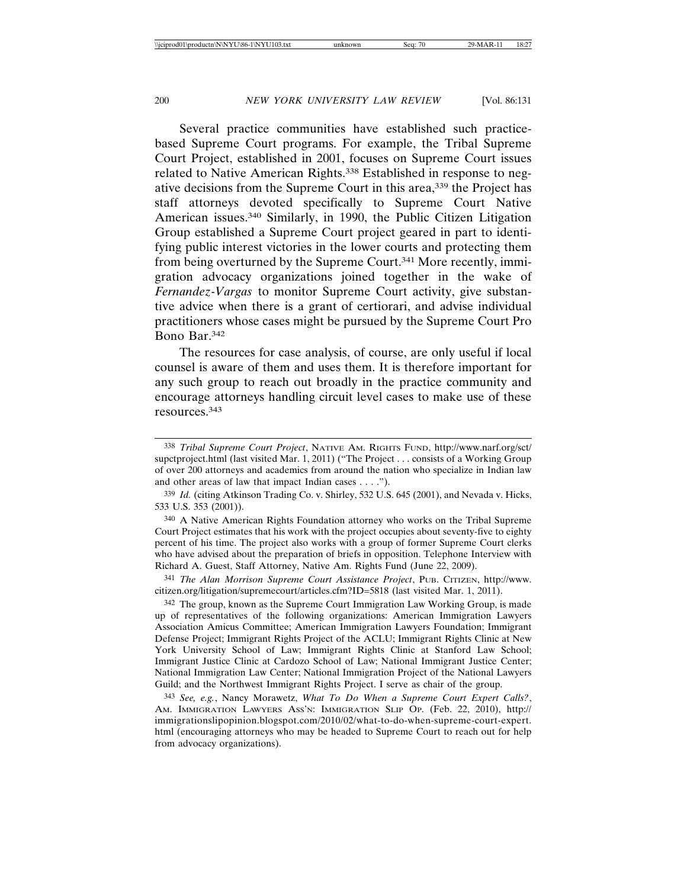Several practice communities have established such practice-based Supreme Court programs. For example, the Tribal Supreme Court Project, established in 2001, focuses on Supreme Court issues related to Native American Rights.[338] Established in response to negative decisions from the Supreme Court in this area,[339] the Project has staff attorneys devoted specifically to Supreme Court Native American issues.[340] Similarly, in 1990, the Public Citizen Litigation Group established a Supreme Court project geared in part to identifying public interest victories in the lower courts and protecting them from being overturned by the Supreme Court.[341] More recently, immigration advocacy organizations joined together in the wake of *Fernandez-Vargas* to monitor Supreme Court activity, give substantive advice when there is a grant of certiorari, and advise individual practitioners whose cases might be pursued by the Supreme Court Pro Bono Bar.[342]

The resources for case analysis, of course, are only useful if local counsel is aware of them and uses them. It is therefore important for any such group to reach out broadly in the practice community and encourage attorneys handling circuit level cases to make use of these resources.[343]

---

[338] *Tribal Supreme Court Project*, NATIVE AM. RIGHTS FUND, http://www.narf.org/sct/supctproject.html (last visited Mar. 1, 2011) ("The Project . . . consists of a Working Group of over 200 attorneys and academics from around the nation who specialize in Indian law and other areas of law that impact Indian cases . . . .").

[339] *Id.* (citing Atkinson Trading Co. v. Shirley, 532 U.S. 645 (2001), and Nevada v. Hicks, 533 U.S. 353 (2001)).

[340] A Native American Rights Foundation attorney who works on the Tribal Supreme Court Project estimates that his work with the project occupies about seventy-five to eighty percent of his time. The project also works with a group of former Supreme Court clerks who have advised about the preparation of briefs in opposition. Telephone Interview with Richard A. Guest, Staff Attorney, Native Am. Rights Fund (June 22, 2009).

[341] *The Alan Morrison Supreme Court Assistance Project*, PUB. CITIZEN, http://www.citizen.org/litigation/supremecourt/articles.cfm?ID=5818 (last visited Mar. 1, 2011).

[342] The group, known as the Supreme Court Immigration Law Working Group, is made up of representatives of the following organizations: American Immigration Lawyers Association Amicus Committee; American Immigration Lawyers Foundation; Immigrant Defense Project; Immigrant Rights Project of the ACLU; Immigrant Rights Clinic at New York University School of Law; Immigrant Rights Clinic at Stanford Law School; Immigrant Justice Clinic at Cardozo School of Law; National Immigrant Justice Center; National Immigration Law Center; National Immigration Project of the National Lawyers Guild; and the Northwest Immigrant Rights Project. I serve as chair of the group.

[343] *See, e.g.*, Nancy Morawetz, *What To Do When a Supreme Court Expert Calls?*, AM. IMMIGRATION LAWYERS ASS'N: IMMIGRATION SLIP OP. (Feb. 22, 2010), http://immigrationslipopinion.blogspot.com/2010/02/what-to-do-when-supreme-court-expert.html (encouraging attorneys who may be headed to Supreme Court to reach out for help from advocacy organizations).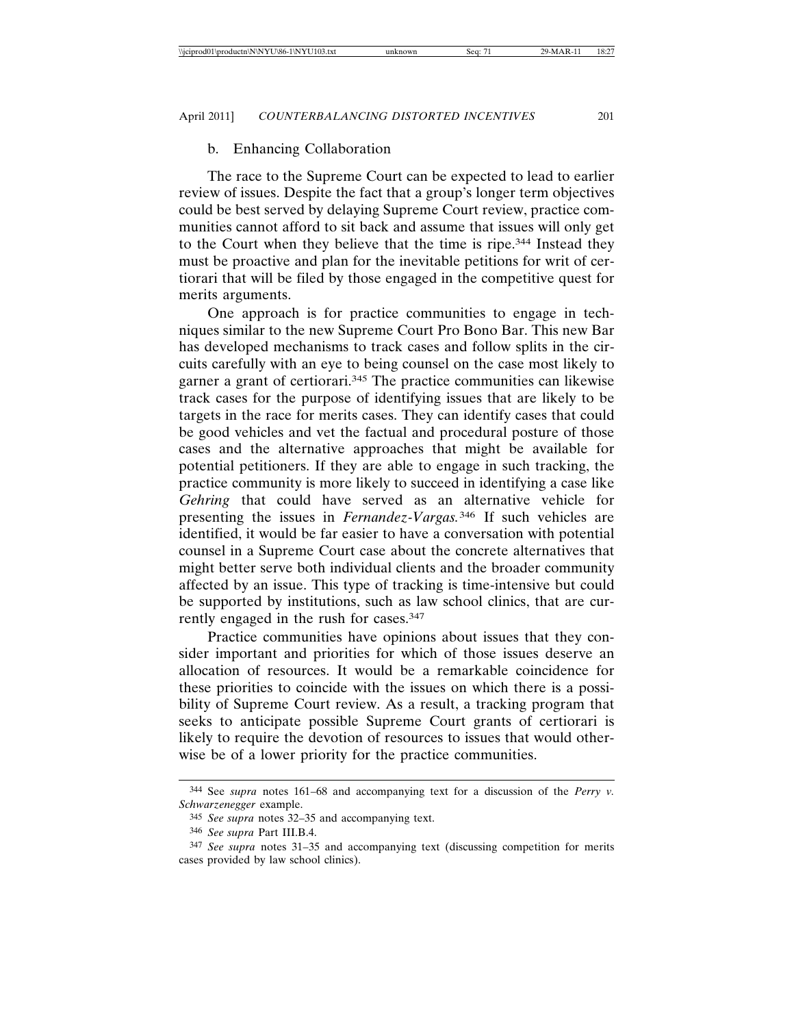### b. Enhancing Collaboration

The race to the Supreme Court can be expected to lead to earlier review of issues. Despite the fact that a group's longer term objectives could be best served by delaying Supreme Court review, practice communities cannot afford to sit back and assume that issues will only get to the Court when they believe that the time is ripe.[344] Instead they must be proactive and plan for the inevitable petitions for writ of certiorari that will be filed by those engaged in the competitive quest for merits arguments.

One approach is for practice communities to engage in techniques similar to the new Supreme Court Pro Bono Bar. This new Bar has developed mechanisms to track cases and follow splits in the circuits carefully with an eye to being counsel on the case most likely to garner a grant of certiorari.[345] The practice communities can likewise track cases for the purpose of identifying issues that are likely to be targets in the race for merits cases. They can identify cases that could be good vehicles and vet the factual and procedural posture of those cases and the alternative approaches that might be available for potential petitioners. If they are able to engage in such tracking, the practice community is more likely to succeed in identifying a case like *Gehring* that could have served as an alternative vehicle for presenting the issues in *Fernandez-Vargas.*[346] If such vehicles are identified, it would be far easier to have a conversation with potential counsel in a Supreme Court case about the concrete alternatives that might better serve both individual clients and the broader community affected by an issue. This type of tracking is time-intensive but could be supported by institutions, such as law school clinics, that are currently engaged in the rush for cases.[347]

Practice communities have opinions about issues that they consider important and priorities for which of those issues deserve an allocation of resources. It would be a remarkable coincidence for these priorities to coincide with the issues on which there is a possibility of Supreme Court review. As a result, a tracking program that seeks to anticipate possible Supreme Court grants of certiorari is likely to require the devotion of resources to issues that would otherwise be of a lower priority for the practice communities.

---

[344] See *supra* notes 161–68 and accompanying text for a discussion of the *Perry v. Schwarzenegger* example.

[345] *See supra* notes 32–35 and accompanying text.

[346] *See supra* Part III.B.4.

[347] *See supra* notes 31–35 and accompanying text (discussing competition for merits cases provided by law school clinics).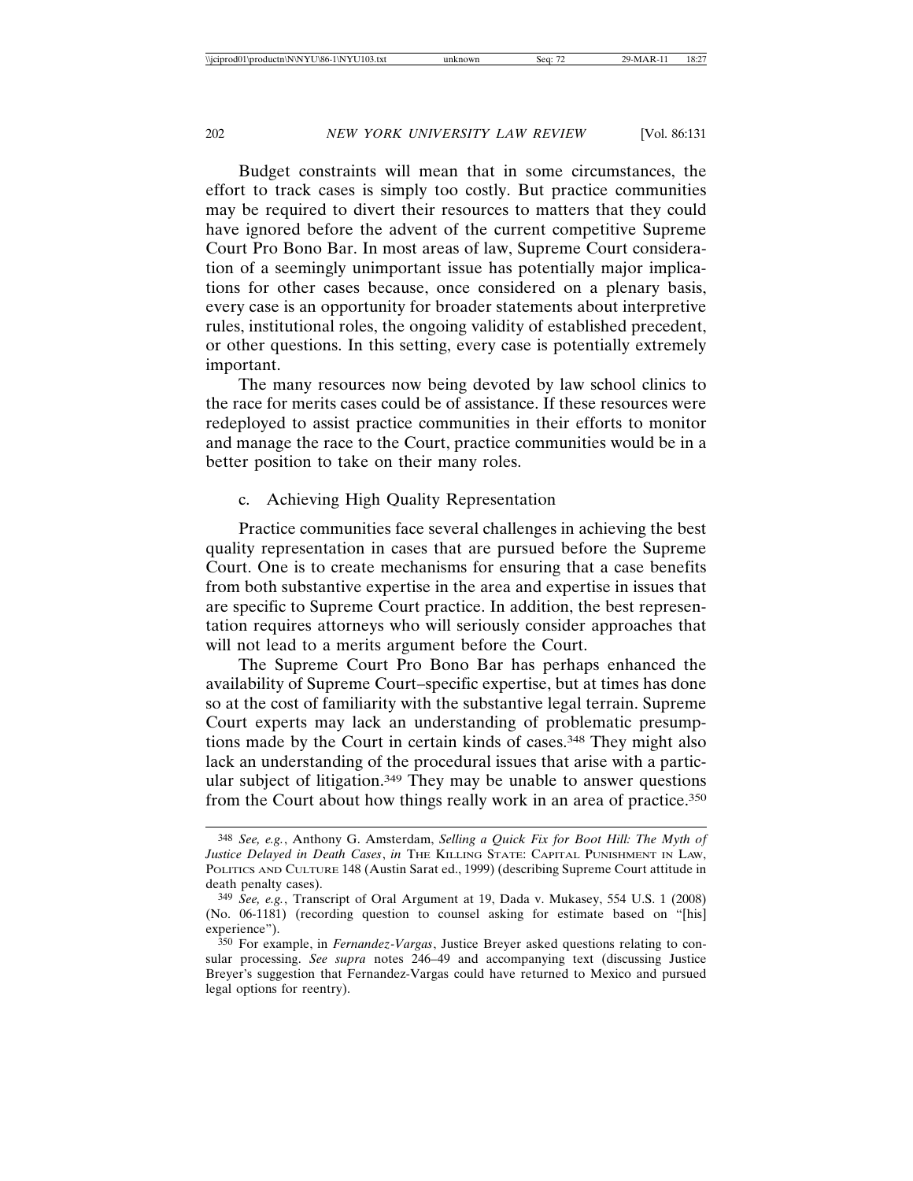Budget constraints will mean that in some circumstances, the effort to track cases is simply too costly. But practice communities may be required to divert their resources to matters that they could have ignored before the advent of the current competitive Supreme Court Pro Bono Bar. In most areas of law, Supreme Court consideration of a seemingly unimportant issue has potentially major implications for other cases because, once considered on a plenary basis, every case is an opportunity for broader statements about interpretive rules, institutional roles, the ongoing validity of established precedent, or other questions. In this setting, every case is potentially extremely important.

The many resources now being devoted by law school clinics to the race for merits cases could be of assistance. If these resources were redeployed to assist practice communities in their efforts to monitor and manage the race to the Court, practice communities would be in a better position to take on their many roles.

### c. Achieving High Quality Representation

Practice communities face several challenges in achieving the best quality representation in cases that are pursued before the Supreme Court. One is to create mechanisms for ensuring that a case benefits from both substantive expertise in the area and expertise in issues that are specific to Supreme Court practice. In addition, the best representation requires attorneys who will seriously consider approaches that will not lead to a merits argument before the Court.

The Supreme Court Pro Bono Bar has perhaps enhanced the availability of Supreme Court–specific expertise, but at times has done so at the cost of familiarity with the substantive legal terrain. Supreme Court experts may lack an understanding of problematic presumptions made by the Court in certain kinds of cases.[348] They might also lack an understanding of the procedural issues that arise with a particular subject of litigation.[349] They may be unable to answer questions from the Court about how things really work in an area of practice.[350]

---

[348] *See, e.g.*, Anthony G. Amsterdam, *Selling a Quick Fix for Boot Hill: The Myth of Justice Delayed in Death Cases*, *in* THE KILLING STATE: CAPITAL PUNISHMENT IN LAW, POLITICS AND CULTURE 148 (Austin Sarat ed., 1999) (describing Supreme Court attitude in death penalty cases).

[349] *See, e.g.*, Transcript of Oral Argument at 19, Dada v. Mukasey, 554 U.S. 1 (2008) (No. 06-1181) (recording question to counsel asking for estimate based on "[his] experience").

[350] For example, in *Fernandez-Vargas*, Justice Breyer asked questions relating to consular processing. *See supra* notes 246–49 and accompanying text (discussing Justice Breyer's suggestion that Fernandez-Vargas could have returned to Mexico and pursued legal options for reentry).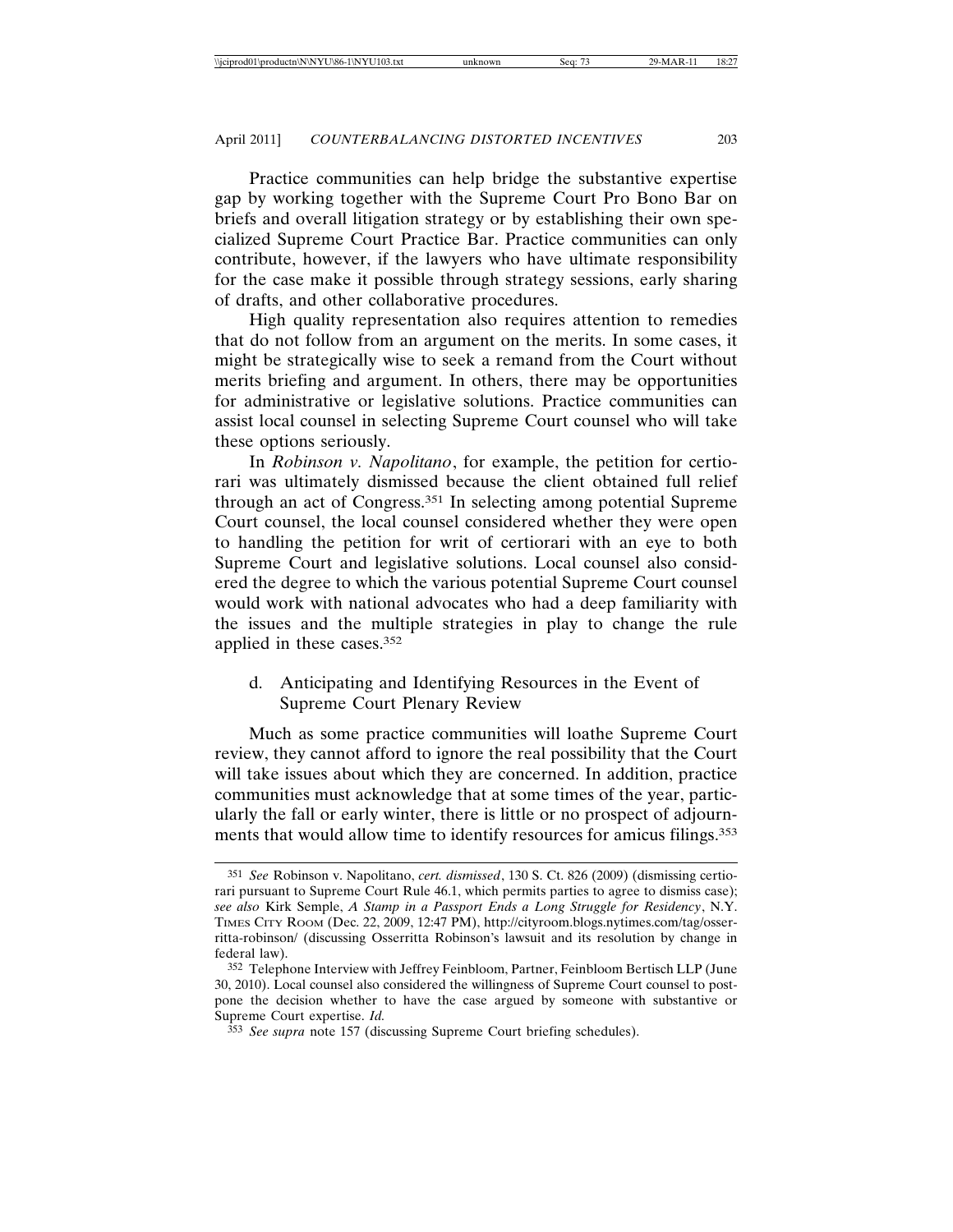Practice communities can help bridge the substantive expertise gap by working together with the Supreme Court Pro Bono Bar on briefs and overall litigation strategy or by establishing their own specialized Supreme Court Practice Bar. Practice communities can only contribute, however, if the lawyers who have ultimate responsibility for the case make it possible through strategy sessions, early sharing of drafts, and other collaborative procedures.

High quality representation also requires attention to remedies that do not follow from an argument on the merits. In some cases, it might be strategically wise to seek a remand from the Court without merits briefing and argument. In others, there may be opportunities for administrative or legislative solutions. Practice communities can assist local counsel in selecting Supreme Court counsel who will take these options seriously.

In *Robinson v. Napolitano*, for example, the petition for certiorari was ultimately dismissed because the client obtained full relief through an act of Congress.[351] In selecting among potential Supreme Court counsel, the local counsel considered whether they were open to handling the petition for writ of certiorari with an eye to both Supreme Court and legislative solutions. Local counsel also considered the degree to which the various potential Supreme Court counsel would work with national advocates who had a deep familiarity with the issues and the multiple strategies in play to change the rule applied in these cases.[352]

d. Anticipating and Identifying Resources in the Event of Supreme Court Plenary Review

Much as some practice communities will loathe Supreme Court review, they cannot afford to ignore the real possibility that the Court will take issues about which they are concerned. In addition, practice communities must acknowledge that at some times of the year, particularly the fall or early winter, there is little or no prospect of adjournments that would allow time to identify resources for amicus filings.[353]

---

[351] *See* Robinson v. Napolitano, *cert. dismissed*, 130 S. Ct. 826 (2009) (dismissing certiorari pursuant to Supreme Court Rule 46.1, which permits parties to agree to dismiss case); *see also* Kirk Semple, *A Stamp in a Passport Ends a Long Struggle for Residency*, N.Y. TIMES CITY ROOM (Dec. 22, 2009, 12:47 PM), http://cityroom.blogs.nytimes.com/tag/osserritta-robinson/ (discussing Osserritta Robinson's lawsuit and its resolution by change in federal law).

[352] Telephone Interview with Jeffrey Feinbloom, Partner, Feinbloom Bertisch LLP (June 30, 2010). Local counsel also considered the willingness of Supreme Court counsel to postpone the decision whether to have the case argued by someone with substantive or Supreme Court expertise. *Id.*

[353] *See supra* note 157 (discussing Supreme Court briefing schedules).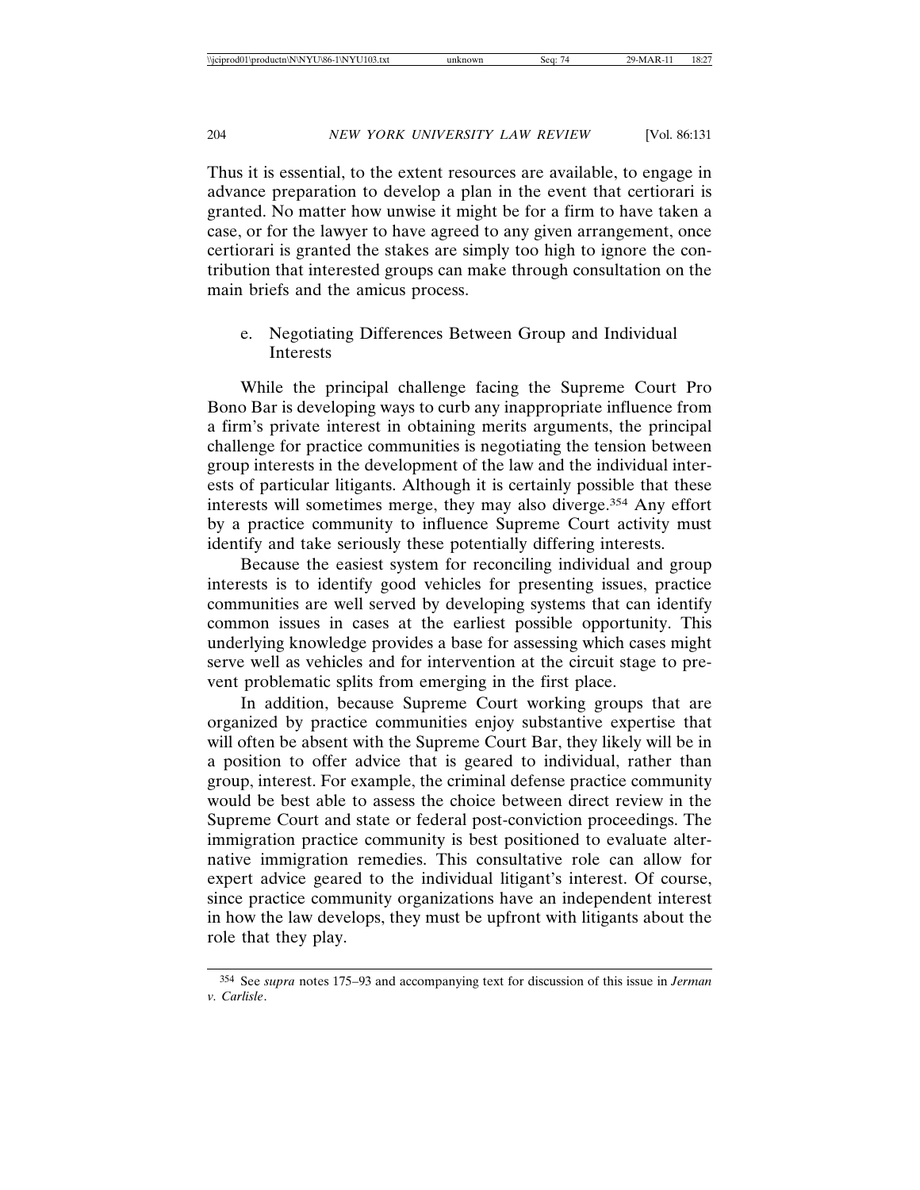Thus it is essential, to the extent resources are available, to engage in advance preparation to develop a plan in the event that certiorari is granted. No matter how unwise it might be for a firm to have taken a case, or for the lawyer to have agreed to any given arrangement, once certiorari is granted the stakes are simply too high to ignore the contribution that interested groups can make through consultation on the main briefs and the amicus process.

#### e. Negotiating Differences Between Group and Individual Interests

While the principal challenge facing the Supreme Court Pro Bono Bar is developing ways to curb any inappropriate influence from a firm's private interest in obtaining merits arguments, the principal challenge for practice communities is negotiating the tension between group interests in the development of the law and the individual interests of particular litigants. Although it is certainly possible that these interests will sometimes merge, they may also diverge.[354] Any effort by a practice community to influence Supreme Court activity must identify and take seriously these potentially differing interests.

Because the easiest system for reconciling individual and group interests is to identify good vehicles for presenting issues, practice communities are well served by developing systems that can identify common issues in cases at the earliest possible opportunity. This underlying knowledge provides a base for assessing which cases might serve well as vehicles and for intervention at the circuit stage to prevent problematic splits from emerging in the first place.

In addition, because Supreme Court working groups that are organized by practice communities enjoy substantive expertise that will often be absent with the Supreme Court Bar, they likely will be in a position to offer advice that is geared to individual, rather than group, interest. For example, the criminal defense practice community would be best able to assess the choice between direct review in the Supreme Court and state or federal post-conviction proceedings. The immigration practice community is best positioned to evaluate alternative immigration remedies. This consultative role can allow for expert advice geared to the individual litigant's interest. Of course, since practice community organizations have an independent interest in how the law develops, they must be upfront with litigants about the role that they play.

---

[354] See *supra* notes 175–93 and accompanying text for discussion of this issue in *Jerman v. Carlisle*.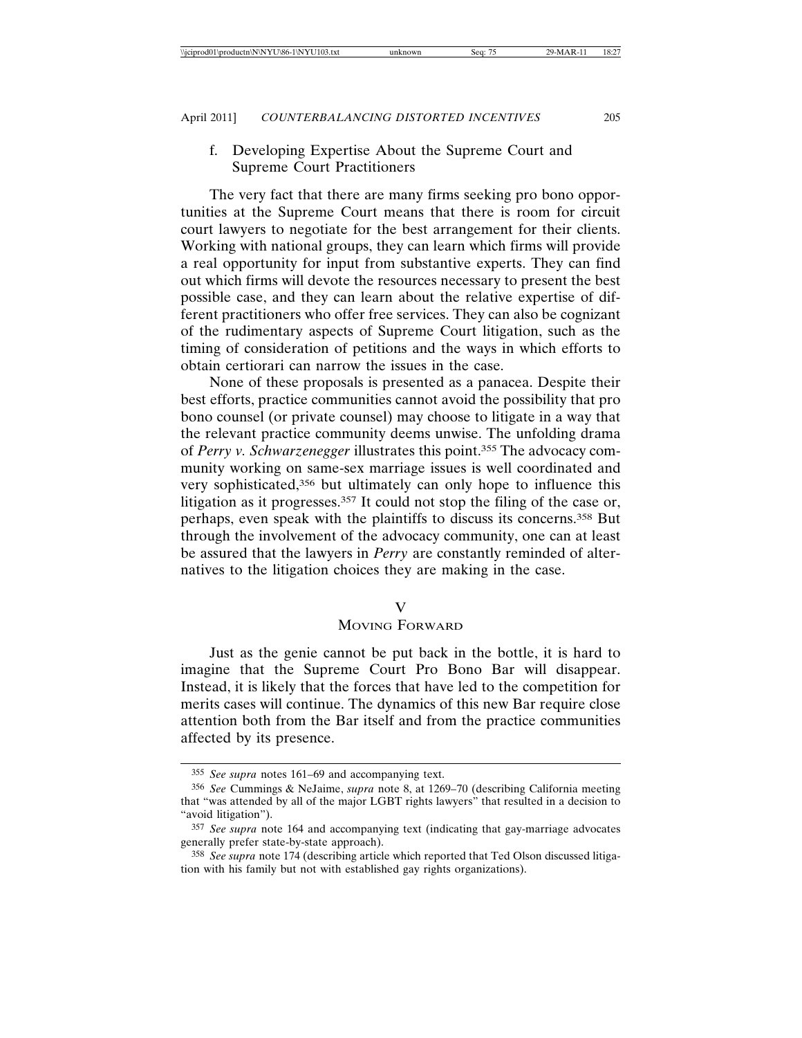#### f. Developing Expertise About the Supreme Court and Supreme Court Practitioners

The very fact that there are many firms seeking pro bono opportunities at the Supreme Court means that there is room for circuit court lawyers to negotiate for the best arrangement for their clients. Working with national groups, they can learn which firms will provide a real opportunity for input from substantive experts. They can find out which firms will devote the resources necessary to present the best possible case, and they can learn about the relative expertise of different practitioners who offer free services. They can also be cognizant of the rudimentary aspects of Supreme Court litigation, such as the timing of consideration of petitions and the ways in which efforts to obtain certiorari can narrow the issues in the case.

None of these proposals is presented as a panacea. Despite their best efforts, practice communities cannot avoid the possibility that pro bono counsel (or private counsel) may choose to litigate in a way that the relevant practice community deems unwise. The unfolding drama of *Perry v. Schwarzenegger* illustrates this point.[355] The advocacy community working on same-sex marriage issues is well coordinated and very sophisticated,[356] but ultimately can only hope to influence this litigation as it progresses.[357] It could not stop the filing of the case or, perhaps, even speak with the plaintiffs to discuss its concerns.[358] But through the involvement of the advocacy community, one can at least be assured that the lawyers in *Perry* are constantly reminded of alternatives to the litigation choices they are making in the case.

## V
## Moving Forward

Just as the genie cannot be put back in the bottle, it is hard to imagine that the Supreme Court Pro Bono Bar will disappear. Instead, it is likely that the forces that have led to the competition for merits cases will continue. The dynamics of this new Bar require close attention both from the Bar itself and from the practice communities affected by its presence.

---

[355] *See supra* notes 161–69 and accompanying text.

[356] *See* Cummings & NeJaime, *supra* note 8, at 1269–70 (describing California meeting that "was attended by all of the major LGBT rights lawyers" that resulted in a decision to "avoid litigation").

[357] *See supra* note 164 and accompanying text (indicating that gay-marriage advocates generally prefer state-by-state approach).

[358] *See supra* note 174 (describing article which reported that Ted Olson discussed litigation with his family but not with established gay rights organizations).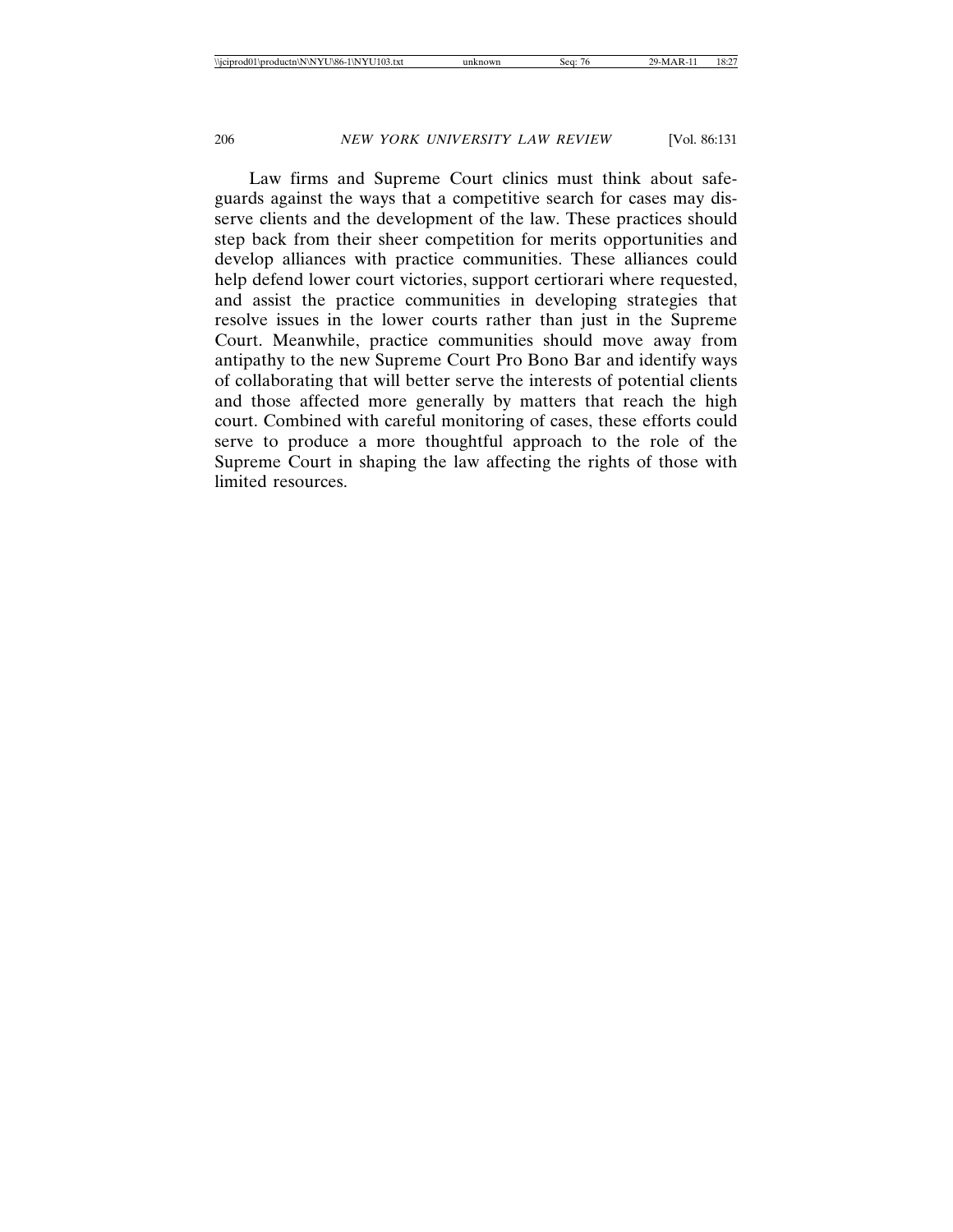Law firms and Supreme Court clinics must think about safeguards against the ways that a competitive search for cases may disserve clients and the development of the law. These practices should step back from their sheer competition for merits opportunities and develop alliances with practice communities. These alliances could help defend lower court victories, support certiorari where requested, and assist the practice communities in developing strategies that resolve issues in the lower courts rather than just in the Supreme Court. Meanwhile, practice communities should move away from antipathy to the new Supreme Court Pro Bono Bar and identify ways of collaborating that will better serve the interests of potential clients and those affected more generally by matters that reach the high court. Combined with careful monitoring of cases, these efforts could serve to produce a more thoughtful approach to the role of the Supreme Court in shaping the law affecting the rights of those with limited resources.